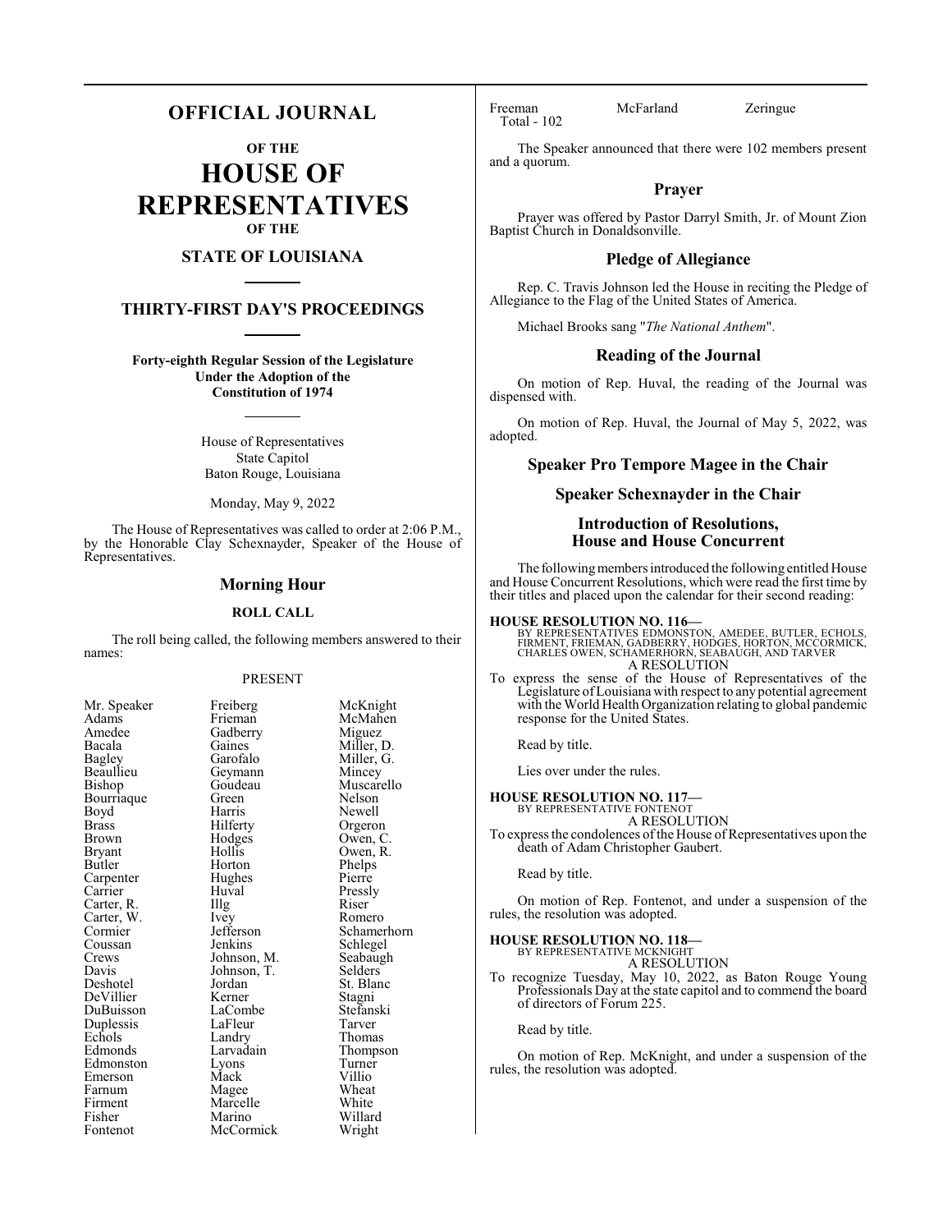# OFFICIAL JOURNAL

## OF THE

# HOUSE OF REPRESENTATIVES

## OF THE

## STATE OF LOUISIANA

## THIRTY-FIRST DAY'S PROCEEDINGS

**Forty-eighth Regular Session of the Legislature Under the Adoption of the Constitution of 1974**

House of Representatives
State Capitol
Baton Rouge, Louisiana

Monday, May 9, 2022

The House of Representatives was called to order at 2:06 P.M., by the Honorable Clay Schexnayder, Speaker of the House of Representatives.

## Morning Hour

### ROLL CALL

The roll being called, the following members answered to their names:

PRESENT

| | | |
|---|---|---|
| Mr. Speaker | Freiberg | McKnight |
| Adams | Frieman | McMahen |
| Amedee | Gadberry | Miguez |
| Bacala | Gaines | Miller, D. |
| Bagley | Garofalo | Miller, G. |
| Beaullieu | Geymann | Mincey |
| Bishop | Goudeau | Muscarello |
| Bourriaque | Green | Nelson |
| Boyd | Harris | Newell |
| Brass | Hilferty | Orgeron |
| Brown | Hodges | Owen, C. |
| Bryant | Hollis | Owen, R. |
| Butler | Horton | Phelps |
| Carpenter | Hughes | Pierre |
| Carrier | Huval | Pressly |
| Carter, R. | Illg | Riser |
| Carter, W. | Ivey | Romero |
| Cormier | Jefferson | Schamerhorn |
| Coussan | Jenkins | Schlegel |
| Crews | Johnson, M. | Seabaugh |
| Davis | Johnson, T. | Selders |
| Deshotel | Jordan | St. Blanc |
| DeVillier | Kerner | Stagni |
| DuBuisson | LaCombe | Stefanski |
| Duplessis | LaFleur | Tarver |
| Echols | Landry | Thomas |
| Edmonds | Larvadain | Thompson |
| Edmonston | Lyons | Turner |
| Emerson | Mack | Villio |
| Farnum | Magee | Wheat |
| Firment | Marcelle | White |
| Fisher | Marino | Willard |
| Fontenot | McCormick | Wright |
| Freeman | McFarland | Zeringue |

Total - 102

The Speaker announced that there were 102 members present and a quorum.

## Prayer

Prayer was offered by Pastor Darryl Smith, Jr. of Mount Zion Baptist Church in Donaldsonville.

## Pledge of Allegiance

Rep. C. Travis Johnson led the House in reciting the Pledge of Allegiance to the Flag of the United States of America.

Michael Brooks sang "*The National Anthem*".

## Reading of the Journal

On motion of Rep. Huval, the reading of the Journal was dispensed with.

On motion of Rep. Huval, the Journal of May 5, 2022, was adopted.

## Speaker Pro Tempore Magee in the Chair

## Speaker Schexnayder in the Chair

## Introduction of Resolutions, House and House Concurrent

The following members introduced the following entitled House and House Concurrent Resolutions, which were read the first time by their titles and placed upon the calendar for their second reading:

**HOUSE RESOLUTION NO. 116—**
BY REPRESENTATIVES EDMONSTON, AMEDEE, BUTLER, ECHOLS, FIRMENT, FRIEMAN, GADBERRY, HODGES, HORTON, MCCORMICK, CHARLES OWEN, SCHAMERHORN, SEABAUGH, AND TARVER
A RESOLUTION

To express the sense of the House of Representatives of the Legislature of Louisiana with respect to any potential agreement with the World Health Organization relating to global pandemic response for the United States.

Read by title.

Lies over under the rules.

**HOUSE RESOLUTION NO. 117—**
BY REPRESENTATIVE FONTENOT
A RESOLUTION

To express the condolences of the House of Representatives upon the death of Adam Christopher Gaubert.

Read by title.

On motion of Rep. Fontenot, and under a suspension of the rules, the resolution was adopted.

**HOUSE RESOLUTION NO. 118—**
BY REPRESENTATIVE MCKNIGHT
A RESOLUTION

To recognize Tuesday, May 10, 2022, as Baton Rouge Young Professionals Day at the state capitol and to commend the board of directors of Forum 225.

Read by title.

On motion of Rep. McKnight, and under a suspension of the rules, the resolution was adopted.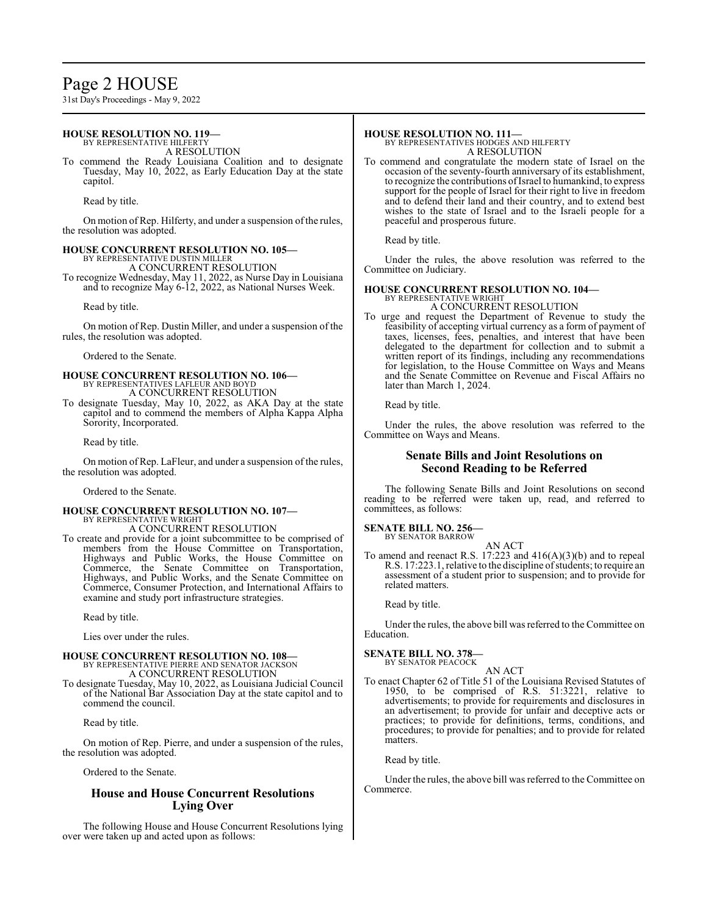**HOUSE RESOLUTION NO. 119—**
BY REPRESENTATIVE HILFERTY
A RESOLUTION

To commend the Ready Louisiana Coalition and to designate Tuesday, May 10, 2022, as Early Education Day at the state capitol.

Read by title.

On motion of Rep. Hilferty, and under a suspension of the rules, the resolution was adopted.

**HOUSE CONCURRENT RESOLUTION NO. 105—**
BY REPRESENTATIVE DUSTIN MILLER
A CONCURRENT RESOLUTION

To recognize Wednesday, May 11, 2022, as Nurse Day in Louisiana and to recognize May 6-12, 2022, as National Nurses Week.

Read by title.

On motion of Rep. Dustin Miller, and under a suspension of the rules, the resolution was adopted.

Ordered to the Senate.

**HOUSE CONCURRENT RESOLUTION NO. 106—**
BY REPRESENTATIVES LAFLEUR AND BOYD
A CONCURRENT RESOLUTION

To designate Tuesday, May 10, 2022, as AKA Day at the state capitol and to commend the members of Alpha Kappa Alpha Sorority, Incorporated.

Read by title.

On motion of Rep. LaFleur, and under a suspension of the rules, the resolution was adopted.

Ordered to the Senate.

**HOUSE CONCURRENT RESOLUTION NO. 107—**
BY REPRESENTATIVE WRIGHT
A CONCURRENT RESOLUTION

To create and provide for a joint subcommittee to be comprised of members from the House Committee on Transportation, Highways and Public Works, the House Committee on Commerce, the Senate Committee on Transportation, Highways, and Public Works, and the Senate Committee on Commerce, Consumer Protection, and International Affairs to examine and study port infrastructure strategies.

Read by title.

Lies over under the rules.

**HOUSE CONCURRENT RESOLUTION NO. 108—**
BY REPRESENTATIVE PIERRE AND SENATOR JACKSON
A CONCURRENT RESOLUTION

To designate Tuesday, May 10, 2022, as Louisiana Judicial Council of the National Bar Association Day at the state capitol and to commend the council.

Read by title.

On motion of Rep. Pierre, and under a suspension of the rules, the resolution was adopted.

Ordered to the Senate.

## House and House Concurrent Resolutions Lying Over

The following House and House Concurrent Resolutions lying over were taken up and acted upon as follows:

**HOUSE RESOLUTION NO. 111—**
BY REPRESENTATIVES HODGES AND HILFERTY
A RESOLUTION

To commend and congratulate the modern state of Israel on the occasion of the seventy-fourth anniversary of its establishment, to recognize the contributions of Israel to humankind, to express support for the people of Israel for their right to live in freedom and to defend their land and their country, and to extend best wishes to the state of Israel and to the Israeli people for a peaceful and prosperous future.

Read by title.

Under the rules, the above resolution was referred to the Committee on Judiciary.

**HOUSE CONCURRENT RESOLUTION NO. 104—**
BY REPRESENTATIVE WRIGHT
A CONCURRENT RESOLUTION

To urge and request the Department of Revenue to study the feasibility of accepting virtual currency as a form of payment of taxes, licenses, fees, penalties, and interest that have been delegated to the department for collection and to submit a written report of its findings, including any recommendations for legislation, to the House Committee on Ways and Means and the Senate Committee on Revenue and Fiscal Affairs no later than March 1, 2024.

Read by title.

Under the rules, the above resolution was referred to the Committee on Ways and Means.

## Senate Bills and Joint Resolutions on Second Reading to be Referred

The following Senate Bills and Joint Resolutions on second reading to be referred were taken up, read, and referred to committees, as follows:

**SENATE BILL NO. 256—**
BY SENATOR BARROW
AN ACT

To amend and reenact R.S. 17:223 and 416(A)(3)(b) and to repeal R.S. 17:223.1, relative to the discipline of students; to require an assessment of a student prior to suspension; and to provide for related matters.

Read by title.

Under the rules, the above bill was referred to the Committee on Education.

**SENATE BILL NO. 378—**
BY SENATOR PEACOCK
AN ACT

To enact Chapter 62 of Title 51 of the Louisiana Revised Statutes of 1950, to be comprised of R.S. 51:3221, relative to advertisements; to provide for requirements and disclosures in an advertisement; to provide for unfair and deceptive acts or practices; to provide for definitions, terms, conditions, and procedures; to provide for penalties; and to provide for related matters.

Read by title.

Under the rules, the above bill was referred to the Committee on Commerce.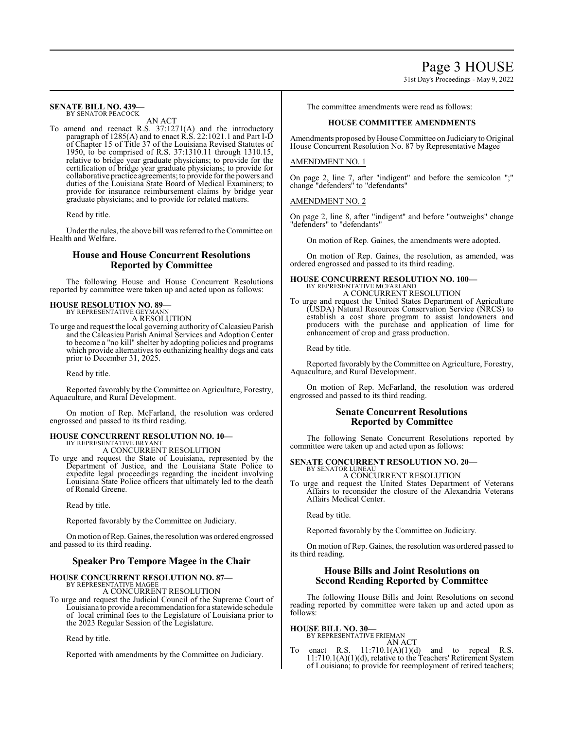**SENATE BILL NO. 439—**
BY SENATOR PEACOCK

AN ACT

To amend and reenact R.S. 37:1271(A) and the introductory paragraph of 1285(A) and to enact R.S. 22:1021.1 and Part I-D of Chapter 15 of Title 37 of the Louisiana Revised Statutes of 1950, to be comprised of R.S. 37:1310.11 through 1310.15, relative to bridge year graduate physicians; to provide for the certification of bridge year graduate physicians; to provide for collaborative practice agreements; to provide for the powers and duties of the Louisiana State Board of Medical Examiners; to provide for insurance reimbursement claims by bridge year graduate physicians; and to provide for related matters.

Read by title.

Under the rules, the above bill was referred to the Committee on Health and Welfare.

## House and House Concurrent Resolutions Reported by Committee

The following House and House Concurrent Resolutions reported by committee were taken up and acted upon as follows:

**HOUSE RESOLUTION NO. 89—**
BY REPRESENTATIVE GEYMANN

A RESOLUTION

To urge and request the local governing authority of Calcasieu Parish and the Calcasieu Parish Animal Services and Adoption Center to become a "no kill" shelter by adopting policies and programs which provide alternatives to euthanizing healthy dogs and cats prior to December 31, 2025.

Read by title.

Reported favorably by the Committee on Agriculture, Forestry, Aquaculture, and Rural Development.

On motion of Rep. McFarland, the resolution was ordered engrossed and passed to its third reading.

**HOUSE CONCURRENT RESOLUTION NO. 10—**
BY REPRESENTATIVE BRYANT

A CONCURRENT RESOLUTION

To urge and request the State of Louisiana, represented by the Department of Justice, and the Louisiana State Police to expedite legal proceedings regarding the incident involving Louisiana State Police officers that ultimately led to the death of Ronald Greene.

Read by title.

Reported favorably by the Committee on Judiciary.

On motion of Rep. Gaines, the resolution was ordered engrossed and passed to its third reading.

## Speaker Pro Tempore Magee in the Chair

**HOUSE CONCURRENT RESOLUTION NO. 87—**
BY REPRESENTATIVE MAGEE

A CONCURRENT RESOLUTION

To urge and request the Judicial Council of the Supreme Court of Louisiana to provide a recommendation for a statewide schedule of local criminal fees to the Legislature of Louisiana prior to the 2023 Regular Session of the Legislature.

Read by title.

Reported with amendments by the Committee on Judiciary.

The committee amendments were read as follows:

### HOUSE COMMITTEE AMENDMENTS

Amendments proposed by House Committee on Judiciary to Original House Concurrent Resolution No. 87 by Representative Magee

AMENDMENT NO. 1

On page 2, line 7, after "indigent" and before the semicolon ";" change "defenders" to "defendants"

AMENDMENT NO. 2

On page 2, line 8, after "indigent" and before "outweighs" change "defenders" to "defendants"

On motion of Rep. Gaines, the amendments were adopted.

On motion of Rep. Gaines, the resolution, as amended, was ordered engrossed and passed to its third reading.

**HOUSE CONCURRENT RESOLUTION NO. 100—**
BY REPRESENTATIVE MCFARLAND

A CONCURRENT RESOLUTION

To urge and request the United States Department of Agriculture (USDA) Natural Resources Conservation Service (NRCS) to establish a cost share program to assist landowners and producers with the purchase and application of lime for enhancement of crop and grass production.

Read by title.

Reported favorably by the Committee on Agriculture, Forestry, Aquaculture, and Rural Development.

On motion of Rep. McFarland, the resolution was ordered engrossed and passed to its third reading.

## Senate Concurrent Resolutions Reported by Committee

The following Senate Concurrent Resolutions reported by committee were taken up and acted upon as follows:

**SENATE CONCURRENT RESOLUTION NO. 20—**
BY SENATOR LUNEAU

A CONCURRENT RESOLUTION

To urge and request the United States Department of Veterans Affairs to reconsider the closure of the Alexandria Veterans Affairs Medical Center.

Read by title.

Reported favorably by the Committee on Judiciary.

On motion of Rep. Gaines, the resolution was ordered passed to its third reading.

## House Bills and Joint Resolutions on Second Reading Reported by Committee

The following House Bills and Joint Resolutions on second reading reported by committee were taken up and acted upon as follows:

**HOUSE BILL NO. 30—**
BY REPRESENTATIVE FRIEMAN

AN ACT

To enact R.S. 11:710.1(A)(1)(d) and to repeal R.S. 11:710.1(A)(1)(d), relative to the Teachers' Retirement System of Louisiana; to provide for reemployment of retired teachers;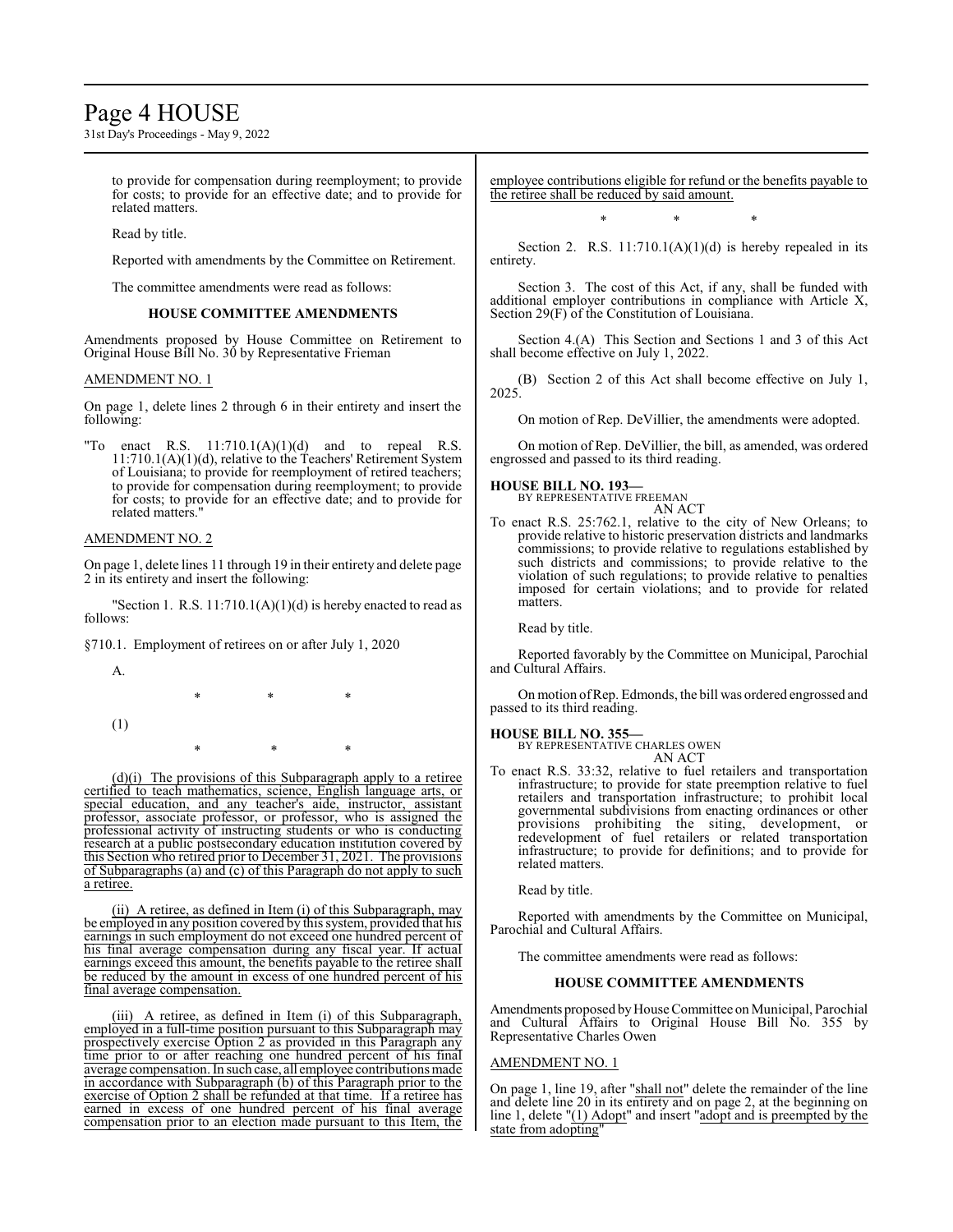to provide for compensation during reemployment; to provide for costs; to provide for an effective date; and to provide for related matters.

Read by title.

Reported with amendments by the Committee on Retirement.

The committee amendments were read as follows:

**HOUSE COMMITTEE AMENDMENTS**

Amendments proposed by House Committee on Retirement to Original House Bill No. 30 by Representative Frieman

AMENDMENT NO. 1

On page 1, delete lines 2 through 6 in their entirety and insert the following:

"To enact R.S. 11:710.1(A)(1)(d) and to repeal R.S. 11:710.1(A)(1)(d), relative to the Teachers' Retirement System of Louisiana; to provide for reemployment of retired teachers; to provide for compensation during reemployment; to provide for costs; to provide for an effective date; and to provide for related matters."

AMENDMENT NO. 2

On page 1, delete lines 11 through 19 in their entirety and delete page 2 in its entirety and insert the following:

"Section 1. R.S. 11:710.1(A)(1)(d) is hereby enacted to read as follows:

§710.1. Employment of retirees on or after July 1, 2020

A.

\* \* \*

(1)

\* \* \*

(d)(i) The provisions of this Subparagraph apply to a retiree certified to teach mathematics, science, English language arts, or special education, and any teacher's aide, instructor, assistant professor, associate professor, or professor, who is assigned the professional activity of instructing students or who is conducting research at a public postsecondary education institution covered by this Section who retired prior to December 31, 2021. The provisions of Subparagraphs (a) and (c) of this Paragraph do not apply to such a retiree.

(ii) A retiree, as defined in Item (i) of this Subparagraph, may be employed in any position covered by this system, provided that his earnings in such employment do not exceed one hundred percent of his final average compensation during any fiscal year. If actual earnings exceed this amount, the benefits payable to the retiree shall be reduced by the amount in excess of one hundred percent of his final average compensation.

(iii) A retiree, as defined in Item (i) of this Subparagraph, employed in a full-time position pursuant to this Subparagraph may prospectively exercise Option 2 as provided in this Paragraph any time prior to or after reaching one hundred percent of his final average compensation. In such case, all employee contributions made in accordance with Subparagraph (b) of this Paragraph prior to the exercise of Option 2 shall be refunded at that time. If a retiree has earned in excess of one hundred percent of his final average compensation prior to an election made pursuant to this Item, the employee contributions eligible for refund or the benefits payable to the retiree shall be reduced by said amount.

\* \* \*

Section 2. R.S. 11:710.1(A)(1)(d) is hereby repealed in its entirety.

Section 3. The cost of this Act, if any, shall be funded with additional employer contributions in compliance with Article X, Section 29(F) of the Constitution of Louisiana.

Section 4.(A) This Section and Sections 1 and 3 of this Act shall become effective on July 1, 2022.

(B) Section 2 of this Act shall become effective on July 1, 2025.

On motion of Rep. DeVillier, the amendments were adopted.

On motion of Rep. DeVillier, the bill, as amended, was ordered engrossed and passed to its third reading.

**HOUSE BILL NO. 193—**
BY REPRESENTATIVE FREEMAN
AN ACT

To enact R.S. 25:762.1, relative to the city of New Orleans; to provide relative to historic preservation districts and landmarks commissions; to provide relative to regulations established by such districts and commissions; to provide relative to the violation of such regulations; to provide relative to penalties imposed for certain violations; and to provide for related matters.

Read by title.

Reported favorably by the Committee on Municipal, Parochial and Cultural Affairs.

On motion of Rep. Edmonds, the bill was ordered engrossed and passed to its third reading.

**HOUSE BILL NO. 355—**
BY REPRESENTATIVE CHARLES OWEN
AN ACT

To enact R.S. 33:32, relative to fuel retailers and transportation infrastructure; to provide for state preemption relative to fuel retailers and transportation infrastructure; to prohibit local governmental subdivisions from enacting ordinances or other provisions prohibiting the siting, development, or redevelopment of fuel retailers or related transportation infrastructure; to provide for definitions; and to provide for related matters.

Read by title.

Reported with amendments by the Committee on Municipal, Parochial and Cultural Affairs.

The committee amendments were read as follows:

**HOUSE COMMITTEE AMENDMENTS**

Amendments proposed by House Committee on Municipal, Parochial and Cultural Affairs to Original House Bill No. 355 by Representative Charles Owen

AMENDMENT NO. 1

On page 1, line 19, after "shall not" delete the remainder of the line and delete line 20 in its entirety and on page 2, at the beginning on line 1, delete "(1) Adopt" and insert "adopt and is preempted by the state from adopting"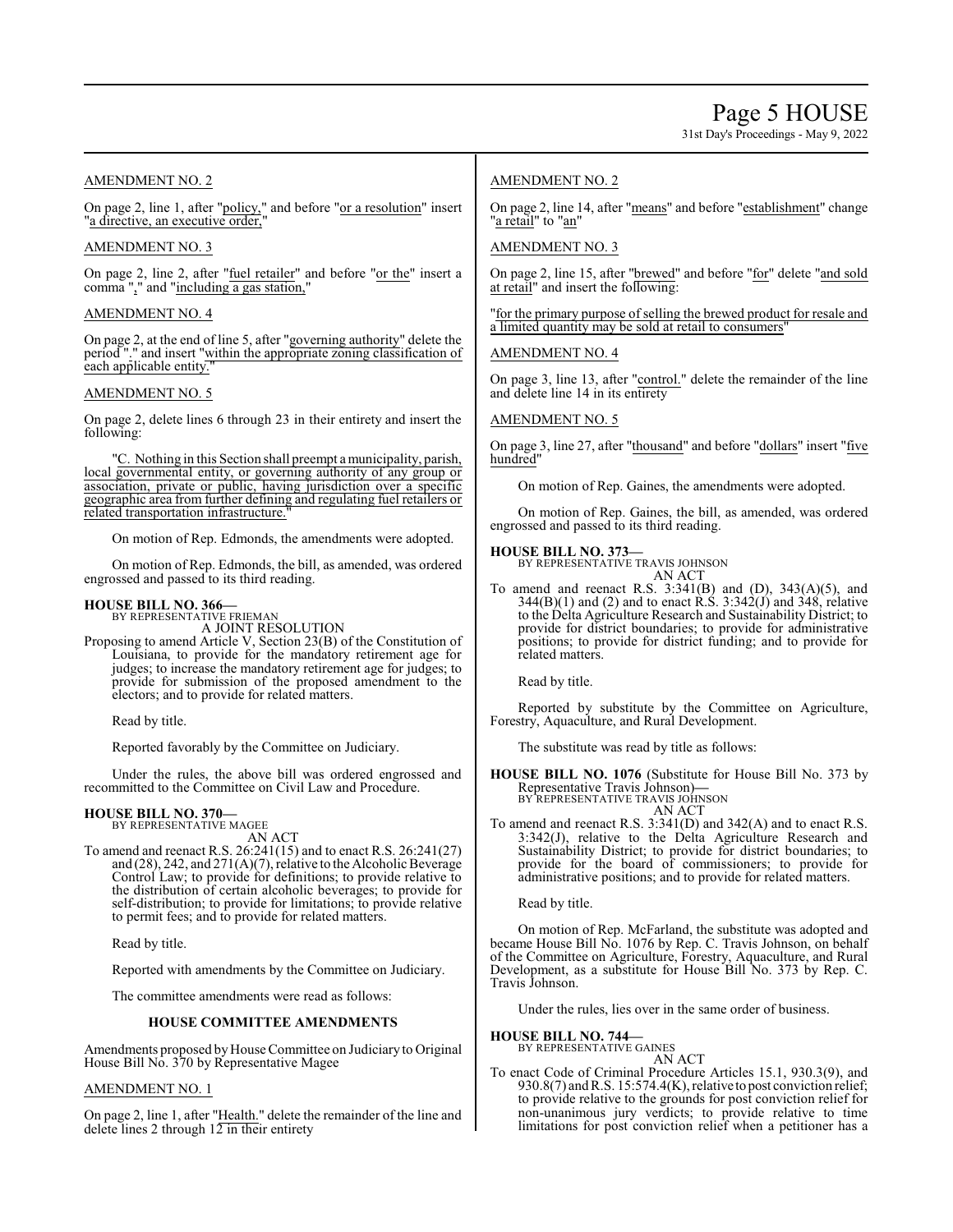AMENDMENT NO. 2

On page 2, line 1, after "policy," and before "or a resolution" insert "a directive, an executive order,"

AMENDMENT NO. 3

On page 2, line 2, after "fuel retailer" and before "or the" insert a comma "," and "including a gas station,"

AMENDMENT NO. 4

On page 2, at the end of line 5, after "governing authority" delete the period "." and insert "within the appropriate zoning classification of each applicable entity."

AMENDMENT NO. 5

On page 2, delete lines 6 through 23 in their entirety and insert the following:

"C. Nothing in this Section shall preempt a municipality, parish, local governmental entity, or governing authority of any group or association, private or public, having jurisdiction over a specific geographic area from further defining and regulating fuel retailers or related transportation infrastructure."

On motion of Rep. Edmonds, the amendments were adopted.

On motion of Rep. Edmonds, the bill, as amended, was ordered engrossed and passed to its third reading.

**HOUSE BILL NO. 366—**
BY REPRESENTATIVE FRIEMAN
A JOINT RESOLUTION

Proposing to amend Article V, Section 23(B) of the Constitution of Louisiana, to provide for the mandatory retirement age for judges; to increase the mandatory retirement age for judges; to provide for submission of the proposed amendment to the electors; and to provide for related matters.

Read by title.

Reported favorably by the Committee on Judiciary.

Under the rules, the above bill was ordered engrossed and recommitted to the Committee on Civil Law and Procedure.

**HOUSE BILL NO. 370—**
BY REPRESENTATIVE MAGEE
AN ACT

To amend and reenact R.S. 26:241(15) and to enact R.S. 26:241(27) and (28), 242, and 271(A)(7), relative to the Alcoholic Beverage Control Law; to provide for definitions; to provide relative to the distribution of certain alcoholic beverages; to provide for self-distribution; to provide for limitations; to provide relative to permit fees; and to provide for related matters.

Read by title.

Reported with amendments by the Committee on Judiciary.

The committee amendments were read as follows:

**HOUSE COMMITTEE AMENDMENTS**

Amendments proposed by House Committee on Judiciary to Original House Bill No. 370 by Representative Magee

AMENDMENT NO. 1

On page 2, line 1, after "Health." delete the remainder of the line and delete lines 2 through 12 in their entirety

AMENDMENT NO. 2

On page 2, line 14, after "means" and before "establishment" change "a retail" to "an"

AMENDMENT NO. 3

On page 2, line 15, after "brewed" and before "for" delete "and sold at retail" and insert the following:

"for the primary purpose of selling the brewed product for resale and a limited quantity may be sold at retail to consumers"

AMENDMENT NO. 4

On page 3, line 13, after "control." delete the remainder of the line and delete line 14 in its entirety

AMENDMENT NO. 5

On page 3, line 27, after "thousand" and before "dollars" insert "five hundred"

On motion of Rep. Gaines, the amendments were adopted.

On motion of Rep. Gaines, the bill, as amended, was ordered engrossed and passed to its third reading.

**HOUSE BILL NO. 373—**
BY REPRESENTATIVE TRAVIS JOHNSON
AN ACT

To amend and reenact R.S. 3:341(B) and (D), 343(A)(5), and 344(B)(1) and (2) and to enact R.S. 3:342(J) and 348, relative to the Delta Agriculture Research and Sustainability District; to provide for district boundaries; to provide for administrative positions; to provide for district funding; and to provide for related matters.

Read by title.

Reported by substitute by the Committee on Agriculture, Forestry, Aquaculture, and Rural Development.

The substitute was read by title as follows:

**HOUSE BILL NO. 1076** (Substitute for House Bill No. 373 by Representative Travis Johnson)**—**
BY REPRESENTATIVE TRAVIS JOHNSON
AN ACT

To amend and reenact R.S. 3:341(D) and 342(A) and to enact R.S. 3:342(J), relative to the Delta Agriculture Research and Sustainability District; to provide for district boundaries; to provide for the board of commissioners; to provide for administrative positions; and to provide for related matters.

Read by title.

On motion of Rep. McFarland, the substitute was adopted and became House Bill No. 1076 by Rep. C. Travis Johnson, on behalf of the Committee on Agriculture, Forestry, Aquaculture, and Rural Development, as a substitute for House Bill No. 373 by Rep. C. Travis Johnson.

Under the rules, lies over in the same order of business.

**HOUSE BILL NO. 744—**
BY REPRESENTATIVE GAINES
AN ACT

To enact Code of Criminal Procedure Articles 15.1, 930.3(9), and 930.8(7) and R.S. 15:574.4(K), relative to post conviction relief; to provide relative to the grounds for post conviction relief for non-unanimous jury verdicts; to provide relative to time limitations for post conviction relief when a petitioner has a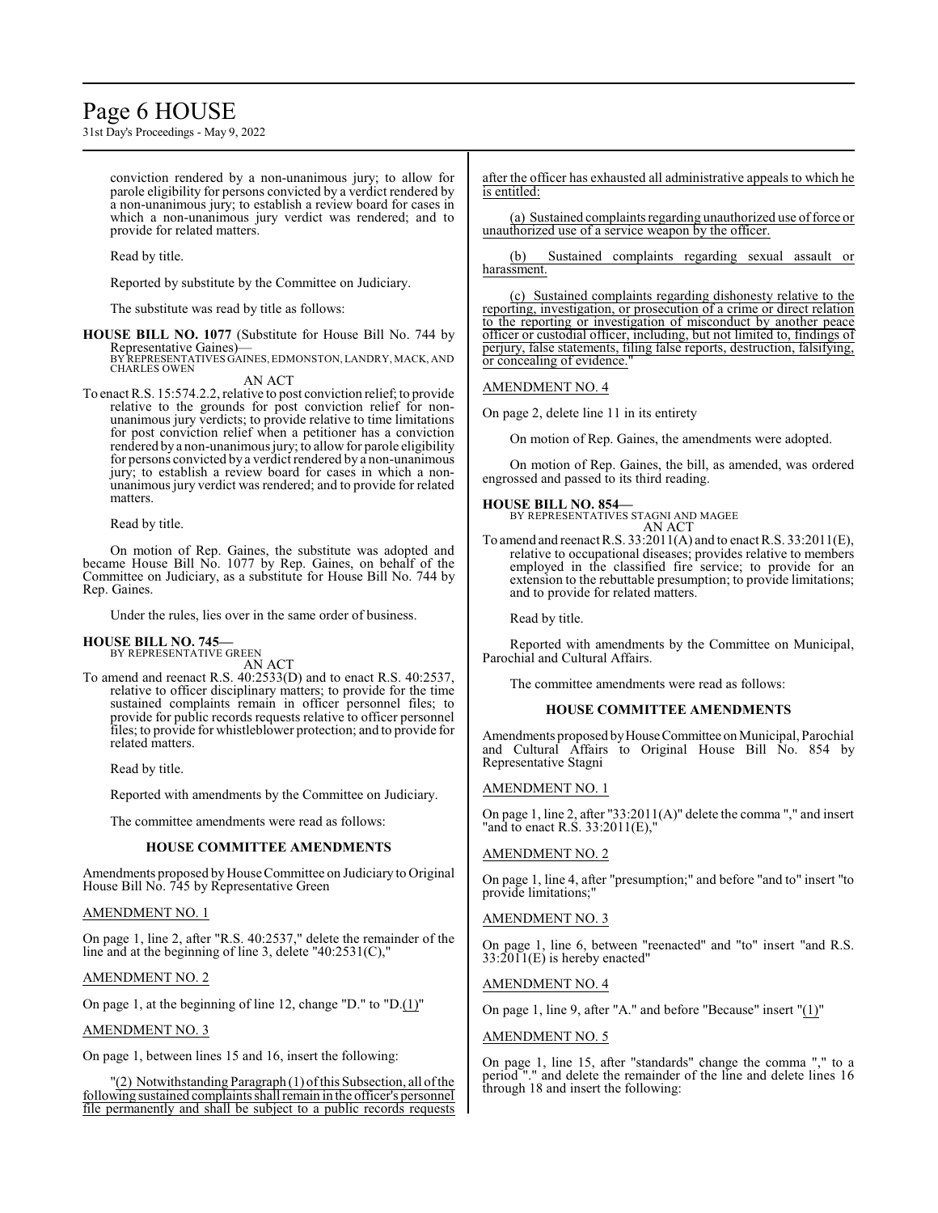conviction rendered by a non-unanimous jury; to allow for parole eligibility for persons convicted by a verdict rendered by a non-unanimous jury; to establish a review board for cases in which a non-unanimous jury verdict was rendered; and to provide for related matters.

Read by title.

Reported by substitute by the Committee on Judiciary.

The substitute was read by title as follows:

**HOUSE BILL NO. 1077** (Substitute for House Bill No. 744 by Representative Gaines)—
BY REPRESENTATIVES GAINES, EDMONSTON, LANDRY, MACK, AND CHARLES OWEN

AN ACT

To enact R.S. 15:574.2.2, relative to post conviction relief; to provide relative to the grounds for post conviction relief for non-unanimous jury verdicts; to provide relative to time limitations for post conviction relief when a petitioner has a conviction rendered by a non-unanimous jury; to allow for parole eligibility for persons convicted by a verdict rendered by a non-unanimous jury; to establish a review board for cases in which a non-unanimous jury verdict was rendered; and to provide for related matters.

Read by title.

On motion of Rep. Gaines, the substitute was adopted and became House Bill No. 1077 by Rep. Gaines, on behalf of the Committee on Judiciary, as a substitute for House Bill No. 744 by Rep. Gaines.

Under the rules, lies over in the same order of business.

**HOUSE BILL NO. 745—**
BY REPRESENTATIVE GREEN

AN ACT

To amend and reenact R.S. 40:2533(D) and to enact R.S. 40:2537, relative to officer disciplinary matters; to provide for the time sustained complaints remain in officer personnel files; to provide for public records requests relative to officer personnel files; to provide for whistleblower protection; and to provide for related matters.

Read by title.

Reported with amendments by the Committee on Judiciary.

The committee amendments were read as follows:

**HOUSE COMMITTEE AMENDMENTS**

Amendments proposed by House Committee on Judiciary to Original House Bill No. 745 by Representative Green

AMENDMENT NO. 1

On page 1, line 2, after "R.S. 40:2537," delete the remainder of the line and at the beginning of line 3, delete "40:2531(C),"

AMENDMENT NO. 2

On page 1, at the beginning of line 12, change "D." to "D.(1)"

AMENDMENT NO. 3

On page 1, between lines 15 and 16, insert the following:

"(2) Notwithstanding Paragraph (1) of this Subsection, all of the following sustained complaints shall remain in the officer's personnel file permanently and shall be subject to a public records requests after the officer has exhausted all administrative appeals to which he is entitled:

(a) Sustained complaints regarding unauthorized use of force or unauthorized use of a service weapon by the officer.

(b) Sustained complaints regarding sexual assault or harassment.

(c) Sustained complaints regarding dishonesty relative to the reporting, investigation, or prosecution of a crime or direct relation to the reporting or investigation of misconduct by another peace officer or custodial officer, including, but not limited to, findings of perjury, false statements, filing false reports, destruction, falsifying, or concealing of evidence."

AMENDMENT NO. 4

On page 2, delete line 11 in its entirety

On motion of Rep. Gaines, the amendments were adopted.

On motion of Rep. Gaines, the bill, as amended, was ordered engrossed and passed to its third reading.

**HOUSE BILL NO. 854—**
BY REPRESENTATIVES STAGNI AND MAGEE

AN ACT

To amend and reenact R.S. 33:2011(A) and to enact R.S. 33:2011(E), relative to occupational diseases; provides relative to members employed in the classified fire service; to provide for an extension to the rebuttable presumption; to provide limitations; and to provide for related matters.

Read by title.

Reported with amendments by the Committee on Municipal, Parochial and Cultural Affairs.

The committee amendments were read as follows:

**HOUSE COMMITTEE AMENDMENTS**

Amendments proposed by House Committee on Municipal, Parochial and Cultural Affairs to Original House Bill No. 854 by Representative Stagni

AMENDMENT NO. 1

On page 1, line 2, after "33:2011(A)" delete the comma "," and insert "and to enact R.S. 33:2011(E),"

AMENDMENT NO. 2

On page 1, line 4, after "presumption;" and before "and to" insert "to provide limitations;"

AMENDMENT NO. 3

On page 1, line 6, between "reenacted" and "to" insert "and R.S. 33:2011(E) is hereby enacted"

AMENDMENT NO. 4

On page 1, line 9, after "A." and before "Because" insert "(1)"

AMENDMENT NO. 5

On page 1, line 15, after "standards" change the comma "," to a period "." and delete the remainder of the line and delete lines 16 through 18 and insert the following: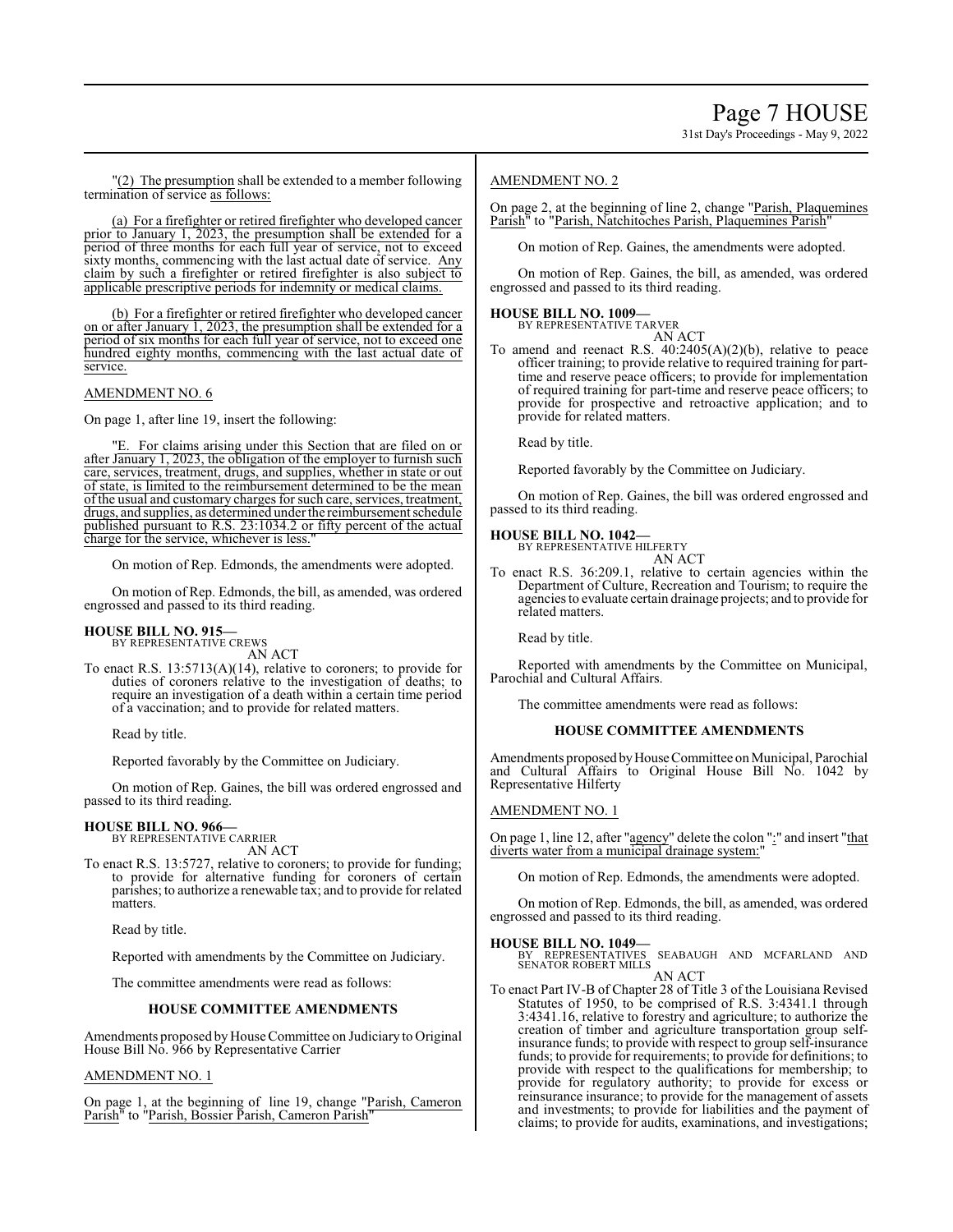"(2) The presumption shall be extended to a member following termination of service as follows:

(a) For a firefighter or retired firefighter who developed cancer prior to January 1, 2023, the presumption shall be extended for a period of three months for each full year of service, not to exceed sixty months, commencing with the last actual date of service. Any claim by such a firefighter or retired firefighter is also subject to applicable prescriptive periods for indemnity or medical claims.

(b) For a firefighter or retired firefighter who developed cancer on or after January 1, 2023, the presumption shall be extended for a period of six months for each full year of service, not to exceed one hundred eighty months, commencing with the last actual date of service.

AMENDMENT NO. 6

On page 1, after line 19, insert the following:

"E. For claims arising under this Section that are filed on or after January 1, 2023, the obligation of the employer to furnish such care, services, treatment, drugs, and supplies, whether in state or out of state, is limited to the reimbursement determined to be the mean of the usual and customary charges for such care, services, treatment, drugs, and supplies, as determined under the reimbursement schedule published pursuant to R.S. 23:1034.2 or fifty percent of the actual charge for the service, whichever is less."

On motion of Rep. Edmonds, the amendments were adopted.

On motion of Rep. Edmonds, the bill, as amended, was ordered engrossed and passed to its third reading.

**HOUSE BILL NO. 915—**
BY REPRESENTATIVE CREWS

AN ACT

To enact R.S. 13:5713(A)(14), relative to coroners; to provide for duties of coroners relative to the investigation of deaths; to require an investigation of a death within a certain time period of a vaccination; and to provide for related matters.

Read by title.

Reported favorably by the Committee on Judiciary.

On motion of Rep. Gaines, the bill was ordered engrossed and passed to its third reading.

**HOUSE BILL NO. 966—**
BY REPRESENTATIVE CARRIER

AN ACT

To enact R.S. 13:5727, relative to coroners; to provide for funding; to provide for alternative funding for coroners of certain parishes; to authorize a renewable tax; and to provide for related matters.

Read by title.

Reported with amendments by the Committee on Judiciary.

The committee amendments were read as follows:

**HOUSE COMMITTEE AMENDMENTS**

Amendments proposed by House Committee on Judiciary to Original House Bill No. 966 by Representative Carrier

AMENDMENT NO. 1

On page 1, at the beginning of line 19, change "Parish, Cameron Parish" to "Parish, Bossier Parish, Cameron Parish"

AMENDMENT NO. 2

On page 2, at the beginning of line 2, change "Parish, Plaquemines Parish" to "Parish, Natchitoches Parish, Plaquemines Parish"

On motion of Rep. Gaines, the amendments were adopted.

On motion of Rep. Gaines, the bill, as amended, was ordered engrossed and passed to its third reading.

**HOUSE BILL NO. 1009—**
BY REPRESENTATIVE TARVER

AN ACT

To amend and reenact R.S. 40:2405(A)(2)(b), relative to peace officer training; to provide relative to required training for part-time and reserve peace officers; to provide for implementation of required training for part-time and reserve peace officers; to provide for prospective and retroactive application; and to provide for related matters.

Read by title.

Reported favorably by the Committee on Judiciary.

On motion of Rep. Gaines, the bill was ordered engrossed and passed to its third reading.

**HOUSE BILL NO. 1042—**
BY REPRESENTATIVE HILFERTY

AN ACT

To enact R.S. 36:209.1, relative to certain agencies within the Department of Culture, Recreation and Tourism; to require the agencies to evaluate certain drainage projects; and to provide for related matters.

Read by title.

Reported with amendments by the Committee on Municipal, Parochial and Cultural Affairs.

The committee amendments were read as follows:

**HOUSE COMMITTEE AMENDMENTS**

Amendments proposed by House Committee on Municipal, Parochial and Cultural Affairs to Original House Bill No. 1042 by Representative Hilferty

AMENDMENT NO. 1

On page 1, line 12, after "agency" delete the colon ":" and insert "that diverts water from a municipal drainage system:"

On motion of Rep. Edmonds, the amendments were adopted.

On motion of Rep. Edmonds, the bill, as amended, was ordered engrossed and passed to its third reading.

**HOUSE BILL NO. 1049—**
BY REPRESENTATIVES SEABAUGH AND MCFARLAND AND SENATOR ROBERT MILLS

AN ACT

To enact Part IV-B of Chapter 28 of Title 3 of the Louisiana Revised Statutes of 1950, to be comprised of R.S. 3:4341.1 through 3:4341.16, relative to forestry and agriculture; to authorize the creation of timber and agriculture transportation group self-insurance funds; to provide with respect to group self-insurance funds; to provide for requirements; to provide for definitions; to provide with respect to the qualifications for membership; to provide for regulatory authority; to provide for excess or reinsurance insurance; to provide for the management of assets and investments; to provide for liabilities and the payment of claims; to provide for audits, examinations, and investigations;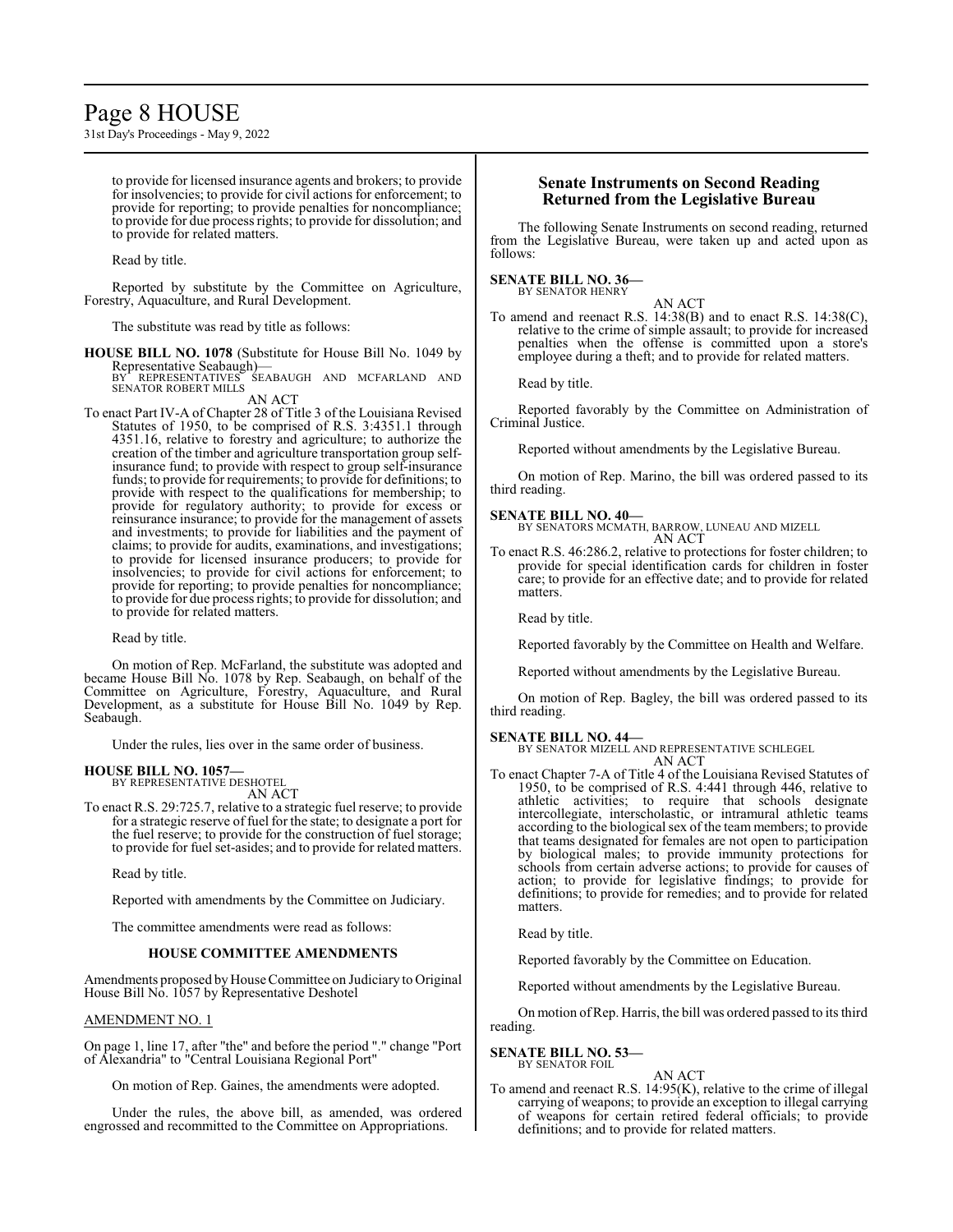to provide for licensed insurance agents and brokers; to provide for insolvencies; to provide for civil actions for enforcement; to provide for reporting; to provide penalties for noncompliance; to provide for due process rights; to provide for dissolution; and to provide for related matters.

Read by title.

Reported by substitute by the Committee on Agriculture, Forestry, Aquaculture, and Rural Development.

The substitute was read by title as follows:

**HOUSE BILL NO. 1078** (Substitute for House Bill No. 1049 by Representative Seabaugh)—
BY REPRESENTATIVES SEABAUGH AND MCFARLAND AND SENATOR ROBERT MILLS
AN ACT
To enact Part IV-A of Chapter 28 of Title 3 of the Louisiana Revised Statutes of 1950, to be comprised of R.S. 3:4351.1 through 4351.16, relative to forestry and agriculture; to authorize the creation of the timber and agriculture transportation group self-insurance fund; to provide with respect to group self-insurance funds; to provide for requirements; to provide for definitions; to provide with respect to the qualifications for membership; to provide for regulatory authority; to provide for excess or reinsurance insurance; to provide for the management of assets and investments; to provide for liabilities and the payment of claims; to provide for audits, examinations, and investigations; to provide for licensed insurance producers; to provide for insolvencies; to provide for civil actions for enforcement; to provide for reporting; to provide penalties for noncompliance; to provide for due process rights; to provide for dissolution; and to provide for related matters.

Read by title.

On motion of Rep. McFarland, the substitute was adopted and became House Bill No. 1078 by Rep. Seabaugh, on behalf of the Committee on Agriculture, Forestry, Aquaculture, and Rural Development, as a substitute for House Bill No. 1049 by Rep. Seabaugh.

Under the rules, lies over in the same order of business.

**HOUSE BILL NO. 1057—**
BY REPRESENTATIVE DESHOTEL
AN ACT
To enact R.S. 29:725.7, relative to a strategic fuel reserve; to provide for a strategic reserve of fuel for the state; to designate a port for the fuel reserve; to provide for the construction of fuel storage; to provide for fuel set-asides; and to provide for related matters.

Read by title.

Reported with amendments by the Committee on Judiciary.

The committee amendments were read as follows:

### HOUSE COMMITTEE AMENDMENTS

Amendments proposed by House Committee on Judiciary to Original House Bill No. 1057 by Representative Deshotel

AMENDMENT NO. 1

On page 1, line 17, after "the" and before the period "." change "Port of Alexandria" to "Central Louisiana Regional Port"

On motion of Rep. Gaines, the amendments were adopted.

Under the rules, the above bill, as amended, was ordered engrossed and recommitted to the Committee on Appropriations.

## Senate Instruments on Second Reading Returned from the Legislative Bureau

The following Senate Instruments on second reading, returned from the Legislative Bureau, were taken up and acted upon as follows:

**SENATE BILL NO. 36—**
BY SENATOR HENRY
AN ACT
To amend and reenact R.S. 14:38(B) and to enact R.S. 14:38(C), relative to the crime of simple assault; to provide for increased penalties when the offense is committed upon a store's employee during a theft; and to provide for related matters.

Read by title.

Reported favorably by the Committee on Administration of Criminal Justice.

Reported without amendments by the Legislative Bureau.

On motion of Rep. Marino, the bill was ordered passed to its third reading.

**SENATE BILL NO. 40—**
BY SENATORS MCMATH, BARROW, LUNEAU AND MIZELL
AN ACT
To enact R.S. 46:286.2, relative to protections for foster children; to provide for special identification cards for children in foster care; to provide for an effective date; and to provide for related matters.

Read by title.

Reported favorably by the Committee on Health and Welfare.

Reported without amendments by the Legislative Bureau.

On motion of Rep. Bagley, the bill was ordered passed to its third reading.

**SENATE BILL NO. 44—**
BY SENATOR MIZELL AND REPRESENTATIVE SCHLEGEL
AN ACT
To enact Chapter 7-A of Title 4 of the Louisiana Revised Statutes of 1950, to be comprised of R.S. 4:441 through 446, relative to athletic activities; to require that schools designate intercollegiate, interscholastic, or intramural athletic teams according to the biological sex of the team members; to provide that teams designated for females are not open to participation by biological males; to provide immunity protections for schools from certain adverse actions; to provide for causes of action; to provide for legislative findings; to provide for definitions; to provide for remedies; and to provide for related matters.

Read by title.

Reported favorably by the Committee on Education.

Reported without amendments by the Legislative Bureau.

On motion of Rep. Harris, the bill was ordered passed to its third reading.

**SENATE BILL NO. 53—**
BY SENATOR FOIL
AN ACT
To amend and reenact R.S. 14:95(K), relative to the crime of illegal carrying of weapons; to provide an exception to illegal carrying of weapons for certain retired federal officials; to provide definitions; and to provide for related matters.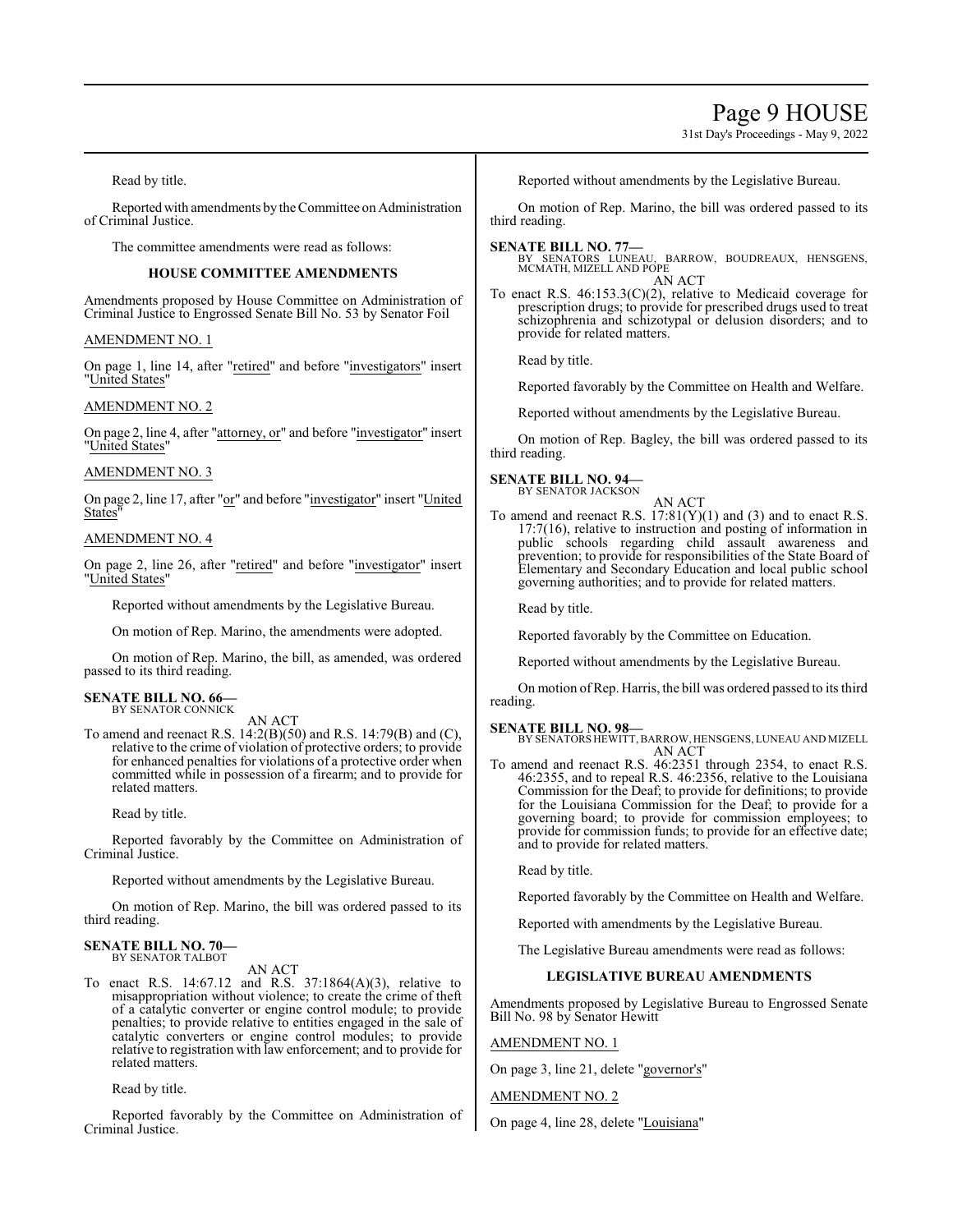Read by title.

Reported with amendments by the Committee on Administration of Criminal Justice.

The committee amendments were read as follows:

**HOUSE COMMITTEE AMENDMENTS**

Amendments proposed by House Committee on Administration of Criminal Justice to Engrossed Senate Bill No. 53 by Senator Foil

AMENDMENT NO. 1

On page 1, line 14, after "retired" and before "investigators" insert "United States"

AMENDMENT NO. 2

On page 2, line 4, after "attorney, or" and before "investigator" insert "United States"

AMENDMENT NO. 3

On page 2, line 17, after "or" and before "investigator" insert "United States"

AMENDMENT NO. 4

On page 2, line 26, after "retired" and before "investigator" insert "United States"

Reported without amendments by the Legislative Bureau.

On motion of Rep. Marino, the amendments were adopted.

On motion of Rep. Marino, the bill, as amended, was ordered passed to its third reading.

**SENATE BILL NO. 66—**
BY SENATOR CONNICK

AN ACT

To amend and reenact R.S. 14:2(B)(50) and R.S. 14:79(B) and (C), relative to the crime of violation of protective orders; to provide for enhanced penalties for violations of a protective order when committed while in possession of a firearm; and to provide for related matters.

Read by title.

Reported favorably by the Committee on Administration of Criminal Justice.

Reported without amendments by the Legislative Bureau.

On motion of Rep. Marino, the bill was ordered passed to its third reading.

**SENATE BILL NO. 70—**
BY SENATOR TALBOT

AN ACT

To enact R.S. 14:67.12 and R.S. 37:1864(A)(3), relative to misappropriation without violence; to create the crime of theft of a catalytic converter or engine control module; to provide penalties; to provide relative to entities engaged in the sale of catalytic converters or engine control modules; to provide relative to registration with law enforcement; and to provide for related matters.

Read by title.

Reported favorably by the Committee on Administration of Criminal Justice.

Reported without amendments by the Legislative Bureau.

On motion of Rep. Marino, the bill was ordered passed to its third reading.

**SENATE BILL NO. 77—**
BY SENATORS LUNEAU, BARROW, BOUDREAUX, HENSGENS, MCMATH, MIZELL AND POPE

AN ACT

To enact R.S. 46:153.3(C)(2), relative to Medicaid coverage for prescription drugs; to provide for prescribed drugs used to treat schizophrenia and schizotypal or delusion disorders; and to provide for related matters.

Read by title.

Reported favorably by the Committee on Health and Welfare.

Reported without amendments by the Legislative Bureau.

On motion of Rep. Bagley, the bill was ordered passed to its third reading.

**SENATE BILL NO. 94—**
BY SENATOR JACKSON

AN ACT

To amend and reenact R.S. 17:81(Y)(1) and (3) and to enact R.S. 17:7(16), relative to instruction and posting of information in public schools regarding child assault awareness and prevention; to provide for responsibilities of the State Board of Elementary and Secondary Education and local public school governing authorities; and to provide for related matters.

Read by title.

Reported favorably by the Committee on Education.

Reported without amendments by the Legislative Bureau.

On motion of Rep. Harris, the bill was ordered passed to its third reading.

**SENATE BILL NO. 98—**
BY SENATORS HEWITT, BARROW, HENSGENS, LUNEAU AND MIZELL

AN ACT

To amend and reenact R.S. 46:2351 through 2354, to enact R.S. 46:2355, and to repeal R.S. 46:2356, relative to the Louisiana Commission for the Deaf; to provide for definitions; to provide for the Louisiana Commission for the Deaf; to provide for a governing board; to provide for commission employees; to provide for commission funds; to provide for an effective date; and to provide for related matters.

Read by title.

Reported favorably by the Committee on Health and Welfare.

Reported with amendments by the Legislative Bureau.

The Legislative Bureau amendments were read as follows:

**LEGISLATIVE BUREAU AMENDMENTS**

Amendments proposed by Legislative Bureau to Engrossed Senate Bill No. 98 by Senator Hewitt

AMENDMENT NO. 1

On page 3, line 21, delete "governor's"

AMENDMENT NO. 2

On page 4, line 28, delete "Louisiana"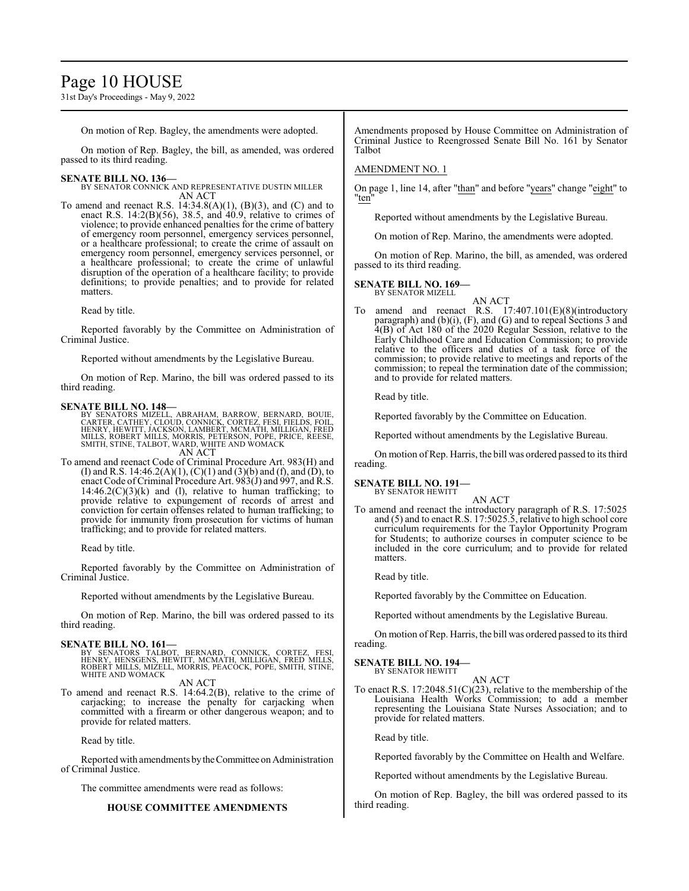On motion of Rep. Bagley, the amendments were adopted.

On motion of Rep. Bagley, the bill, as amended, was ordered passed to its third reading.

**SENATE BILL NO. 136—**
BY SENATOR CONNICK AND REPRESENTATIVE DUSTIN MILLER
AN ACT

To amend and reenact R.S. 14:34.8(A)(1), (B)(3), and (C) and to enact R.S. 14:2(B)(56), 38.5, and 40.9, relative to crimes of violence; to provide enhanced penalties for the crime of battery of emergency room personnel, emergency services personnel, or a healthcare professional; to create the crime of assault on emergency room personnel, emergency services personnel, or a healthcare professional; to create the crime of unlawful disruption of the operation of a healthcare facility; to provide definitions; to provide penalties; and to provide for related matters.

Read by title.

Reported favorably by the Committee on Administration of Criminal Justice.

Reported without amendments by the Legislative Bureau.

On motion of Rep. Marino, the bill was ordered passed to its third reading.

**SENATE BILL NO. 148—**
BY SENATORS MIZELL, ABRAHAM, BARROW, BERNARD, BOUIE, CARTER, CATHEY, CLOUD, CONNICK, CORTEZ, FESI, FIELDS, FOIL, HENRY, HEWITT, JACKSON, LAMBERT, MCMATH, MILLIGAN, FRED MILLS, ROBERT MILLS, MORRIS, PETERSON, POPE, PRICE, REESE, SMITH, STINE, TALBOT, WARD, WHITE AND WOMACK
AN ACT

To amend and reenact Code of Criminal Procedure Art. 983(H) and (I) and R.S. 14:46.2(A)(1), (C)(1) and (3)(b) and (f), and (D), to enact Code of Criminal Procedure Art. 983(J) and 997, and R.S. 14:46.2(C)(3)(k) and (l), relative to human trafficking; to provide relative to expungement of records of arrest and conviction for certain offenses related to human trafficking; to provide for immunity from prosecution for victims of human trafficking; and to provide for related matters.

Read by title.

Reported favorably by the Committee on Administration of Criminal Justice.

Reported without amendments by the Legislative Bureau.

On motion of Rep. Marino, the bill was ordered passed to its third reading.

**SENATE BILL NO. 161—**
BY SENATORS TALBOT, BERNARD, CONNICK, CORTEZ, FESI, HENRY, HENSGENS, HEWITT, MCMATH, MILLIGAN, FRED MILLS, ROBERT MILLS, MIZELL, MORRIS, PEACOCK, POPE, SMITH, STINE, WHITE AND WOMACK
AN ACT

To amend and reenact R.S. 14:64.2(B), relative to the crime of carjacking; to increase the penalty for carjacking when committed with a firearm or other dangerous weapon; and to provide for related matters.

Read by title.

Reported with amendments by the Committee on Administration of Criminal Justice.

The committee amendments were read as follows:

**HOUSE COMMITTEE AMENDMENTS**

Amendments proposed by House Committee on Administration of Criminal Justice to Reengrossed Senate Bill No. 161 by Senator Talbot

AMENDMENT NO. 1

On page 1, line 14, after "than" and before "years" change "eight" to "ten"

Reported without amendments by the Legislative Bureau.

On motion of Rep. Marino, the amendments were adopted.

On motion of Rep. Marino, the bill, as amended, was ordered passed to its third reading.

**SENATE BILL NO. 169—**
BY SENATOR MIZELL
AN ACT

To amend and reenact R.S. 17:407.101(E)(8)(introductory paragraph) and (b)(i), (F), and (G) and to repeal Sections 3 and 4(B) of Act 180 of the 2020 Regular Session, relative to the Early Childhood Care and Education Commission; to provide relative to the officers and duties of a task force of the commission; to provide relative to meetings and reports of the commission; to repeal the termination date of the commission; and to provide for related matters.

Read by title.

Reported favorably by the Committee on Education.

Reported without amendments by the Legislative Bureau.

On motion of Rep. Harris, the bill was ordered passed to its third reading.

**SENATE BILL NO. 191—**
BY SENATOR HEWITT
AN ACT

To amend and reenact the introductory paragraph of R.S. 17:5025 and (5) and to enact R.S. 17:5025.5, relative to high school core curriculum requirements for the Taylor Opportunity Program for Students; to authorize courses in computer science to be included in the core curriculum; and to provide for related matters.

Read by title.

Reported favorably by the Committee on Education.

Reported without amendments by the Legislative Bureau.

On motion of Rep. Harris, the bill was ordered passed to its third reading.

**SENATE BILL NO. 194—**
BY SENATOR HEWITT
AN ACT

To enact R.S. 17:2048.51(C)(23), relative to the membership of the Louisiana Health Works Commission; to add a member representing the Louisiana State Nurses Association; and to provide for related matters.

Read by title.

Reported favorably by the Committee on Health and Welfare.

Reported without amendments by the Legislative Bureau.

On motion of Rep. Bagley, the bill was ordered passed to its third reading.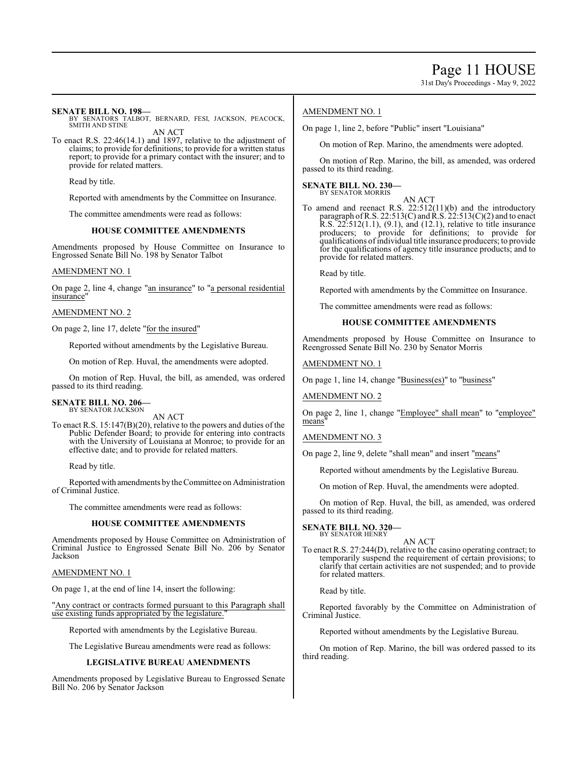**SENATE BILL NO. 198—**
BY SENATORS TALBOT, BERNARD, FESI, JACKSON, PEACOCK, SMITH AND STINE

AN ACT

To enact R.S. 22:46(14.1) and 1897, relative to the adjustment of claims; to provide for definitions; to provide for a written status report; to provide for a primary contact with the insurer; and to provide for related matters.

Read by title.

Reported with amendments by the Committee on Insurance.

The committee amendments were read as follows:

**HOUSE COMMITTEE AMENDMENTS**

Amendments proposed by House Committee on Insurance to Engrossed Senate Bill No. 198 by Senator Talbot

AMENDMENT NO. 1

On page 2, line 4, change "an insurance" to "a personal residential insurance"

AMENDMENT NO. 2

On page 2, line 17, delete "for the insured"

Reported without amendments by the Legislative Bureau.

On motion of Rep. Huval, the amendments were adopted.

On motion of Rep. Huval, the bill, as amended, was ordered passed to its third reading.

**SENATE BILL NO. 206—**
BY SENATOR JACKSON

AN ACT

To enact R.S. 15:147(B)(20), relative to the powers and duties of the Public Defender Board; to provide for entering into contracts with the University of Louisiana at Monroe; to provide for an effective date; and to provide for related matters.

Read by title.

Reported with amendments by the Committee on Administration of Criminal Justice.

The committee amendments were read as follows:

**HOUSE COMMITTEE AMENDMENTS**

Amendments proposed by House Committee on Administration of Criminal Justice to Engrossed Senate Bill No. 206 by Senator Jackson

AMENDMENT NO. 1

On page 1, at the end of line 14, insert the following:

"Any contract or contracts formed pursuant to this Paragraph shall use existing funds appropriated by the legislature."

Reported with amendments by the Legislative Bureau.

The Legislative Bureau amendments were read as follows:

**LEGISLATIVE BUREAU AMENDMENTS**

Amendments proposed by Legislative Bureau to Engrossed Senate Bill No. 206 by Senator Jackson

AMENDMENT NO. 1

On page 1, line 2, before "Public" insert "Louisiana"

On motion of Rep. Marino, the amendments were adopted.

On motion of Rep. Marino, the bill, as amended, was ordered passed to its third reading.

**SENATE BILL NO. 230—**
BY SENATOR MORRIS

AN ACT

To amend and reenact R.S. 22:512(11)(b) and the introductory paragraph of R.S. 22:513(C) and R.S. 22:513(C)(2) and to enact R.S. 22:512(1.1), (9.1), and (12.1), relative to title insurance producers; to provide for definitions; to provide for qualifications of individual title insurance producers; to provide for the qualifications of agency title insurance products; and to provide for related matters.

Read by title.

Reported with amendments by the Committee on Insurance.

The committee amendments were read as follows:

**HOUSE COMMITTEE AMENDMENTS**

Amendments proposed by House Committee on Insurance to Reengrossed Senate Bill No. 230 by Senator Morris

AMENDMENT NO. 1

On page 1, line 14, change "Business(es)" to "business"

AMENDMENT NO. 2

On page 2, line 1, change "Employee" shall mean" to "employee" means"

AMENDMENT NO. 3

On page 2, line 9, delete "shall mean" and insert "means"

Reported without amendments by the Legislative Bureau.

On motion of Rep. Huval, the amendments were adopted.

On motion of Rep. Huval, the bill, as amended, was ordered passed to its third reading.

**SENATE BILL NO. 320—**
BY SENATOR HENRY

AN ACT

To enact R.S. 27:244(D), relative to the casino operating contract; to temporarily suspend the requirement of certain provisions; to clarify that certain activities are not suspended; and to provide for related matters.

Read by title.

Reported favorably by the Committee on Administration of Criminal Justice.

Reported without amendments by the Legislative Bureau.

On motion of Rep. Marino, the bill was ordered passed to its third reading.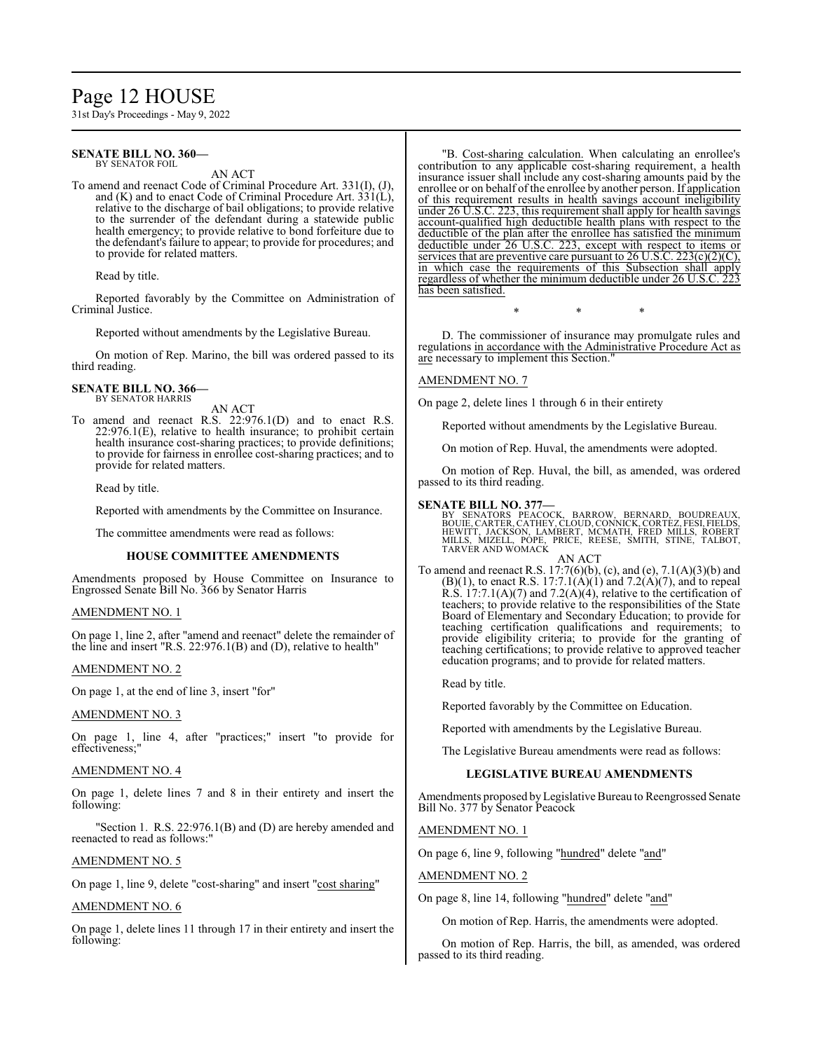**SENATE BILL NO. 360—**
BY SENATOR FOIL

AN ACT

To amend and reenact Code of Criminal Procedure Art. 331(I), (J), and (K) and to enact Code of Criminal Procedure Art. 331(L), relative to the discharge of bail obligations; to provide relative to the surrender of the defendant during a statewide public health emergency; to provide relative to bond forfeiture due to the defendant's failure to appear; to provide for procedures; and to provide for related matters.

Read by title.

Reported favorably by the Committee on Administration of Criminal Justice.

Reported without amendments by the Legislative Bureau.

On motion of Rep. Marino, the bill was ordered passed to its third reading.

**SENATE BILL NO. 366—**
BY SENATOR HARRIS

AN ACT

To amend and reenact R.S. 22:976.1(D) and to enact R.S. 22:976.1(E), relative to health insurance; to prohibit certain health insurance cost-sharing practices; to provide definitions; to provide for fairness in enrollee cost-sharing practices; and to provide for related matters.

Read by title.

Reported with amendments by the Committee on Insurance.

The committee amendments were read as follows:

**HOUSE COMMITTEE AMENDMENTS**

Amendments proposed by House Committee on Insurance to Engrossed Senate Bill No. 366 by Senator Harris

AMENDMENT NO. 1

On page 1, line 2, after "amend and reenact" delete the remainder of the line and insert "R.S. 22:976.1(B) and (D), relative to health"

AMENDMENT NO. 2

On page 1, at the end of line 3, insert "for"

AMENDMENT NO. 3

On page 1, line 4, after "practices;" insert "to provide for effectiveness;"

AMENDMENT NO. 4

On page 1, delete lines 7 and 8 in their entirety and insert the following:

"Section 1. R.S. 22:976.1(B) and (D) are hereby amended and reenacted to read as follows:"

AMENDMENT NO. 5

On page 1, line 9, delete "cost-sharing" and insert "cost sharing"

AMENDMENT NO. 6

On page 1, delete lines 11 through 17 in their entirety and insert the following:

"B. Cost-sharing calculation. When calculating an enrollee's contribution to any applicable cost-sharing requirement, a health insurance issuer shall include any cost-sharing amounts paid by the enrollee or on behalf of the enrollee by another person. If application of this requirement results in health savings account ineligibility under 26 U.S.C. 223, this requirement shall apply for health savings account-qualified high deductible health plans with respect to the deductible of the plan after the enrollee has satisfied the minimum deductible under 26 U.S.C. 223, except with respect to items or services that are preventive care pursuant to 26 U.S.C. 223(c)(2)(C), in which case the requirements of this Subsection shall apply regardless of whether the minimum deductible under 26 U.S.C. 223 has been satisfied.

\* \* \*

D. The commissioner of insurance may promulgate rules and regulations in accordance with the Administrative Procedure Act as are necessary to implement this Section."

AMENDMENT NO. 7

On page 2, delete lines 1 through 6 in their entirety

Reported without amendments by the Legislative Bureau.

On motion of Rep. Huval, the amendments were adopted.

On motion of Rep. Huval, the bill, as amended, was ordered passed to its third reading.

**SENATE BILL NO. 377—**
BY SENATORS PEACOCK, BARROW, BERNARD, BOUDREAUX, BOUIE, CARTER, CATHEY, CLOUD, CONNICK, CORTEZ, FESI, FIELDS, HEWITT, JACKSON, LAMBERT, MCMATH, FRED MILLS, ROBERT MILLS, MIZELL, POPE, PRICE, REESE, SMITH, STINE, TALBOT, TARVER AND WOMACK

AN ACT

To amend and reenact R.S. 17:7(6)(b), (c), and (e), 7.1(A)(3)(b) and (B)(1), to enact R.S. 17:7.1(A)(1) and 7.2(A)(7), and to repeal R.S. 17:7.1(A)(7) and 7.2(A)(4), relative to the certification of teachers; to provide relative to the responsibilities of the State Board of Elementary and Secondary Education; to provide for teaching certification qualifications and requirements; to provide eligibility criteria; to provide for the granting of teaching certifications; to provide relative to approved teacher education programs; and to provide for related matters.

Read by title.

Reported favorably by the Committee on Education.

Reported with amendments by the Legislative Bureau.

The Legislative Bureau amendments were read as follows:

**LEGISLATIVE BUREAU AMENDMENTS**

Amendments proposed by Legislative Bureau to Reengrossed Senate Bill No. 377 by Senator Peacock

AMENDMENT NO. 1

On page 6, line 9, following "hundred" delete "and"

AMENDMENT NO. 2

On page 8, line 14, following "hundred" delete "and"

On motion of Rep. Harris, the amendments were adopted.

On motion of Rep. Harris, the bill, as amended, was ordered passed to its third reading.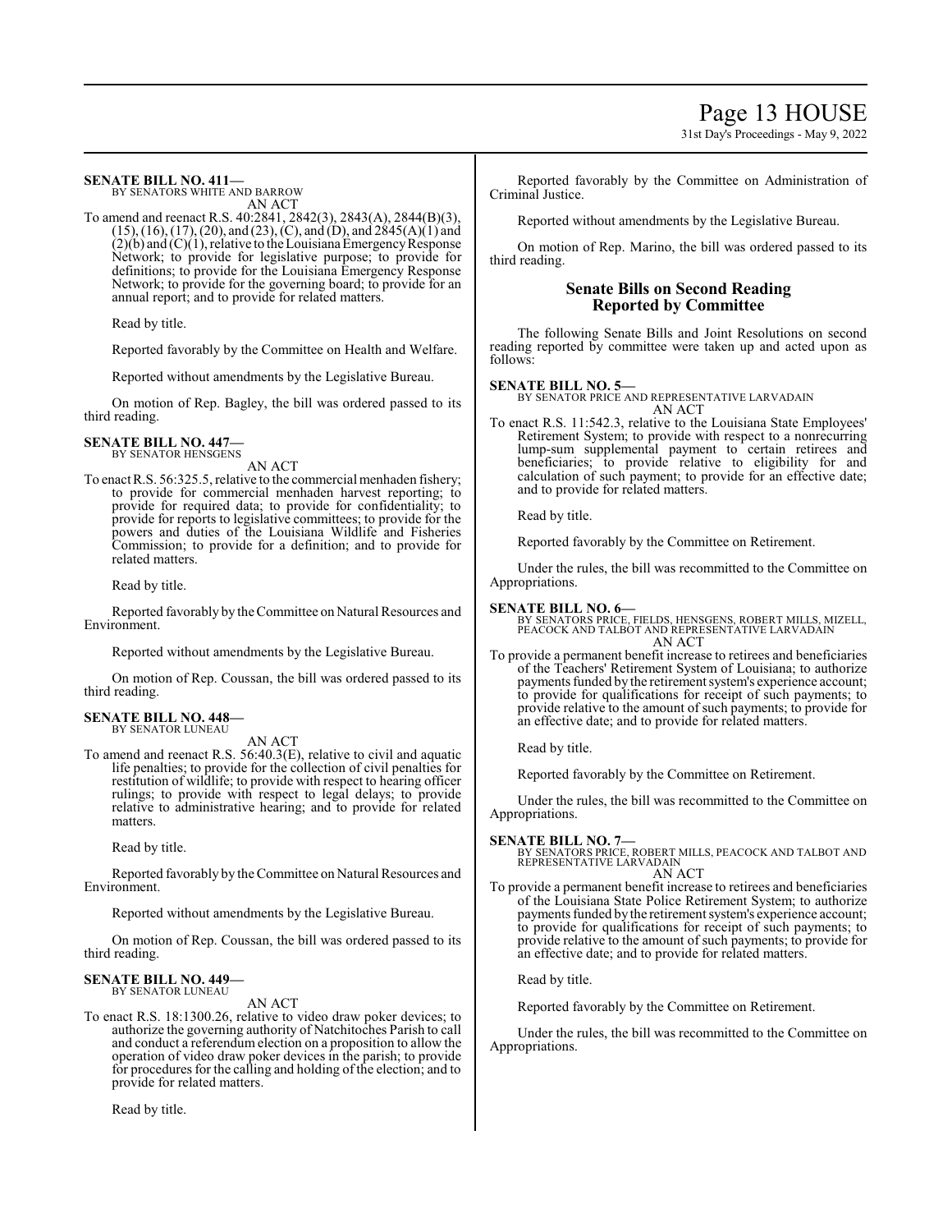**SENATE BILL NO. 411—**
BY SENATORS WHITE AND BARROW
AN ACT

To amend and reenact R.S. 40:2841, 2842(3), 2843(A), 2844(B)(3), (15), (16), (17), (20), and (23), (C), and (D), and 2845(A)(1) and (2)(b) and (C)(1), relative to the Louisiana Emergency Response Network; to provide for legislative purpose; to provide for definitions; to provide for the Louisiana Emergency Response Network; to provide for the governing board; to provide for an annual report; and to provide for related matters.

Read by title.

Reported favorably by the Committee on Health and Welfare.

Reported without amendments by the Legislative Bureau.

On motion of Rep. Bagley, the bill was ordered passed to its third reading.

**SENATE BILL NO. 447—**
BY SENATOR HENSGENS
AN ACT

To enact R.S. 56:325.5, relative to the commercial menhaden fishery; to provide for commercial menhaden harvest reporting; to provide for required data; to provide for confidentiality; to provide for reports to legislative committees; to provide for the powers and duties of the Louisiana Wildlife and Fisheries Commission; to provide for a definition; and to provide for related matters.

Read by title.

Reported favorably by the Committee on Natural Resources and Environment.

Reported without amendments by the Legislative Bureau.

On motion of Rep. Coussan, the bill was ordered passed to its third reading.

**SENATE BILL NO. 448—**
BY SENATOR LUNEAU
AN ACT

To amend and reenact R.S. 56:40.3(E), relative to civil and aquatic life penalties; to provide for the collection of civil penalties for restitution of wildlife; to provide with respect to hearing officer rulings; to provide with respect to legal delays; to provide relative to administrative hearing; and to provide for related matters.

Read by title.

Reported favorably by the Committee on Natural Resources and Environment.

Reported without amendments by the Legislative Bureau.

On motion of Rep. Coussan, the bill was ordered passed to its third reading.

**SENATE BILL NO. 449—**
BY SENATOR LUNEAU
AN ACT

To enact R.S. 18:1300.26, relative to video draw poker devices; to authorize the governing authority of Natchitoches Parish to call and conduct a referendum election on a proposition to allow the operation of video draw poker devices in the parish; to provide for procedures for the calling and holding of the election; and to provide for related matters.

Read by title.

Reported favorably by the Committee on Administration of Criminal Justice.

Reported without amendments by the Legislative Bureau.

On motion of Rep. Marino, the bill was ordered passed to its third reading.

## Senate Bills on Second Reading Reported by Committee

The following Senate Bills and Joint Resolutions on second reading reported by committee were taken up and acted upon as follows:

**SENATE BILL NO. 5—**
BY SENATOR PRICE AND REPRESENTATIVE LARVADAIN
AN ACT

To enact R.S. 11:542.3, relative to the Louisiana State Employees' Retirement System; to provide with respect to a nonrecurring lump-sum supplemental payment to certain retirees and beneficiaries; to provide relative to eligibility for and calculation of such payment; to provide for an effective date; and to provide for related matters.

Read by title.

Reported favorably by the Committee on Retirement.

Under the rules, the bill was recommitted to the Committee on Appropriations.

**SENATE BILL NO. 6—**
BY SENATORS PRICE, FIELDS, HENSGENS, ROBERT MILLS, MIZELL, PEACOCK AND TALBOT AND REPRESENTATIVE LARVADAIN
AN ACT

To provide a permanent benefit increase to retirees and beneficiaries of the Teachers' Retirement System of Louisiana; to authorize payments funded by the retirement system's experience account; to provide for qualifications for receipt of such payments; to provide relative to the amount of such payments; to provide for an effective date; and to provide for related matters.

Read by title.

Reported favorably by the Committee on Retirement.

Under the rules, the bill was recommitted to the Committee on Appropriations.

**SENATE BILL NO. 7—**
BY SENATORS PRICE, ROBERT MILLS, PEACOCK AND TALBOT AND REPRESENTATIVE LARVADAIN
AN ACT

To provide a permanent benefit increase to retirees and beneficiaries of the Louisiana State Police Retirement System; to authorize payments funded by the retirement system's experience account; to provide for qualifications for receipt of such payments; to provide relative to the amount of such payments; to provide for an effective date; and to provide for related matters.

Read by title.

Reported favorably by the Committee on Retirement.

Under the rules, the bill was recommitted to the Committee on Appropriations.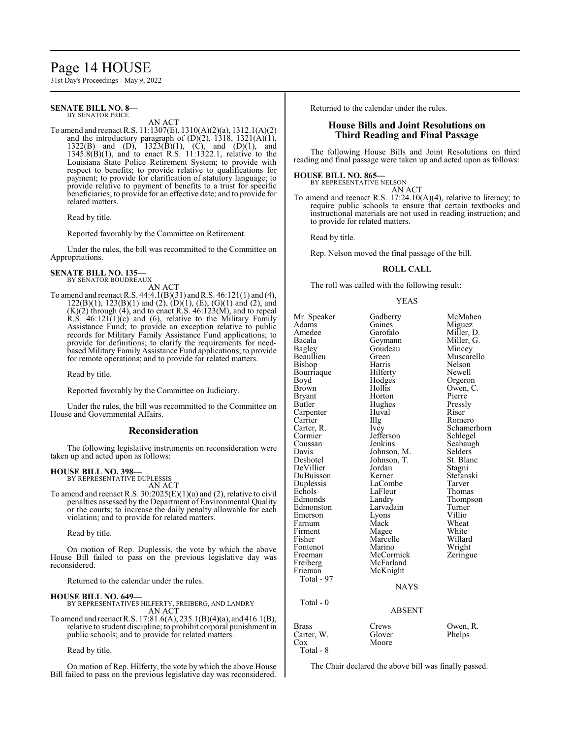**SENATE BILL NO. 8—**
BY SENATOR PRICE

AN ACT

To amend and reenact R.S. 11:1307(E), 1310(A)(2)(a), 1312.1(A)(2) and the introductory paragraph of (D)(2), 1318, 1321(A)(1), 1322(B) and (D), 1323(B)(1), (C), and (D)(1), and 1345.8(B)(1), and to enact R.S. 11:1322.1, relative to the Louisiana State Police Retirement System; to provide with respect to benefits; to provide relative to qualifications for payment; to provide for clarification of statutory language; to provide relative to payment of benefits to a trust for specific beneficiaries; to provide for an effective date; and to provide for related matters.

Read by title.

Reported favorably by the Committee on Retirement.

Under the rules, the bill was recommitted to the Committee on Appropriations.

**SENATE BILL NO. 135—**
BY SENATOR BOUDREAUX

AN ACT

To amend and reenact R.S. 44:4.1(B)(31) and R.S. 46:121(1) and (4), 122(B)(1), 123(B)(1) and (2), (D)(1), (E), (G)(1) and (2), and (K)(2) through (4), and to enact R.S. 46:123(M), and to repeal R.S. 46:121(1)(c) and (6), relative to the Military Family Assistance Fund; to provide an exception relative to public records for Military Family Assistance Fund applications; to provide for definitions; to clarify the requirements for need-based Military Family Assistance Fund applications; to provide for remote operations; and to provide for related matters.

Read by title.

Reported favorably by the Committee on Judiciary.

Under the rules, the bill was recommitted to the Committee on House and Governmental Affairs.

## Reconsideration

The following legislative instruments on reconsideration were taken up and acted upon as follows:

**HOUSE BILL NO. 398—**
BY REPRESENTATIVE DUPLESSIS

AN ACT

To amend and reenact R.S. 30:2025(E)(1)(a) and (2), relative to civil penalties assessed by the Department of Environmental Quality or the courts; to increase the daily penalty allowable for each violation; and to provide for related matters.

Read by title.

On motion of Rep. Duplessis, the vote by which the above House Bill failed to pass on the previous legislative day was reconsidered.

Returned to the calendar under the rules.

**HOUSE BILL NO. 649—**
BY REPRESENTATIVES HILFERTY, FREIBERG, AND LANDRY

AN ACT

To amend and reenact R.S. 17:81.6(A), 235.1(B)(4)(a), and 416.1(B), relative to student discipline; to prohibit corporal punishment in public schools; and to provide for related matters.

Read by title.

On motion of Rep. Hilferty, the vote by which the above House Bill failed to pass on the previous legislative day was reconsidered.

Returned to the calendar under the rules.

## House Bills and Joint Resolutions on Third Reading and Final Passage

The following House Bills and Joint Resolutions on third reading and final passage were taken up and acted upon as follows:

**HOUSE BILL NO. 865—**
BY REPRESENTATIVE NELSON

AN ACT

To amend and reenact R.S. 17:24.10(A)(4), relative to literacy; to require public schools to ensure that certain textbooks and instructional materials are not used in reading instruction; and to provide for related matters.

Read by title.

Rep. Nelson moved the final passage of the bill.

**ROLL CALL**

The roll was called with the following result:

YEAS

| | | |
|---|---|---|
| Mr. Speaker | Gadberry | McMahen |
| Adams | Gaines | Miguez |
| Amedee | Garofalo | Miller, D. |
| Bacala | Geymann | Miller, G. |
| Bagley | Goudeau | Mincey |
| Beaullieu | Green | Muscarello |
| Bishop | Harris | Nelson |
| Bourriaque | Hilferty | Newell |
| Boyd | Hodges | Orgeron |
| Brown | Hollis | Owen, C. |
| Bryant | Horton | Pierre |
| Butler | Hughes | Pressly |
| Carpenter | Huval | Riser |
| Carrier | Illg | Romero |
| Carter, R. | Ivey | Schamerhorn |
| Cormier | Jefferson | Schlegel |
| Coussan | Jenkins | Seabaugh |
| Davis | Johnson, M. | Selders |
| Deshotel | Johnson, T. | St. Blanc |
| DeVillier | Jordan | Stagni |
| DuBuisson | Kerner | Stefanski |
| Duplessis | LaCombe | Tarver |
| Echols | LaFleur | Thomas |
| Edmonds | Landry | Thompson |
| Edmonston | Larvadain | Turner |
| Emerson | Lyons | Villio |
| Farnum | Mack | Wheat |
| Firment | Magee | White |
| Fisher | Marcelle | Willard |
| Fontenot | Marino | Wright |
| Freeman | McCormick | Zeringue |
| Freiberg | McFarland | |
| Frieman | McKnight | |

Total - 97

NAYS

Total - 0

ABSENT

| | | |
|---|---|---|
| Brass | Crews | Owen, R. |
| Carter, W. | Glover | Phelps |
| Cox | Moore | |

Total - 8

The Chair declared the above bill was finally passed.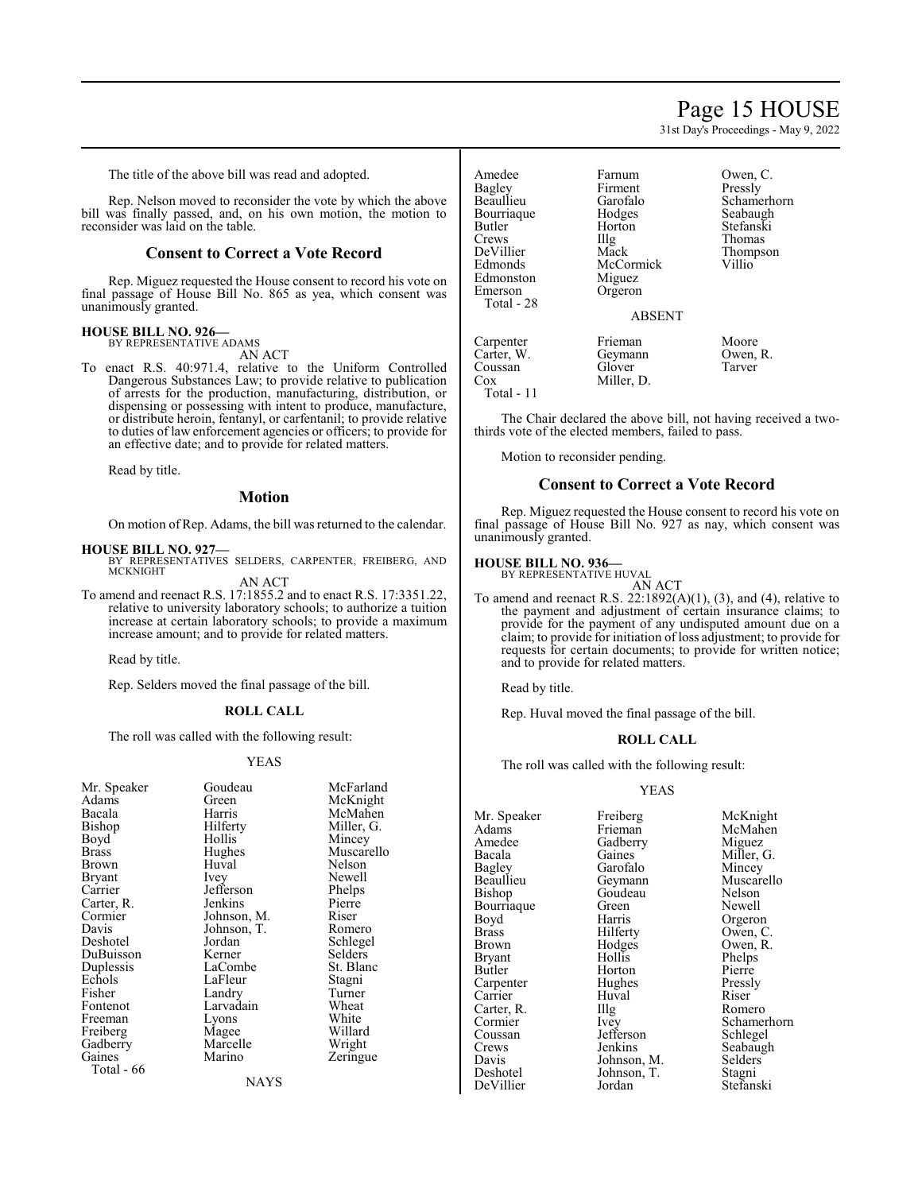The title of the above bill was read and adopted.

Rep. Nelson moved to reconsider the vote by which the above bill was finally passed, and, on his own motion, the motion to reconsider was laid on the table.

## Consent to Correct a Vote Record

Rep. Miguez requested the House consent to record his vote on final passage of House Bill No. 865 as yea, which consent was unanimously granted.

**HOUSE BILL NO. 926—**
BY REPRESENTATIVE ADAMS

AN ACT

To enact R.S. 40:971.4, relative to the Uniform Controlled Dangerous Substances Law; to provide relative to publication of arrests for the production, manufacturing, distribution, or dispensing or possessing with intent to produce, manufacture, or distribute heroin, fentanyl, or carfentanil; to provide relative to duties of law enforcement agencies or officers; to provide for an effective date; and to provide for related matters.

Read by title.

## Motion

On motion of Rep. Adams, the bill was returned to the calendar.

**HOUSE BILL NO. 927—**
BY REPRESENTATIVES SELDERS, CARPENTER, FREIBERG, AND MCKNIGHT

AN ACT

To amend and reenact R.S. 17:1855.2 and to enact R.S. 17:3351.22, relative to university laboratory schools; to authorize a tuition increase at certain laboratory schools; to provide a maximum increase amount; and to provide for related matters.

Read by title.

Rep. Selders moved the final passage of the bill.

### ROLL CALL

The roll was called with the following result:

YEAS

| | | |
|---|---|---|
| Mr. Speaker | Goudeau | McFarland |
| Adams | Green | McKnight |
| Bacala | Harris | McMahen |
| Bishop | Hilferty | Miller, G. |
| Boyd | Hollis | Mincey |
| Brass | Hughes | Muscarello |
| Brown | Huval | Nelson |
| Bryant | Ivey | Newell |
| Carrier | Jefferson | Phelps |
| Carter, R. | Jenkins | Pierre |
| Cormier | Johnson, M. | Riser |
| Davis | Johnson, T. | Romero |
| Deshotel | Jordan | Schlegel |
| DuBuisson | Kerner | Selders |
| Duplessis | LaCombe | St. Blanc |
| Echols | LaFleur | Stagni |
| Fisher | Landry | Turner |
| Fontenot | Larvadain | Wheat |
| Freeman | Lyons | White |
| Freiberg | Magee | Willard |
| Gadberry | Marcelle | Wright |
| Gaines | Marino | Zeringue |

Total - 66

NAYS

| | | |
|---|---|---|
| Amedee | Farnum | Owen, C. |
| Bagley | Firment | Pressly |
| Beaullieu | Garofalo | Schamerhorn |
| Bourriaque | Hodges | Seabaugh |
| Butler | Horton | Stefanski |
| Crews | Illg | Thomas |
| DeVillier | Mack | Thompson |
| Edmonds | McCormick | Villio |
| Edmonston | Miguez | |
| Emerson | Orgeron | |

Total - 28

ABSENT

| | | |
|---|---|---|
| Carpenter | Frieman | Moore |
| Carter, W. | Geymann | Owen, R. |
| Coussan | Glover | Tarver |
| Cox | Miller, D. | |

Total - 11

The Chair declared the above bill, not having received a two-thirds vote of the elected members, failed to pass.

Motion to reconsider pending.

## Consent to Correct a Vote Record

Rep. Miguez requested the House consent to record his vote on final passage of House Bill No. 927 as nay, which consent was unanimously granted.

**HOUSE BILL NO. 936—**
BY REPRESENTATIVE HUVAL

AN ACT

To amend and reenact R.S. 22:1892(A)(1), (3), and (4), relative to the payment and adjustment of certain insurance claims; to provide for the payment of any undisputed amount due on a claim; to provide for initiation of loss adjustment; to provide for requests for certain documents; to provide for written notice; and to provide for related matters.

Read by title.

Rep. Huval moved the final passage of the bill.

### ROLL CALL

The roll was called with the following result:

YEAS

| | | |
|---|---|---|
| Mr. Speaker | Freiberg | McKnight |
| Adams | Frieman | McMahen |
| Amedee | Gadberry | Miguez |
| Bacala | Gaines | Miller, G. |
| Bagley | Garofalo | Mincey |
| Beaullieu | Geymann | Muscarello |
| Bishop | Goudeau | Nelson |
| Bourriaque | Green | Newell |
| Boyd | Harris | Orgeron |
| Brass | Hilferty | Owen, C. |
| Brown | Hodges | Owen, R. |
| Bryant | Hollis | Phelps |
| Butler | Horton | Pierre |
| Carpenter | Hughes | Pressly |
| Carrier | Huval | Riser |
| Carter, R. | Illg | Romero |
| Cormier | Ivey | Schamerhorn |
| Coussan | Jefferson | Schlegel |
| Crews | Jenkins | Seabaugh |
| Davis | Johnson, M. | Selders |
| Deshotel | Johnson, T. | Stagni |
| DeVillier | Jordan | Stefanski |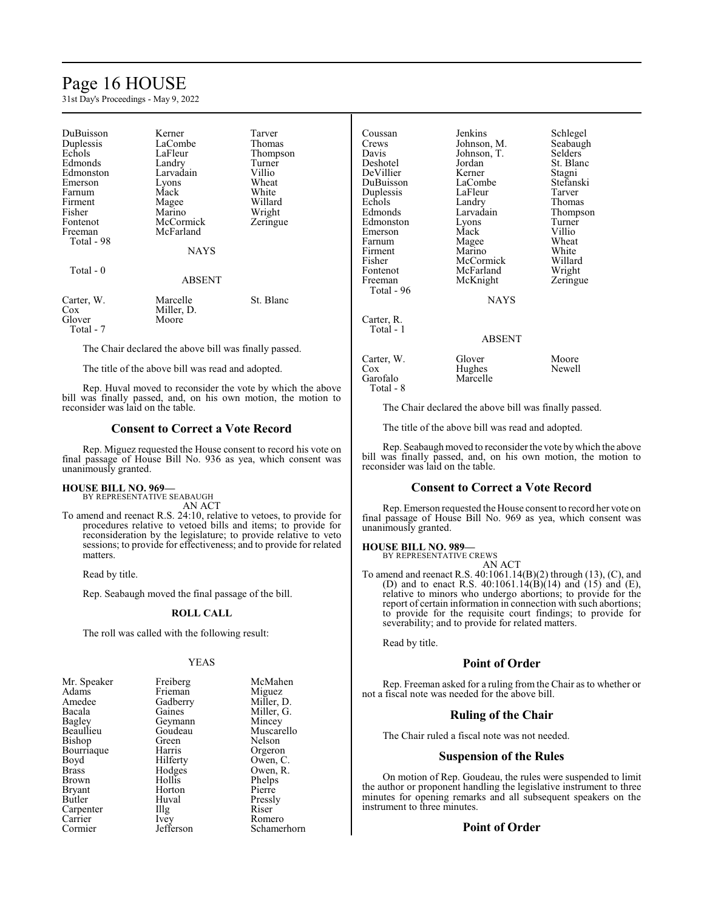| | | |
|---|---|---|
| DuBuisson | Kerner | Tarver |
| Duplessis | LaCombe | Thomas |
| Echols | LaFleur | Thompson |
| Edmonds | Landry | Turner |
| Edmonston | Larvadain | Villio |
| Emerson | Lyons | Wheat |
| Farnum | Mack | White |
| Firment | Magee | Willard |
| Fisher | Marino | Wright |
| Fontenot | McCormick | Zeringue |
| Freeman | McFarland | |
| Total - 98 | | |

NAYS

Total - 0

ABSENT

| | | |
|---|---|---|
| Carter, W. | Marcelle | St. Blanc |
| Cox | Miller, D. | |
| Glover | Moore | |
| Total - 7 | | |

The Chair declared the above bill was finally passed.

The title of the above bill was read and adopted.

Rep. Huval moved to reconsider the vote by which the above bill was finally passed, and, on his own motion, the motion to reconsider was laid on the table.

## Consent to Correct a Vote Record

Rep. Miguez requested the House consent to record his vote on final passage of House Bill No. 936 as yea, which consent was unanimously granted.

**HOUSE BILL NO. 969—**
BY REPRESENTATIVE SEABAUGH
AN ACT

To amend and reenact R.S. 24:10, relative to vetoes, to provide for procedures relative to vetoed bills and items; to provide for reconsideration by the legislature; to provide relative to veto sessions; to provide for effectiveness; and to provide for related matters.

Read by title.

Rep. Seabaugh moved the final passage of the bill.

**ROLL CALL**

The roll was called with the following result:

YEAS

| | | |
|---|---|---|
| Mr. Speaker | Freiberg | McMahen |
| Adams | Frieman | Miguez |
| Amedee | Gadberry | Miller, D. |
| Bacala | Gaines | Miller, G. |
| Bagley | Geymann | Mincey |
| Beaullieu | Goudeau | Muscarello |
| Bishop | Green | Nelson |
| Bourriaque | Harris | Orgeron |
| Boyd | Hilferty | Owen, C. |
| Brass | Hodges | Owen, R. |
| Brown | Hollis | Phelps |
| Bryant | Horton | Pierre |
| Butler | Huval | Pressly |
| Carpenter | Illg | Riser |
| Carrier | Ivey | Romero |
| Cormier | Jefferson | Schamerhorn |
| Coussan | Jenkins | Schlegel |
| Crews | Johnson, M. | Seabaugh |
| Davis | Johnson, T. | Selders |
| Deshotel | Jordan | St. Blanc |
| DeVillier | Kerner | Stagni |
| DuBuisson | LaCombe | Stefanski |
| Duplessis | LaFleur | Tarver |
| Echols | Landry | Thomas |
| Edmonds | Larvadain | Thompson |
| Edmonston | Lyons | Turner |
| Emerson | Mack | Villio |
| Farnum | Magee | Wheat |
| Firment | Marino | White |
| Fisher | McCormick | Willard |
| Fontenot | McFarland | Wright |
| Freeman | McKnight | Zeringue |
| Total - 96 | | |

NAYS

Carter, R.
Total - 1

ABSENT

| | | |
|---|---|---|
| Carter, W. | Glover | Moore |
| Cox | Hughes | Newell |
| Garofalo | Marcelle | |
| Total - 8 | | |

The Chair declared the above bill was finally passed.

The title of the above bill was read and adopted.

Rep. Seabaugh moved to reconsider the vote by which the above bill was finally passed, and, on his own motion, the motion to reconsider was laid on the table.

## Consent to Correct a Vote Record

Rep. Emerson requested the House consent to record her vote on final passage of House Bill No. 969 as yea, which consent was unanimously granted.

**HOUSE BILL NO. 989—**
BY REPRESENTATIVE CREWS
AN ACT

To amend and reenact R.S. 40:1061.14(B)(2) through (13), (C), and (D) and to enact R.S. 40:1061.14(B)(14) and (15) and (E), relative to minors who undergo abortions; to provide for the report of certain information in connection with such abortions; to provide for the requisite court findings; to provide for severability; and to provide for related matters.

Read by title.

## Point of Order

Rep. Freeman asked for a ruling from the Chair as to whether or not a fiscal note was needed for the above bill.

## Ruling of the Chair

The Chair ruled a fiscal note was not needed.

## Suspension of the Rules

On motion of Rep. Goudeau, the rules were suspended to limit the author or proponent handling the legislative instrument to three minutes for opening remarks and all subsequent speakers on the instrument to three minutes.

## Point of Order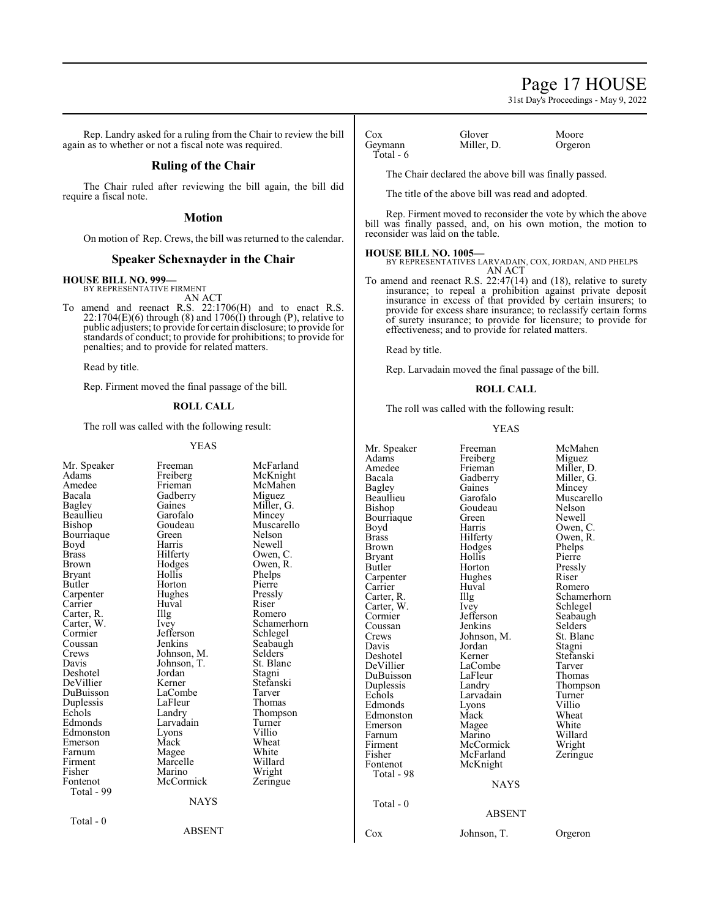Rep. Landry asked for a ruling from the Chair to review the bill again as to whether or not a fiscal note was required.

## Ruling of the Chair

The Chair ruled after reviewing the bill again, the bill did require a fiscal note.

## Motion

On motion of Rep. Crews, the bill was returned to the calendar.

## Speaker Schexnayder in the Chair

**HOUSE BILL NO. 999—**
BY REPRESENTATIVE FIRMENT
AN ACT

To amend and reenact R.S. 22:1706(H) and to enact R.S. 22:1704(E)(6) through (8) and 1706(I) through (P), relative to public adjusters; to provide for certain disclosure; to provide for standards of conduct; to provide for prohibitions; to provide for penalties; and to provide for related matters.

Read by title.

Rep. Firment moved the final passage of the bill.

**ROLL CALL**

The roll was called with the following result:

YEAS

| | | |
|---|---|---|
| Mr. Speaker | Freeman | McFarland |
| Adams | Freiberg | McKnight |
| Amedee | Frieman | McMahen |
| Bacala | Gadberry | Miguez |
| Bagley | Gaines | Miller, G. |
| Beaullieu | Garofalo | Mincey |
| Bishop | Goudeau | Muscarello |
| Bourriaque | Green | Nelson |
| Boyd | Harris | Newell |
| Brass | Hilferty | Owen, C. |
| Brown | Hodges | Owen, R. |
| Bryant | Hollis | Phelps |
| Butler | Horton | Pierre |
| Carpenter | Hughes | Pressly |
| Carrier | Huval | Riser |
| Carter, R. | Illg | Romero |
| Carter, W. | Ivey | Schamerhorn |
| Cormier | Jefferson | Schlegel |
| Coussan | Jenkins | Seabaugh |
| Crews | Johnson, M. | Selders |
| Davis | Johnson, T. | St. Blanc |
| Deshotel | Jordan | Stagni |
| DeVillier | Kerner | Stefanski |
| DuBuisson | LaCombe | Tarver |
| Duplessis | LaFleur | Thomas |
| Echols | Landry | Thompson |
| Edmonds | Larvadain | Turner |
| Edmonston | Lyons | Villio |
| Emerson | Mack | Wheat |
| Farnum | Magee | White |
| Firment | Marcelle | Willard |
| Fisher | Marino | Wright |
| Fontenot | McCormick | Zeringue |

Total - 99

NAYS

Total - 0

ABSENT

| | | |
|---|---|---|
| Cox | Glover | Moore |
| Geymann | Miller, D. | Orgeron |

Total - 6

The Chair declared the above bill was finally passed.

The title of the above bill was read and adopted.

Rep. Firment moved to reconsider the vote by which the above bill was finally passed, and, on his own motion, the motion to reconsider was laid on the table.

**HOUSE BILL NO. 1005—**
BY REPRESENTATIVES LARVADAIN, COX, JORDAN, AND PHELPS
AN ACT

To amend and reenact R.S. 22:47(14) and (18), relative to surety insurance; to repeal a prohibition against private deposit insurance in excess of that provided by certain insurers; to provide for excess share insurance; to reclassify certain forms of surety insurance; to provide for licensure; to provide for effectiveness; and to provide for related matters.

Read by title.

Rep. Larvadain moved the final passage of the bill.

**ROLL CALL**

The roll was called with the following result:

YEAS

| | | |
|---|---|---|
| Mr. Speaker | Freeman | McMahen |
| Adams | Freiberg | Miguez |
| Amedee | Frieman | Miller, D. |
| Bacala | Gadberry | Miller, G. |
| Bagley | Gaines | Mincey |
| Beaullieu | Garofalo | Muscarello |
| Bishop | Goudeau | Nelson |
| Bourriaque | Green | Newell |
| Boyd | Harris | Owen, C. |
| Brass | Hilferty | Owen, R. |
| Brown | Hodges | Phelps |
| Bryant | Hollis | Pierre |
| Butler | Horton | Pressly |
| Carpenter | Hughes | Riser |
| Carrier | Huval | Romero |
| Carter, R. | Illg | Schamerhorn |
| Carter, W. | Ivey | Schlegel |
| Cormier | Jefferson | Seabaugh |
| Coussan | Jenkins | Selders |
| Crews | Johnson, M. | St. Blanc |
| Davis | Jordan | Stagni |
| Deshotel | Kerner | Stefanski |
| DeVillier | LaCombe | Tarver |
| DuBuisson | LaFleur | Thomas |
| Duplessis | Landry | Thompson |
| Echols | Larvadain | Turner |
| Edmonds | Lyons | Villio |
| Edmonston | Mack | Wheat |
| Emerson | Magee | White |
| Farnum | Marino | Willard |
| Firment | McCormick | Wright |
| Fisher | McFarland | Zeringue |
| Fontenot | McKnight | |

Total - 98

NAYS

Total - 0

ABSENT

| | | |
|---|---|---|
| Cox | Johnson, T. | Orgeron |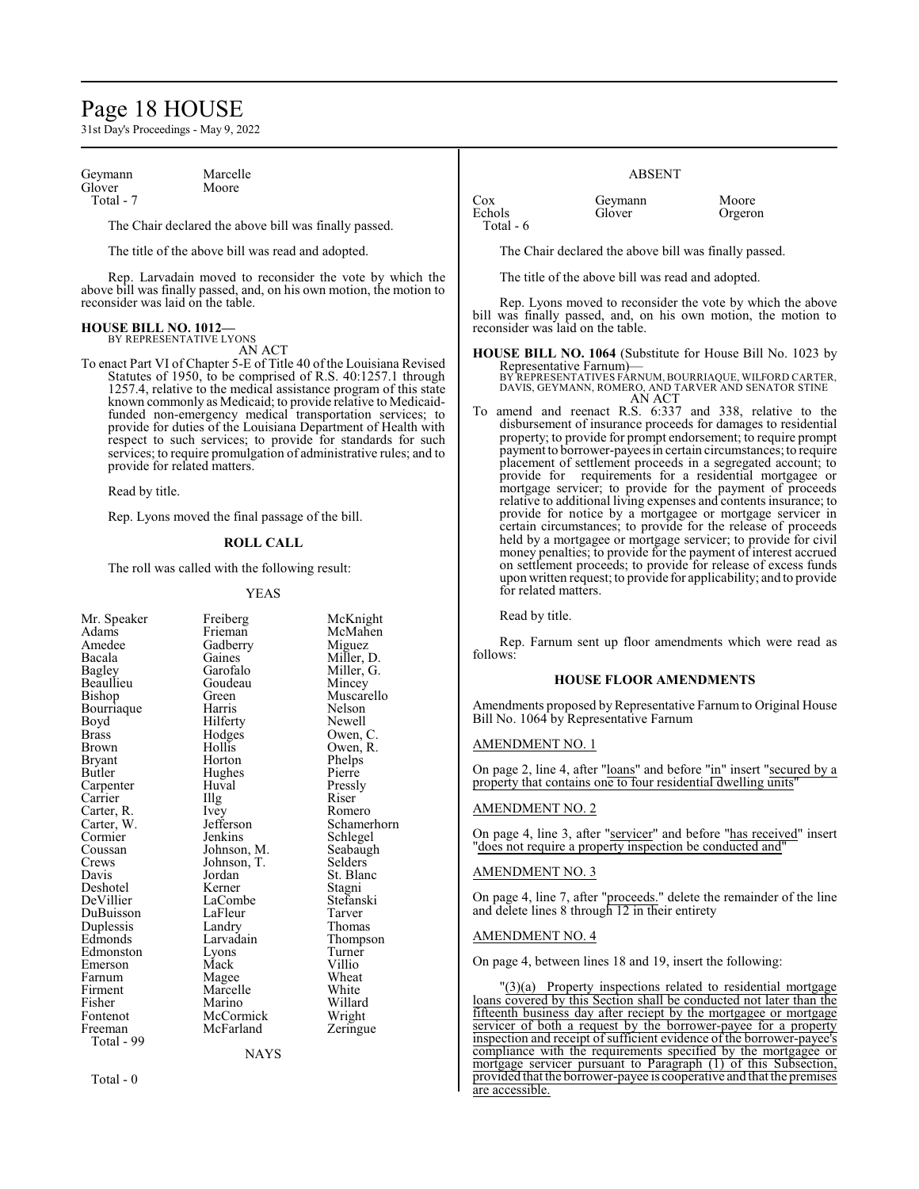| | |
|---|---|
| Geymann | Marcelle |
| Glover | Moore |

Total - 7

The Chair declared the above bill was finally passed.

The title of the above bill was read and adopted.

Rep. Larvadain moved to reconsider the vote by which the above bill was finally passed, and, on his own motion, the motion to reconsider was laid on the table.

**HOUSE BILL NO. 1012—**
BY REPRESENTATIVE LYONS

AN ACT

To enact Part VI of Chapter 5-E of Title 40 of the Louisiana Revised Statutes of 1950, to be comprised of R.S. 40:1257.1 through 1257.4, relative to the medical assistance program of this state known commonly as Medicaid; to provide relative to Medicaid-funded non-emergency medical transportation services; to provide for duties of the Louisiana Department of Health with respect to such services; to provide for standards for such services; to require promulgation of administrative rules; and to provide for related matters.

Read by title.

Rep. Lyons moved the final passage of the bill.

**ROLL CALL**

The roll was called with the following result:

YEAS

| | | |
|---|---|---|
| Mr. Speaker | Freiberg | McKnight |
| Adams | Frieman | McMahen |
| Amedee | Gadberry | Miguez |
| Bacala | Gaines | Miller, D. |
| Bagley | Garofalo | Miller, G. |
| Beaullieu | Goudeau | Mincey |
| Bishop | Green | Muscarello |
| Bourriaque | Harris | Nelson |
| Boyd | Hilferty | Newell |
| Brass | Hodges | Owen, C. |
| Brown | Hollis | Owen, R. |
| Bryant | Horton | Phelps |
| Butler | Hughes | Pierre |
| Carpenter | Huval | Pressly |
| Carrier | Illg | Riser |
| Carter, R. | Ivey | Romero |
| Carter, W. | Jefferson | Schamerhorn |
| Cormier | Jenkins | Schlegel |
| Coussan | Johnson, M. | Seabaugh |
| Crews | Johnson, T. | Selders |
| Davis | Jordan | St. Blanc |
| Deshotel | Kerner | Stagni |
| DeVillier | LaCombe | Stefanski |
| DuBuisson | LaFleur | Tarver |
| Duplessis | Landry | Thomas |
| Edmonds | Larvadain | Thompson |
| Edmonston | Lyons | Turner |
| Emerson | Mack | Villio |
| Farnum | Magee | Wheat |
| Firment | Marcelle | White |
| Fisher | Marino | Willard |
| Fontenot | McCormick | Wright |
| Freeman | McFarland | Zeringue |

Total - 99

NAYS

Total - 0

ABSENT

| | | |
|---|---|---|
| Cox | Geymann | Moore |
| Echols | Glover | Orgeron |

Total - 6

The Chair declared the above bill was finally passed.

The title of the above bill was read and adopted.

Rep. Lyons moved to reconsider the vote by which the above bill was finally passed, and, on his own motion, the motion to reconsider was laid on the table.

**HOUSE BILL NO. 1064** (Substitute for House Bill No. 1023 by Representative Farnum)—
BY REPRESENTATIVES FARNUM, BOURRIAQUE, WILFORD CARTER, DAVIS, GEYMANN, ROMERO, AND TARVER AND SENATOR STINE

AN ACT

To amend and reenact R.S. 6:337 and 338, relative to the disbursement of insurance proceeds for damages to residential property; to provide for prompt endorsement; to require prompt payment to borrower-payees in certain circumstances; to require placement of settlement proceeds in a segregated account; to provide for requirements for a residential mortgagee or mortgage servicer; to provide for the payment of proceeds relative to additional living expenses and contents insurance; to provide for notice by a mortgagee or mortgage servicer in certain circumstances; to provide for the release of proceeds held by a mortgagee or mortgage servicer; to provide for civil money penalties; to provide for the payment of interest accrued on settlement proceeds; to provide for release of excess funds upon written request; to provide for applicability; and to provide for related matters.

Read by title.

Rep. Farnum sent up floor amendments which were read as follows:

**HOUSE FLOOR AMENDMENTS**

Amendments proposed by Representative Farnum to Original House Bill No. 1064 by Representative Farnum

AMENDMENT NO. 1

On page 2, line 4, after "loans" and before "in" insert "secured by a property that contains one to four residential dwelling units"

AMENDMENT NO. 2

On page 4, line 3, after "servicer" and before "has received" insert "does not require a property inspection be conducted and"

AMENDMENT NO. 3

On page 4, line 7, after "proceeds." delete the remainder of the line and delete lines 8 through 12 in their entirety

AMENDMENT NO. 4

On page 4, between lines 18 and 19, insert the following:

"(3)(a) Property inspections related to residential mortgage loans covered by this Section shall be conducted not later than the fifteenth business day after reciept by the mortgagee or mortgage servicer of both a request by the borrower-payee for a property inspection and receipt of sufficient evidence of the borrower-payee's compliance with the requirements specified by the mortgagee or mortgage servicer pursuant to Paragraph (1) of this Subsection, provided that the borrower-payee is cooperative and that the premises are accessible.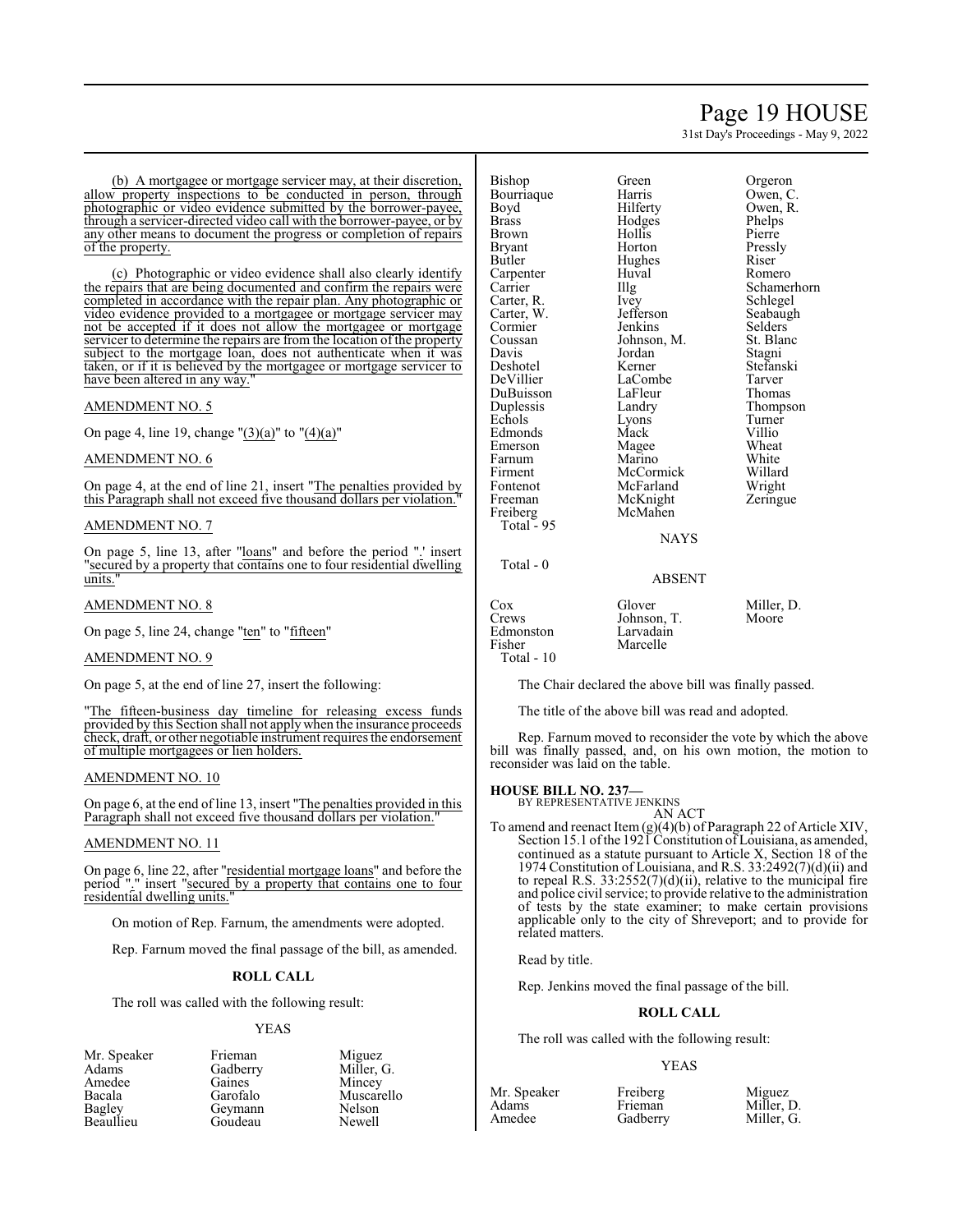(b) A mortgagee or mortgage servicer may, at their discretion, allow property inspections to be conducted in person, through photographic or video evidence submitted by the borrower-payee, through a servicer-directed video call with the borrower-payee, or by any other means to document the progress or completion of repairs of the property.

(c) Photographic or video evidence shall also clearly identify the repairs that are being documented and confirm the repairs were completed in accordance with the repair plan. Any photographic or video evidence provided to a mortgagee or mortgage servicer may not be accepted if it does not allow the mortgagee or mortgage servicer to determine the repairs are from the location of the property subject to the mortgage loan, does not authenticate when it was taken, or if it is believed by the mortgagee or mortgage servicer to have been altered in any way."

AMENDMENT NO. 5

On page 4, line 19, change "(3)(a)" to "(4)(a)"

AMENDMENT NO. 6

On page 4, at the end of line 21, insert "The penalties provided by this Paragraph shall not exceed five thousand dollars per violation."

AMENDMENT NO. 7

On page 5, line 13, after "loans" and before the period "." insert "secured by a property that contains one to four residential dwelling units."

AMENDMENT NO. 8

On page 5, line 24, change "ten" to "fifteen"

AMENDMENT NO. 9

On page 5, at the end of line 27, insert the following:

"The fifteen-business day timeline for releasing excess funds provided by this Section shall not apply when the insurance proceeds check, draft, or other negotiable instrument requires the endorsement of multiple mortgagees or lien holders.

AMENDMENT NO. 10

On page 6, at the end of line 13, insert "The penalties provided in this Paragraph shall not exceed five thousand dollars per violation."

AMENDMENT NO. 11

On page 6, line 22, after "residential mortgage loans" and before the period "." insert "secured by a property that contains one to four residential dwelling units."

On motion of Rep. Farnum, the amendments were adopted.

Rep. Farnum moved the final passage of the bill, as amended.

**ROLL CALL**

The roll was called with the following result:

YEAS

| | | |
|---|---|---|
| Mr. Speaker | Frieman | Miguez |
| Adams | Gadberry | Miller, G. |
| Amedee | Gaines | Mincey |
| Bacala | Garofalo | Muscarello |
| Bagley | Geymann | Nelson |
| Beaullieu | Goudeau | Newell |
| Bishop | Green | Orgeron |
| Bourriaque | Harris | Owen, C. |
| Boyd | Hilferty | Owen, R. |
| Brass | Hodges | Phelps |
| Brown | Hollis | Pierre |
| Bryant | Horton | Pressly |
| Butler | Hughes | Riser |
| Carpenter | Huval | Romero |
| Carrier | Illg | Schamerhorn |
| Carter, R. | Ivey | Schlegel |
| Carter, W. | Jefferson | Seabaugh |
| Cormier | Jenkins | Selders |
| Coussan | Johnson, M. | St. Blanc |
| Davis | Jordan | Stagni |
| Deshotel | Kerner | Stefanski |
| DeVillier | LaCombe | Tarver |
| DuBuisson | LaFleur | Thomas |
| Duplessis | Landry | Thompson |
| Echols | Lyons | Turner |
| Edmonds | Mack | Villio |
| Emerson | Magee | Wheat |
| Farnum | Marino | White |
| Firment | McCormick | Willard |
| Fontenot | McFarland | Wright |
| Freeman | McKnight | Zeringue |
| Freiberg | McMahen | |

Total - 95

NAYS

Total - 0

ABSENT

| | | |
|---|---|---|
| Cox | Glover | Miller, D. |
| Crews | Johnson, T. | Moore |
| Edmonston | Larvadain | |
| Fisher | Marcelle | |

Total - 10

The Chair declared the above bill was finally passed.

The title of the above bill was read and adopted.

Rep. Farnum moved to reconsider the vote by which the above bill was finally passed, and, on his own motion, the motion to reconsider was laid on the table.

**HOUSE BILL NO. 237—**
BY REPRESENTATIVE JENKINS
AN ACT

To amend and reenact Item (g)(4)(b) of Paragraph 22 of Article XIV, Section 15.1 of the 1921 Constitution of Louisiana, as amended, continued as a statute pursuant to Article X, Section 18 of the 1974 Constitution of Louisiana, and R.S. 33:2492(7)(d)(ii) and to repeal R.S. 33:2552(7)(d)(ii), relative to the municipal fire and police civil service; to provide relative to the administration of tests by the state examiner; to make certain provisions applicable only to the city of Shreveport; and to provide for related matters.

Read by title.

Rep. Jenkins moved the final passage of the bill.

**ROLL CALL**

The roll was called with the following result:

YEAS

| | | |
|---|---|---|
| Mr. Speaker | Freiberg | Miguez |
| Adams | Frieman | Miller, D. |
| Amedee | Gadberry | Miller, G. |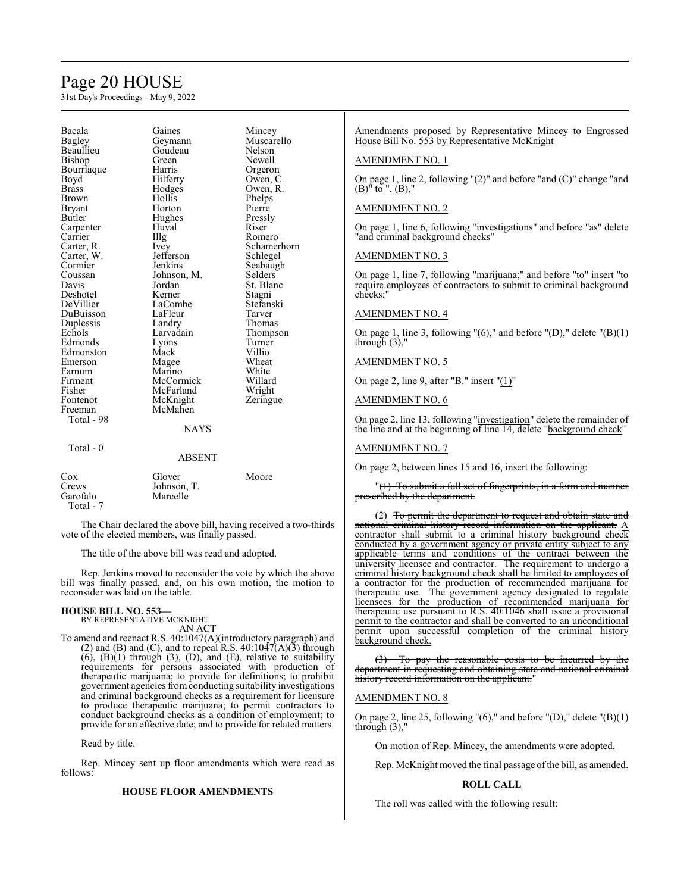| | | |
|---|---|---|
| Bacala | Gaines | Mincey |
| Bagley | Geymann | Muscarello |
| Beaullieu | Goudeau | Nelson |
| Bishop | Green | Newell |
| Bourriaque | Harris | Orgeron |
| Boyd | Hilferty | Owen, C. |
| Brass | Hodges | Owen, R. |
| Brown | Hollis | Phelps |
| Bryant | Horton | Pierre |
| Butler | Hughes | Pressly |
| Carpenter | Huval | Riser |
| Carrier | Illg | Romero |
| Carter, R. | Ivey | Schamerhorn |
| Carter, W. | Jefferson | Schlegel |
| Cormier | Jenkins | Seabaugh |
| Coussan | Johnson, M. | Selders |
| Davis | Jordan | St. Blanc |
| Deshotel | Kerner | Stagni |
| DeVillier | LaCombe | Stefanski |
| DuBuisson | LaFleur | Tarver |
| Duplessis | Landry | Thomas |
| Echols | Larvadain | Thompson |
| Edmonds | Lyons | Turner |
| Edmonston | Mack | Villio |
| Emerson | Magee | Wheat |
| Farnum | Marino | White |
| Firment | McCormick | Willard |
| Fisher | McFarland | Wright |
| Fontenot | McKnight | Zeringue |
| Freeman | McMahen | |

Total - 98

NAYS

Total - 0

ABSENT

| | | |
|---|---|---|
| Cox | Glover | Moore |
| Crews | Johnson, T. | |
| Garofalo | Marcelle | |

Total - 7

The Chair declared the above bill, having received a two-thirds vote of the elected members, was finally passed.

The title of the above bill was read and adopted.

Rep. Jenkins moved to reconsider the vote by which the above bill was finally passed, and, on his own motion, the motion to reconsider was laid on the table.

**HOUSE BILL NO. 553—**
BY REPRESENTATIVE MCKNIGHT

AN ACT

To amend and reenact R.S. 40:1047(A)(introductory paragraph) and (2) and (B) and (C), and to repeal R.S. 40:1047(A)(3) through (6), (B)(1) through (3), (D), and (E), relative to suitability requirements for persons associated with production of therapeutic marijuana; to provide for definitions; to prohibit government agencies from conducting suitability investigations and criminal background checks as a requirement for licensure to produce therapeutic marijuana; to permit contractors to conduct background checks as a condition of employment; to provide for an effective date; and to provide for related matters.

Read by title.

Rep. Mincey sent up floor amendments which were read as follows:

**HOUSE FLOOR AMENDMENTS**

Amendments proposed by Representative Mincey to Engrossed House Bill No. 553 by Representative McKnight

AMENDMENT NO. 1

On page 1, line 2, following "(2)" and before "and (C)" change "and (B)" to ", (B),"

AMENDMENT NO. 2

On page 1, line 6, following "investigations" and before "as" delete "and criminal background checks"

AMENDMENT NO. 3

On page 1, line 7, following "marijuana;" and before "to" insert "to require employees of contractors to submit to criminal background checks;"

AMENDMENT NO. 4

On page 1, line 3, following "(6)," and before "(D)," delete "(B)(1) through (3),"

AMENDMENT NO. 5

On page 2, line 9, after "B." insert "(1)"

AMENDMENT NO. 6

On page 2, line 13, following "investigation" delete the remainder of the line and at the beginning of line 14, delete "background check"

AMENDMENT NO. 7

On page 2, between lines 15 and 16, insert the following:

"~~(1) To submit a full set of fingerprints, in a form and manner prescribed by the department.~~

(2) ~~To permit the department to request and obtain state and national criminal history record information on the applicant.~~ A contractor shall submit to a criminal history background check conducted by a government agency or private entity subject to any applicable terms and conditions of the contract between the university licensee and contractor. The requirement to undergo a criminal history background check shall be limited to employees of a contractor for the production of recommended marijuana for therapeutic use. The government agency designated to regulate licensees for the production of recommended marijuana for therapeutic use pursuant to R.S. 40:1046 shall issue a provisional permit to the contractor and shall be converted to an unconditional permit upon successful completion of the criminal history background check.

~~(3) To pay the reasonable costs to be incurred by the department in requesting and obtaining state and national criminal history record information on the applicant.~~"

AMENDMENT NO. 8

On page 2, line 25, following "(6)," and before "(D)," delete "(B)(1) through (3),"

On motion of Rep. Mincey, the amendments were adopted.

Rep. McKnight moved the final passage of the bill, as amended.

**ROLL CALL**

The roll was called with the following result: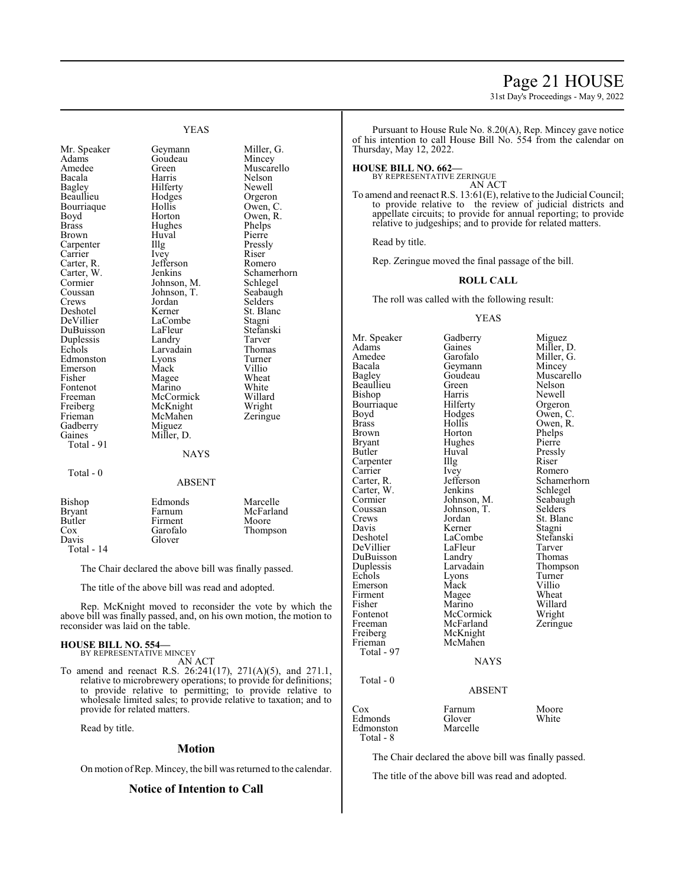YEAS

| | | |
|---|---|---|
| Mr. Speaker | Geymann | Miller, G. |
| Adams | Goudeau | Mincey |
| Amedee | Green | Muscarello |
| Bacala | Harris | Nelson |
| Bagley | Hilferty | Newell |
| Beaullieu | Hodges | Orgeron |
| Bourriaque | Hollis | Owen, C. |
| Boyd | Horton | Owen, R. |
| Brass | Hughes | Phelps |
| Brown | Huval | Pierre |
| Carpenter | Illg | Pressly |
| Carrier | Ivey | Riser |
| Carter, R. | Jefferson | Romero |
| Carter, W. | Jenkins | Schamerhorn |
| Cormier | Johnson, M. | Schlegel |
| Coussan | Johnson, T. | Seabaugh |
| Crews | Jordan | Selders |
| Deshotel | Kerner | St. Blanc |
| DeVillier | LaCombe | Stagni |
| DuBuisson | LaFleur | Stefanski |
| Duplessis | Landry | Tarver |
| Echols | Larvadain | Thomas |
| Edmonston | Lyons | Turner |
| Emerson | Mack | Villio |
| Fisher | Magee | Wheat |
| Fontenot | Marino | White |
| Freeman | McCormick | Willard |
| Freiberg | McKnight | Wright |
| Frieman | McMahen | Zeringue |
| Gadberry | Miguez | |
| Gaines | Miller, D. | |

Total - 91

NAYS

Total - 0

ABSENT

| | | |
|---|---|---|
| Bishop | Edmonds | Marcelle |
| Bryant | Farnum | McFarland |
| Butler | Firment | Moore |
| Cox | Garofalo | Thompson |
| Davis | Glover | |

Total - 14

The Chair declared the above bill was finally passed.

The title of the above bill was read and adopted.

Rep. McKnight moved to reconsider the vote by which the above bill was finally passed, and, on his own motion, the motion to reconsider was laid on the table.

**HOUSE BILL NO. 554—**
BY REPRESENTATIVE MINCEY
AN ACT

To amend and reenact R.S. 26:241(17), 271(A)(5), and 271.1, relative to microbrewery operations; to provide for definitions; to provide relative to permitting; to provide relative to wholesale limited sales; to provide relative to taxation; and to provide for related matters.

Read by title.

## Motion

On motion of Rep. Mincey, the bill was returned to the calendar.

## Notice of Intention to Call

Pursuant to House Rule No. 8.20(A), Rep. Mincey gave notice of his intention to call House Bill No. 554 from the calendar on Thursday, May 12, 2022.

**HOUSE BILL NO. 662—**
BY REPRESENTATIVE ZERINGUE
AN ACT

To amend and reenact R.S. 13:61(E), relative to the Judicial Council; to provide relative to the review of judicial districts and appellate circuits; to provide for annual reporting; to provide relative to judgeships; and to provide for related matters.

Read by title.

Rep. Zeringue moved the final passage of the bill.

## ROLL CALL

The roll was called with the following result:

YEAS

| | | |
|---|---|---|
| Mr. Speaker | Gadberry | Miguez |
| Adams | Gaines | Miller, D. |
| Amedee | Garofalo | Miller, G. |
| Bacala | Geymann | Mincey |
| Bagley | Goudeau | Muscarello |
| Beaullieu | Green | Nelson |
| Bishop | Harris | Newell |
| Bourriaque | Hilferty | Orgeron |
| Boyd | Hodges | Owen, C. |
| Brass | Hollis | Owen, R. |
| Brown | Horton | Phelps |
| Bryant | Hughes | Pierre |
| Butler | Huval | Pressly |
| Carpenter | Illg | Riser |
| Carrier | Ivey | Romero |
| Carter, R. | Jefferson | Schamerhorn |
| Carter, W. | Jenkins | Schlegel |
| Cormier | Johnson, M. | Seabaugh |
| Coussan | Johnson, T. | Selders |
| Crews | Jordan | St. Blanc |
| Davis | Kerner | Stagni |
| Deshotel | LaCombe | Stefanski |
| DeVillier | LaFleur | Tarver |
| DuBuisson | Landry | Thomas |
| Duplessis | Larvadain | Thompson |
| Echols | Lyons | Turner |
| Emerson | Mack | Villio |
| Firment | Magee | Wheat |
| Fisher | Marino | Willard |
| Fontenot | McCormick | Wright |
| Freeman | McFarland | Zeringue |
| Freiberg | McKnight | |
| Frieman | McMahen | |

Total - 97

NAYS

Total - 0

ABSENT

| | | |
|---|---|---|
| Cox | Farnum | Moore |
| Edmonds | Glover | White |
| Edmonston | Marcelle | |

Total - 8

The Chair declared the above bill was finally passed.

The title of the above bill was read and adopted.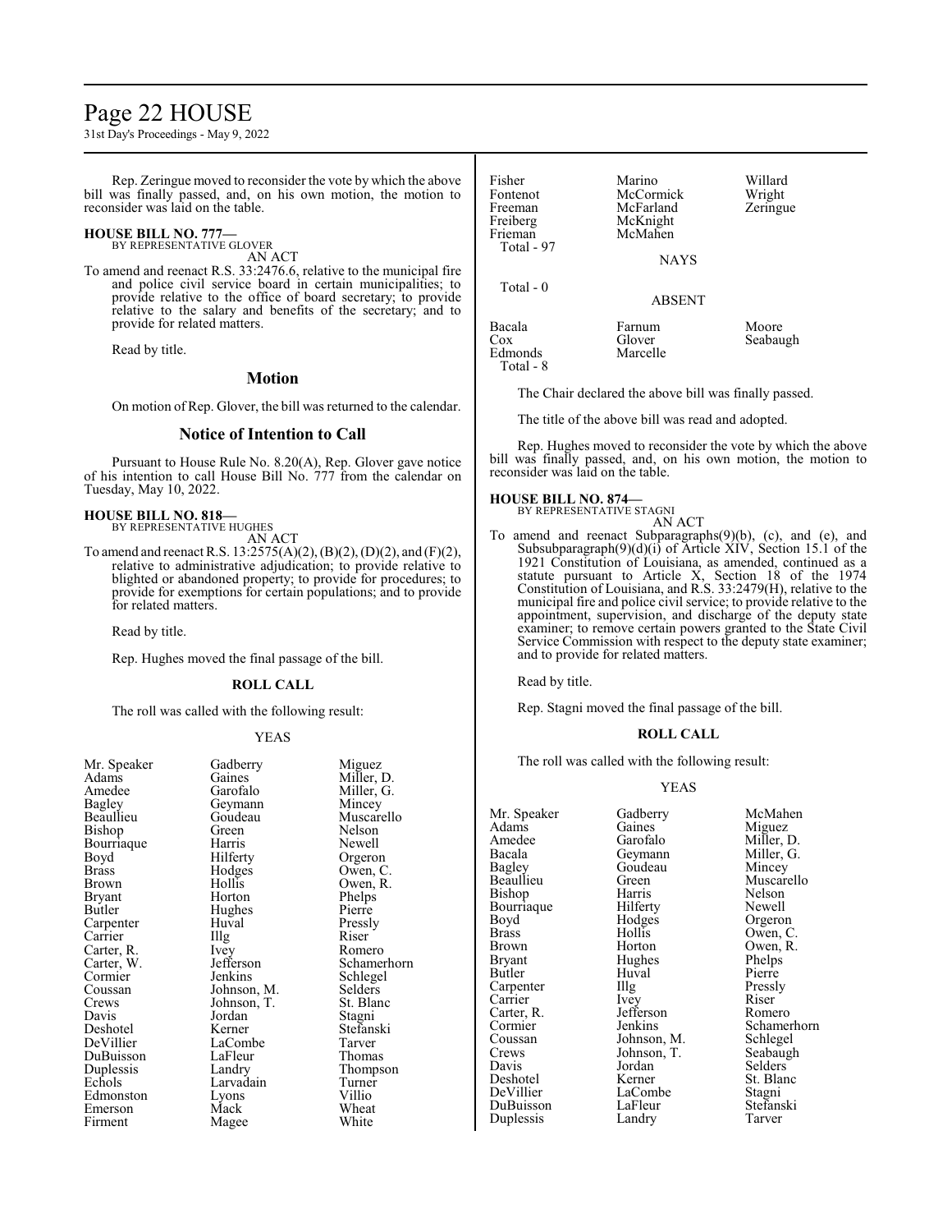Rep. Zeringue moved to reconsider the vote by which the above bill was finally passed, and, on his own motion, the motion to reconsider was laid on the table.

**HOUSE BILL NO. 777—**
BY REPRESENTATIVE GLOVER
AN ACT

To amend and reenact R.S. 33:2476.6, relative to the municipal fire and police civil service board in certain municipalities; to provide relative to the office of board secretary; to provide relative to the salary and benefits of the secretary; and to provide for related matters.

Read by title.

## Motion

On motion of Rep. Glover, the bill was returned to the calendar.

## Notice of Intention to Call

Pursuant to House Rule No. 8.20(A), Rep. Glover gave notice of his intention to call House Bill No. 777 from the calendar on Tuesday, May 10, 2022.

**HOUSE BILL NO. 818—**
BY REPRESENTATIVE HUGHES
AN ACT

To amend and reenact R.S. 13:2575(A)(2), (B)(2), (D)(2), and (F)(2), relative to administrative adjudication; to provide relative to blighted or abandoned property; to provide for procedures; to provide for exemptions for certain populations; and to provide for related matters.

Read by title.

Rep. Hughes moved the final passage of the bill.

**ROLL CALL**

The roll was called with the following result:

YEAS

| | | |
|---|---|---|
| Mr. Speaker | Gadberry | Miguez |
| Adams | Gaines | Miller, D. |
| Amedee | Garofalo | Miller, G. |
| Bagley | Geymann | Mincey |
| Beaullieu | Goudeau | Muscarello |
| Bishop | Green | Nelson |
| Bourriaque | Harris | Newell |
| Boyd | Hilferty | Orgeron |
| Brass | Hodges | Owen, C. |
| Brown | Hollis | Owen, R. |
| Bryant | Horton | Phelps |
| Butler | Hughes | Pierre |
| Carpenter | Huval | Pressly |
| Carrier | Illg | Riser |
| Carter, R. | Ivey | Romero |
| Carter, W. | Jefferson | Schamerhorn |
| Cormier | Jenkins | Schlegel |
| Coussan | Johnson, M. | Selders |
| Crews | Johnson, T. | St. Blanc |
| Davis | Jordan | Stagni |
| Deshotel | Kerner | Stefanski |
| DeVillier | LaCombe | Tarver |
| DuBuisson | LaFleur | Thomas |
| Duplessis | Landry | Thompson |
| Echols | Larvadain | Turner |
| Edmonston | Lyons | Villio |
| Emerson | Mack | Wheat |
| Firment | Magee | White |
| Fisher | Marino | Willard |
| Fontenot | McCormick | Wright |
| Freeman | McFarland | Zeringue |
| Freiberg | McKnight | |
| Frieman | McMahen | |

Total - 97

NAYS

Total - 0

ABSENT

| | | |
|---|---|---|
| Bacala | Farnum | Moore |
| Cox | Glover | Seabaugh |
| Edmonds | Marcelle | |

Total - 8

The Chair declared the above bill was finally passed.

The title of the above bill was read and adopted.

Rep. Hughes moved to reconsider the vote by which the above bill was finally passed, and, on his own motion, the motion to reconsider was laid on the table.

**HOUSE BILL NO. 874—**
BY REPRESENTATIVE STAGNI
AN ACT

To amend and reenact Subparagraphs(9)(b), (c), and (e), and Subsubparagraph(9)(d)(i) of Article XIV, Section 15.1 of the 1921 Constitution of Louisiana, as amended, continued as a statute pursuant to Article X, Section 18 of the 1974 Constitution of Louisiana, and R.S. 33:2479(H), relative to the municipal fire and police civil service; to provide relative to the appointment, supervision, and discharge of the deputy state examiner; to remove certain powers granted to the State Civil Service Commission with respect to the deputy state examiner; and to provide for related matters.

Read by title.

Rep. Stagni moved the final passage of the bill.

**ROLL CALL**

The roll was called with the following result:

YEAS

| | | |
|---|---|---|
| Mr. Speaker | Gadberry | McMahen |
| Adams | Gaines | Miguez |
| Amedee | Garofalo | Miller, D. |
| Bacala | Geymann | Miller, G. |
| Bagley | Goudeau | Mincey |
| Beaullieu | Green | Muscarello |
| Bishop | Harris | Nelson |
| Bourriaque | Hilferty | Newell |
| Boyd | Hodges | Orgeron |
| Brass | Hollis | Owen, C. |
| Brown | Horton | Owen, R. |
| Bryant | Hughes | Phelps |
| Butler | Huval | Pierre |
| Carpenter | Illg | Pressly |
| Carrier | Ivey | Riser |
| Carter, R. | Jefferson | Romero |
| Cormier | Jenkins | Schamerhorn |
| Coussan | Johnson, M. | Schlegel |
| Crews | Johnson, T. | Seabaugh |
| Davis | Jordan | Selders |
| Deshotel | Kerner | St. Blanc |
| DeVillier | LaCombe | Stagni |
| DuBuisson | LaFleur | Stefanski |
| Duplessis | Landry | Tarver |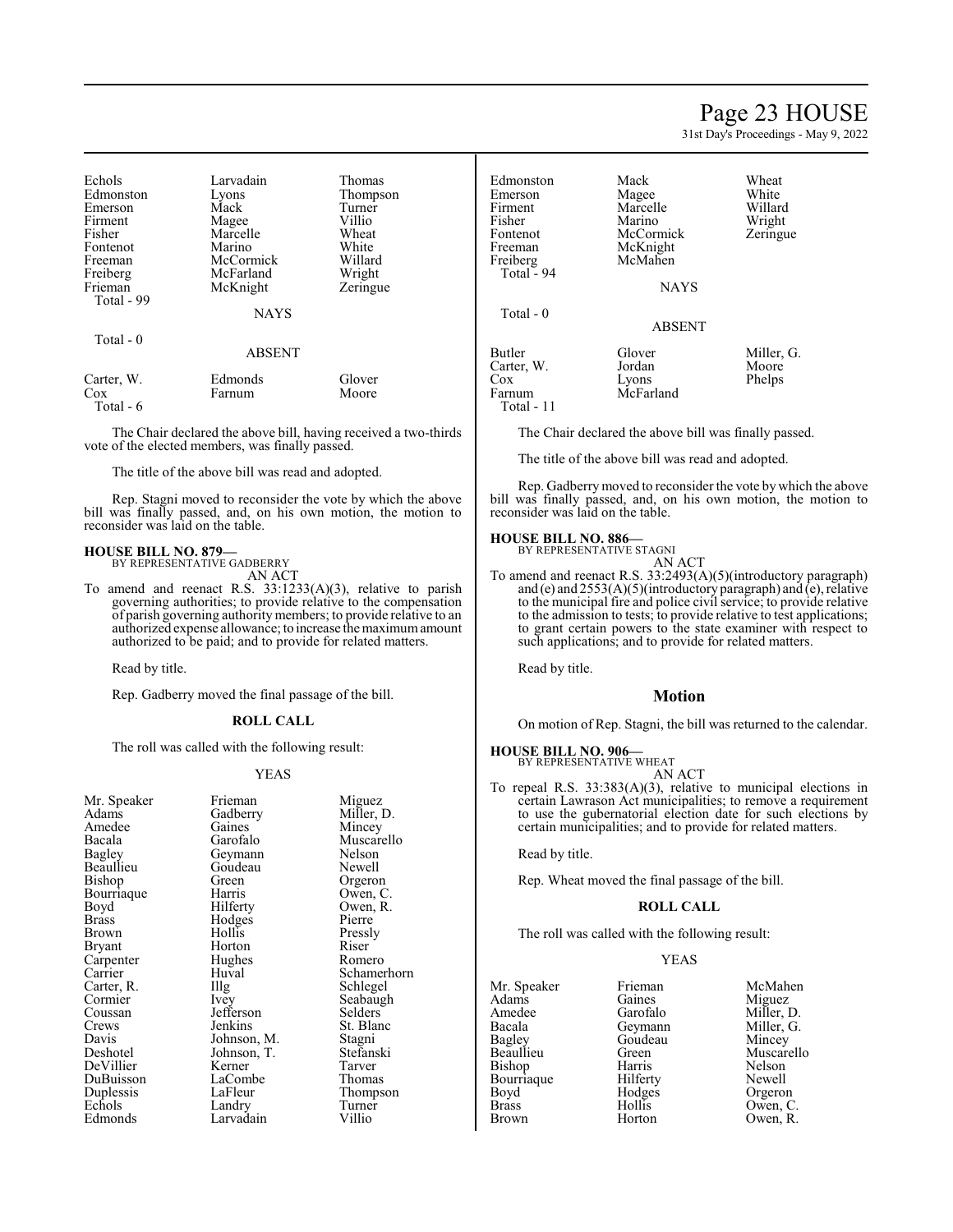| | | |
|---|---|---|
| Echols | Larvadain | Thomas |
| Edmonston | Lyons | Thompson |
| Emerson | Mack | Turner |
| Firment | Magee | Villio |
| Fisher | Marcelle | Wheat |
| Fontenot | Marino | White |
| Freeman | McCormick | Willard |
| Freiberg | McFarland | Wright |
| Frieman | McKnight | Zeringue |

Total - 99

NAYS

Total - 0

ABSENT

| | | |
|---|---|---|
| Carter, W. | Edmonds | Glover |
| Cox | Farnum | Moore |

Total - 6

The Chair declared the above bill, having received a two-thirds vote of the elected members, was finally passed.

The title of the above bill was read and adopted.

Rep. Stagni moved to reconsider the vote by which the above bill was finally passed, and, on his own motion, the motion to reconsider was laid on the table.

**HOUSE BILL NO. 879—**
BY REPRESENTATIVE GADBERRY
AN ACT

To amend and reenact R.S. 33:1233(A)(3), relative to parish governing authorities; to provide relative to the compensation of parish governing authority members; to provide relative to an authorized expense allowance; to increase the maximum amount authorized to be paid; and to provide for related matters.

Read by title.

Rep. Gadberry moved the final passage of the bill.

**ROLL CALL**

The roll was called with the following result:

YEAS

| | | |
|---|---|---|
| Mr. Speaker | Frieman | Miguez |
| Adams | Gadberry | Miller, D. |
| Amedee | Gaines | Mincey |
| Bacala | Garofalo | Muscarello |
| Bagley | Geymann | Nelson |
| Beaullieu | Goudeau | Newell |
| Bishop | Green | Orgeron |
| Bourriaque | Harris | Owen, C. |
| Boyd | Hilferty | Owen, R. |
| Brass | Hodges | Pierre |
| Brown | Hollis | Pressly |
| Bryant | Horton | Riser |
| Carpenter | Hughes | Romero |
| Carrier | Huval | Schamerhorn |
| Carter, R. | Illg | Schlegel |
| Cormier | Ivey | Seabaugh |
| Coussan | Jefferson | Selders |
| Crews | Jenkins | St. Blanc |
| Davis | Johnson, M. | Stagni |
| Deshotel | Johnson, T. | Stefanski |
| DeVillier | Kerner | Tarver |
| DuBuisson | LaCombe | Thomas |
| Duplessis | LaFleur | Thompson |
| Echols | Landry | Turner |
| Edmonds | Larvadain | Villio |
| Edmonston | Mack | Wheat |
| Emerson | Magee | White |
| Firment | Marcelle | Willard |
| Fisher | Marino | Wright |
| Fontenot | McCormick | Zeringue |
| Freeman | McKnight | |
| Freiberg | McMahen | |

Total - 94

NAYS

Total - 0

ABSENT

| | | |
|---|---|---|
| Butler | Glover | Miller, G. |
| Carter, W. | Jordan | Moore |
| Cox | Lyons | Phelps |
| Farnum | McFarland | |

Total - 11

The Chair declared the above bill was finally passed.

The title of the above bill was read and adopted.

Rep. Gadberry moved to reconsider the vote by which the above bill was finally passed, and, on his own motion, the motion to reconsider was laid on the table.

**HOUSE BILL NO. 886—**
BY REPRESENTATIVE STAGNI
AN ACT

To amend and reenact R.S. 33:2493(A)(5)(introductory paragraph) and (e) and 2553(A)(5)(introductory paragraph) and (e), relative to the municipal fire and police civil service; to provide relative to the admission to tests; to provide relative to test applications; to grant certain powers to the state examiner with respect to such applications; and to provide for related matters.

Read by title.

## Motion

On motion of Rep. Stagni, the bill was returned to the calendar.

**HOUSE BILL NO. 906—**
BY REPRESENTATIVE WHEAT
AN ACT

To repeal R.S. 33:383(A)(3), relative to municipal elections in certain Lawrason Act municipalities; to remove a requirement to use the gubernatorial election date for such elections by certain municipalities; and to provide for related matters.

Read by title.

Rep. Wheat moved the final passage of the bill.

**ROLL CALL**

The roll was called with the following result:

YEAS

| | | |
|---|---|---|
| Mr. Speaker | Frieman | McMahen |
| Adams | Gaines | Miguez |
| Amedee | Garofalo | Miller, D. |
| Bacala | Geymann | Miller, G. |
| Bagley | Goudeau | Mincey |
| Beaullieu | Green | Muscarello |
| Bishop | Harris | Nelson |
| Bourriaque | Hilferty | Newell |
| Boyd | Hodges | Orgeron |
| Brass | Hollis | Owen, C. |
| Brown | Horton | Owen, R. |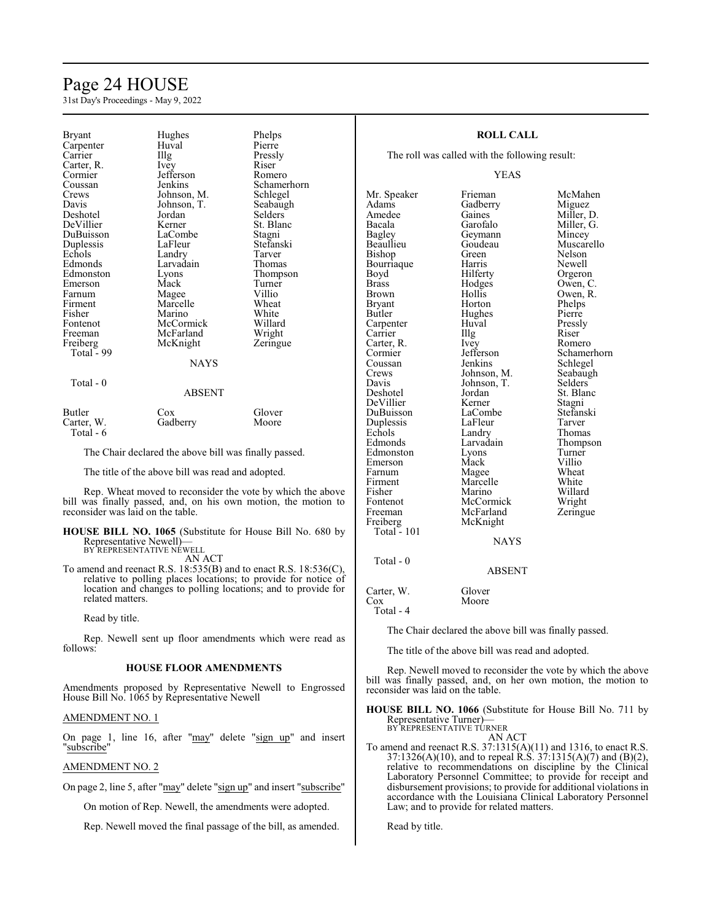| | | |
|---|---|---|
| Bryant | Hughes | Phelps |
| Carpenter | Huval | Pierre |
| Carrier | Illg | Pressly |
| Carter, R. | Ivey | Riser |
| Cormier | Jefferson | Romero |
| Coussan | Jenkins | Schamerhorn |
| Crews | Johnson, M. | Schlegel |
| Davis | Johnson, T. | Seabaugh |
| Deshotel | Jordan | Selders |
| DeVillier | Kerner | St. Blanc |
| DuBuisson | LaCombe | Stagni |
| Duplessis | LaFleur | Stefanski |
| Echols | Landry | Tarver |
| Edmonds | Larvadain | Thomas |
| Edmonston | Lyons | Thompson |
| Emerson | Mack | Turner |
| Farnum | Magee | Villio |
| Firment | Marcelle | Wheat |
| Fisher | Marino | White |
| Fontenot | McCormick | Willard |
| Freeman | McFarland | Wright |
| Freiberg | McKnight | Zeringue |
| Total - 99 | | |

NAYS

Total - 0

ABSENT

| | | |
|---|---|---|
| Butler | Cox | Glover |
| Carter, W. | Gadberry | Moore |
| Total - 6 | | |

The Chair declared the above bill was finally passed.

The title of the above bill was read and adopted.

Rep. Wheat moved to reconsider the vote by which the above bill was finally passed, and, on his own motion, the motion to reconsider was laid on the table.

**HOUSE BILL NO. 1065** (Substitute for House Bill No. 680 by Representative Newell)—
BY REPRESENTATIVE NEWELL
AN ACT

To amend and reenact R.S. 18:535(B) and to enact R.S. 18:536(C), relative to polling places locations; to provide for notice of location and changes to polling locations; and to provide for related matters.

Read by title.

Rep. Newell sent up floor amendments which were read as follows:

### HOUSE FLOOR AMENDMENTS

Amendments proposed by Representative Newell to Engrossed House Bill No. 1065 by Representative Newell

AMENDMENT NO. 1

On page 1, line 16, after "may" delete "sign up" and insert "subscribe"

AMENDMENT NO. 2

On page 2, line 5, after "may" delete "sign up" and insert "subscribe"

On motion of Rep. Newell, the amendments were adopted.

Rep. Newell moved the final passage of the bill, as amended.

### ROLL CALL

The roll was called with the following result:

YEAS

| | | |
|---|---|---|
| Mr. Speaker | Frieman | McMahen |
| Adams | Gadberry | Miguez |
| Amedee | Gaines | Miller, D. |
| Bacala | Garofalo | Miller, G. |
| Bagley | Geymann | Mincey |
| Beaullieu | Goudeau | Muscarello |
| Bishop | Green | Nelson |
| Bourriaque | Harris | Newell |
| Boyd | Hilferty | Orgeron |
| Brass | Hodges | Owen, C. |
| Brown | Hollis | Owen, R. |
| Bryant | Horton | Phelps |
| Butler | Hughes | Pierre |
| Carpenter | Huval | Pressly |
| Carrier | Illg | Riser |
| Carter, R. | Ivey | Romero |
| Cormier | Jefferson | Schamerhorn |
| Coussan | Jenkins | Schlegel |
| Crews | Johnson, M. | Seabaugh |
| Davis | Johnson, T. | Selders |
| Deshotel | Jordan | St. Blanc |
| DeVillier | Kerner | Stagni |
| DuBuisson | LaCombe | Stefanski |
| Duplessis | LaFleur | Tarver |
| Echols | Landry | Thomas |
| Edmonds | Larvadain | Thompson |
| Edmonston | Lyons | Turner |
| Emerson | Mack | Villio |
| Farnum | Magee | Wheat |
| Firment | Marcelle | White |
| Fisher | Marino | Willard |
| Fontenot | McCormick | Wright |
| Freeman | McFarland | Zeringue |
| Freiberg | McKnight | |
| Total - 101 | | |

NAYS

Total - 0

ABSENT

| | |
|---|---|
| Carter, W. | Glover |
| Cox | Moore |
| Total - 4 | |

The Chair declared the above bill was finally passed.

The title of the above bill was read and adopted.

Rep. Newell moved to reconsider the vote by which the above bill was finally passed, and, on her own motion, the motion to reconsider was laid on the table.

**HOUSE BILL NO. 1066** (Substitute for House Bill No. 711 by Representative Turner)—
BY REPRESENTATIVE TURNER
AN ACT

To amend and reenact R.S. 37:1315(A)(11) and 1316, to enact R.S. 37:1326(A)(10), and to repeal R.S. 37:1315(A)(7) and (B)(2), relative to recommendations on discipline by the Clinical Laboratory Personnel Committee; to provide for receipt and disbursement provisions; to provide for additional violations in accordance with the Louisiana Clinical Laboratory Personnel Law; and to provide for related matters.

Read by title.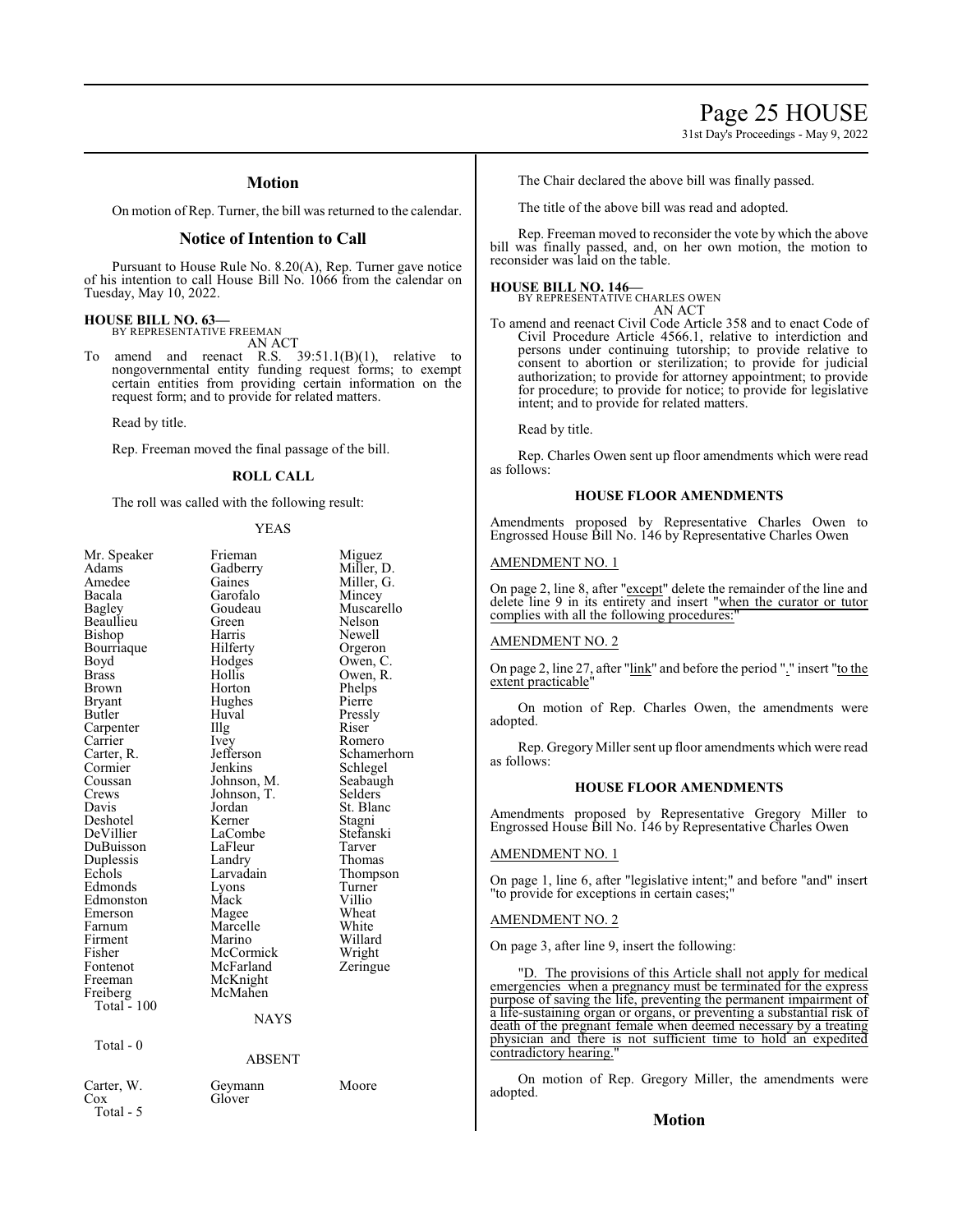## Motion

On motion of Rep. Turner, the bill was returned to the calendar.

## Notice of Intention to Call

Pursuant to House Rule No. 8.20(A), Rep. Turner gave notice of his intention to call House Bill No. 1066 from the calendar on Tuesday, May 10, 2022.

**HOUSE BILL NO. 63—**
BY REPRESENTATIVE FREEMAN
AN ACT

To amend and reenact R.S. 39:51.1(B)(1), relative to nongovernmental entity funding request forms; to exempt certain entities from providing certain information on the request form; and to provide for related matters.

Read by title.

Rep. Freeman moved the final passage of the bill.

### ROLL CALL

The roll was called with the following result:

YEAS

| | | |
|---|---|---|
| Mr. Speaker | Frieman | Miguez |
| Adams | Gadberry | Miller, D. |
| Amedee | Gaines | Miller, G. |
| Bacala | Garofalo | Mincey |
| Bagley | Goudeau | Muscarello |
| Beaullieu | Green | Nelson |
| Bishop | Harris | Newell |
| Bourriaque | Hilferty | Orgeron |
| Boyd | Hodges | Owen, C. |
| Brass | Hollis | Owen, R. |
| Brown | Horton | Phelps |
| Bryant | Hughes | Pierre |
| Butler | Huval | Pressly |
| Carpenter | Illg | Riser |
| Carrier | Ivey | Romero |
| Carter, R. | Jefferson | Schamerhorn |
| Cormier | Jenkins | Schlegel |
| Coussan | Johnson, M. | Seabaugh |
| Crews | Johnson, T. | Selders |
| Davis | Jordan | St. Blanc |
| Deshotel | Kerner | Stagni |
| DeVillier | LaCombe | Stefanski |
| DuBuisson | LaFleur | Tarver |
| Duplessis | Landry | Thomas |
| Echols | Larvadain | Thompson |
| Edmonds | Lyons | Turner |
| Edmonston | Mack | Villio |
| Emerson | Magee | Wheat |
| Farnum | Marcelle | White |
| Firment | Marino | Willard |
| Fisher | McCormick | Wright |
| Fontenot | McFarland | Zeringue |
| Freeman | McKnight | |
| Freiberg | McMahen | |

Total - 100

NAYS

Total - 0

ABSENT

| | | |
|---|---|---|
| Carter, W. | Geymann | Moore |
| Cox | Glover | |

Total - 5

The Chair declared the above bill was finally passed.

The title of the above bill was read and adopted.

Rep. Freeman moved to reconsider the vote by which the above bill was finally passed, and, on her own motion, the motion to reconsider was laid on the table.

**HOUSE BILL NO. 146—**
BY REPRESENTATIVE CHARLES OWEN
AN ACT

To amend and reenact Civil Code Article 358 and to enact Code of Civil Procedure Article 4566.1, relative to interdiction and persons under continuing tutorship; to provide relative to consent to abortion or sterilization; to provide for judicial authorization; to provide for attorney appointment; to provide for procedure; to provide for notice; to provide for legislative intent; and to provide for related matters.

Read by title.

Rep. Charles Owen sent up floor amendments which were read as follows:

### HOUSE FLOOR AMENDMENTS

Amendments proposed by Representative Charles Owen to Engrossed House Bill No. 146 by Representative Charles Owen

AMENDMENT NO. 1

On page 2, line 8, after "except" delete the remainder of the line and delete line 9 in its entirety and insert "when the curator or tutor complies with all the following procedures:"

AMENDMENT NO. 2

On page 2, line 27, after "link" and before the period "." insert "to the extent practicable"

On motion of Rep. Charles Owen, the amendments were adopted.

Rep. Gregory Miller sent up floor amendments which were read as follows:

### HOUSE FLOOR AMENDMENTS

Amendments proposed by Representative Gregory Miller to Engrossed House Bill No. 146 by Representative Charles Owen

AMENDMENT NO. 1

On page 1, line 6, after "legislative intent;" and before "and" insert "to provide for exceptions in certain cases;"

AMENDMENT NO. 2

On page 3, after line 9, insert the following:

"D. The provisions of this Article shall not apply for medical emergencies when a pregnancy must be terminated for the express purpose of saving the life, preventing the permanent impairment of a life-sustaining organ or organs, or preventing a substantial risk of death of the pregnant female when deemed necessary by a treating physician and there is not sufficient time to hold an expedited contradictory hearing."

On motion of Rep. Gregory Miller, the amendments were adopted.

## Motion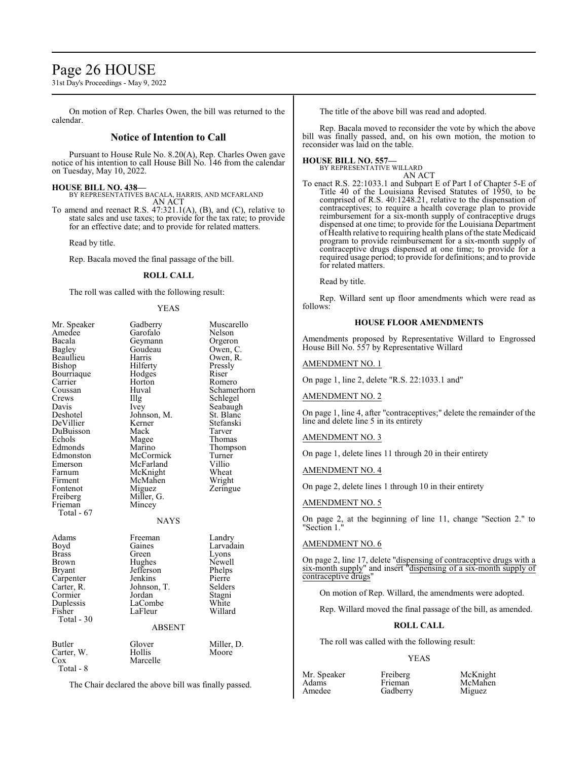On motion of Rep. Charles Owen, the bill was returned to the calendar.

## Notice of Intention to Call

Pursuant to House Rule No. 8.20(A), Rep. Charles Owen gave notice of his intention to call House Bill No. 146 from the calendar on Tuesday, May 10, 2022.

**HOUSE BILL NO. 438—**
BY REPRESENTATIVES BACALA, HARRIS, AND MCFARLAND
AN ACT
To amend and reenact R.S. 47:321.1(A), (B), and (C), relative to state sales and use taxes; to provide for the tax rate; to provide for an effective date; and to provide for related matters.

Read by title.

Rep. Bacala moved the final passage of the bill.

**ROLL CALL**

The roll was called with the following result:

YEAS

| | | |
|---|---|---|
| Mr. Speaker | Gadberry | Muscarello |
| Amedee | Garofalo | Nelson |
| Bacala | Geymann | Orgeron |
| Bagley | Goudeau | Owen, C. |
| Beaullieu | Harris | Owen, R. |
| Bishop | Hilferty | Pressly |
| Bourriaque | Hodges | Riser |
| Carrier | Horton | Romero |
| Coussan | Huval | Schamerhorn |
| Crews | Illg | Schlegel |
| Davis | Ivey | Seabaugh |
| Deshotel | Johnson, M. | St. Blanc |
| DeVillier | Kerner | Stefanski |
| DuBuisson | Mack | Tarver |
| Echols | Magee | Thomas |
| Edmonds | Marino | Thompson |
| Edmonston | McCormick | Turner |
| Emerson | McFarland | Villio |
| Farnum | McKnight | Wheat |
| Firment | McMahen | Wright |
| Fontenot | Miguez | Zeringue |
| Freiberg | Miller, G. | |
| Frieman | Mincey | |

Total - 67

NAYS

| | | |
|---|---|---|
| Adams | Freeman | Landry |
| Boyd | Gaines | Larvadain |
| Brass | Green | Lyons |
| Brown | Hughes | Newell |
| Bryant | Jefferson | Phelps |
| Carpenter | Jenkins | Pierre |
| Carter, R. | Johnson, T. | Selders |
| Cormier | Jordan | Stagni |
| Duplessis | LaCombe | White |
| Fisher | LaFleur | Willard |

Total - 30

ABSENT

| | | |
|---|---|---|
| Butler | Glover | Miller, D. |
| Carter, W. | Hollis | Moore |
| Cox | Marcelle | |

Total - 8

The Chair declared the above bill was finally passed.

The title of the above bill was read and adopted.

Rep. Bacala moved to reconsider the vote by which the above bill was finally passed, and, on his own motion, the motion to reconsider was laid on the table.

**HOUSE BILL NO. 557—**
BY REPRESENTATIVE WILLARD
AN ACT
To enact R.S. 22:1033.1 and Subpart E of Part I of Chapter 5-E of Title 40 of the Louisiana Revised Statutes of 1950, to be comprised of R.S. 40:1248.21, relative to the dispensation of contraceptives; to require a health coverage plan to provide reimbursement for a six-month supply of contraceptive drugs dispensed at one time; to provide for the Louisiana Department of Health relative to requiring health plans of the state Medicaid program to provide reimbursement for a six-month supply of contraceptive drugs dispensed at one time; to provide for a required usage period; to provide for definitions; and to provide for related matters.

Read by title.

Rep. Willard sent up floor amendments which were read as follows:

### HOUSE FLOOR AMENDMENTS

Amendments proposed by Representative Willard to Engrossed House Bill No. 557 by Representative Willard

AMENDMENT NO. 1

On page 1, line 2, delete "R.S. 22:1033.1 and"

AMENDMENT NO. 2

On page 1, line 4, after "contraceptives;" delete the remainder of the line and delete line 5 in its entirety

AMENDMENT NO. 3

On page 1, delete lines 11 through 20 in their entirety

AMENDMENT NO. 4

On page 2, delete lines 1 through 10 in their entirety

AMENDMENT NO. 5

On page 2, at the beginning of line 11, change "Section 2." to "Section 1."

AMENDMENT NO. 6

On page 2, line 17, delete "dispensing of contraceptive drugs with a six-month supply" and insert "dispensing of a six-month supply of contraceptive drugs"

On motion of Rep. Willard, the amendments were adopted.

Rep. Willard moved the final passage of the bill, as amended.

**ROLL CALL**

The roll was called with the following result:

YEAS

| | | |
|---|---|---|
| Mr. Speaker | Freiberg | McKnight |
| Adams | Frieman | McMahen |
| Amedee | Gadberry | Miguez |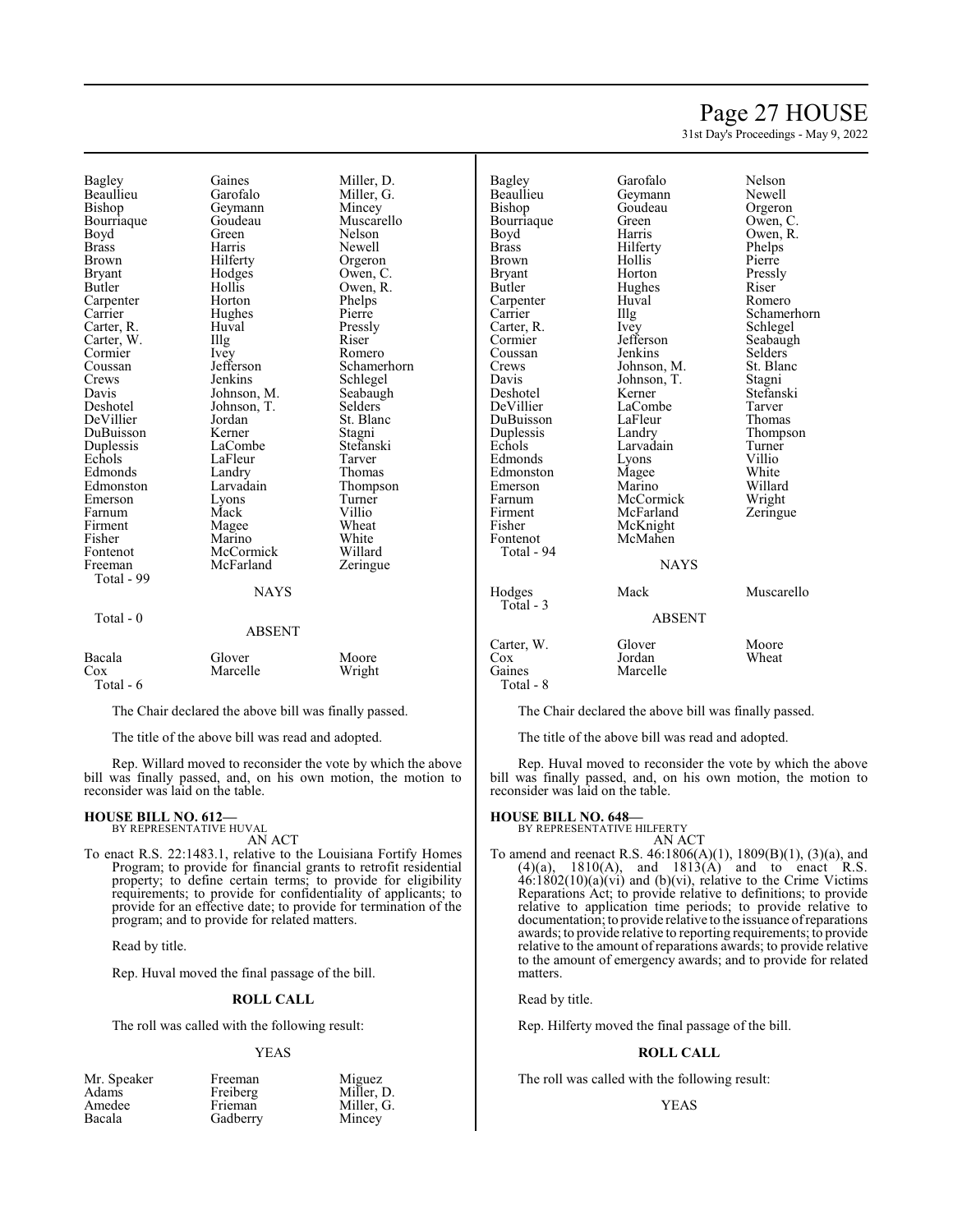| | | |
|---|---|---|
| Bagley | Gaines | Miller, D. |
| Beaullieu | Garofalo | Miller, G. |
| Bishop | Geymann | Mincey |
| Bourriaque | Goudeau | Muscarello |
| Boyd | Green | Nelson |
| Brass | Harris | Newell |
| Brown | Hilferty | Orgeron |
| Bryant | Hodges | Owen, C. |
| Butler | Hollis | Owen, R. |
| Carpenter | Horton | Phelps |
| Carrier | Hughes | Pierre |
| Carter, R. | Huval | Pressly |
| Carter, W. | Illg | Riser |
| Cormier | Ivey | Romero |
| Coussan | Jefferson | Schamerhorn |
| Crews | Jenkins | Schlegel |
| Davis | Johnson, M. | Seabaugh |
| Deshotel | Johnson, T. | Selders |
| DeVillier | Jordan | St. Blanc |
| DuBuisson | Kerner | Stagni |
| Duplessis | LaCombe | Stefanski |
| Echols | LaFleur | Tarver |
| Edmonds | Landry | Thomas |
| Edmonston | Larvadain | Thompson |
| Emerson | Lyons | Turner |
| Farnum | Mack | Villio |
| Firment | Magee | Wheat |
| Fisher | Marino | White |
| Fontenot | McCormick | Willard |
| Freeman | McFarland | Zeringue |

Total - 99

NAYS

Total - 0

ABSENT

| | | |
|---|---|---|
| Bacala | Glover | Moore |
| Cox | Marcelle | Wright |

Total - 6

The Chair declared the above bill was finally passed.

The title of the above bill was read and adopted.

Rep. Willard moved to reconsider the vote by which the above bill was finally passed, and, on his own motion, the motion to reconsider was laid on the table.

**HOUSE BILL NO. 612—**
BY REPRESENTATIVE HUVAL

AN ACT

To enact R.S. 22:1483.1, relative to the Louisiana Fortify Homes Program; to provide for financial grants to retrofit residential property; to define certain terms; to provide for eligibility requirements; to provide for confidentiality of applicants; to provide for an effective date; to provide for termination of the program; and to provide for related matters.

Read by title.

Rep. Huval moved the final passage of the bill.

**ROLL CALL**

The roll was called with the following result:

YEAS

| | | |
|---|---|---|
| Mr. Speaker | Freeman | Miguez |
| Adams | Freiberg | Miller, D. |
| Amedee | Frieman | Miller, G. |
| Bacala | Gadberry | Mincey |
| Bagley | Garofalo | Nelson |
| Beaullieu | Geymann | Newell |
| Bishop | Goudeau | Orgeron |
| Bourriaque | Green | Owen, C. |
| Boyd | Harris | Owen, R. |
| Brass | Hilferty | Phelps |
| Brown | Hollis | Pierre |
| Bryant | Horton | Pressly |
| Butler | Hughes | Riser |
| Carpenter | Huval | Romero |
| Carrier | Illg | Schamerhorn |
| Carter, R. | Ivey | Schlegel |
| Cormier | Jefferson | Seabaugh |
| Coussan | Jenkins | Selders |
| Crews | Johnson, M. | St. Blanc |
| Davis | Johnson, T. | Stagni |
| Deshotel | Kerner | Stefanski |
| DeVillier | LaCombe | Tarver |
| DuBuisson | LaFleur | Thomas |
| Duplessis | Landry | Thompson |
| Echols | Larvadain | Turner |
| Edmonds | Lyons | Villio |
| Edmonston | Magee | White |
| Emerson | Marino | Willard |
| Farnum | McCormick | Wright |
| Firment | McFarland | Zeringue |
| Fisher | McKnight | |
| Fontenot | McMahen | |

Total - 94

NAYS

| | | |
|---|---|---|
| Hodges | Mack | Muscarello |

Total - 3

ABSENT

| | | |
|---|---|---|
| Carter, W. | Glover | Moore |
| Cox | Jordan | Wheat |
| Gaines | Marcelle | |

Total - 8

The Chair declared the above bill was finally passed.

The title of the above bill was read and adopted.

Rep. Huval moved to reconsider the vote by which the above bill was finally passed, and, on his own motion, the motion to reconsider was laid on the table.

**HOUSE BILL NO. 648—**
BY REPRESENTATIVE HILFERTY

AN ACT

To amend and reenact R.S. 46:1806(A)(1), 1809(B)(1), (3)(a), and (4)(a), 1810(A), and 1813(A) and to enact R.S. 46:1802(10)(a)(vi) and (b)(vi), relative to the Crime Victims Reparations Act; to provide relative to definitions; to provide relative to application time periods; to provide relative to documentation; to provide relative to the issuance of reparations awards; to provide relative to reporting requirements; to provide relative to the amount of reparations awards; to provide relative to the amount of emergency awards; and to provide for related matters.

Read by title.

Rep. Hilferty moved the final passage of the bill.

**ROLL CALL**

The roll was called with the following result:

YEAS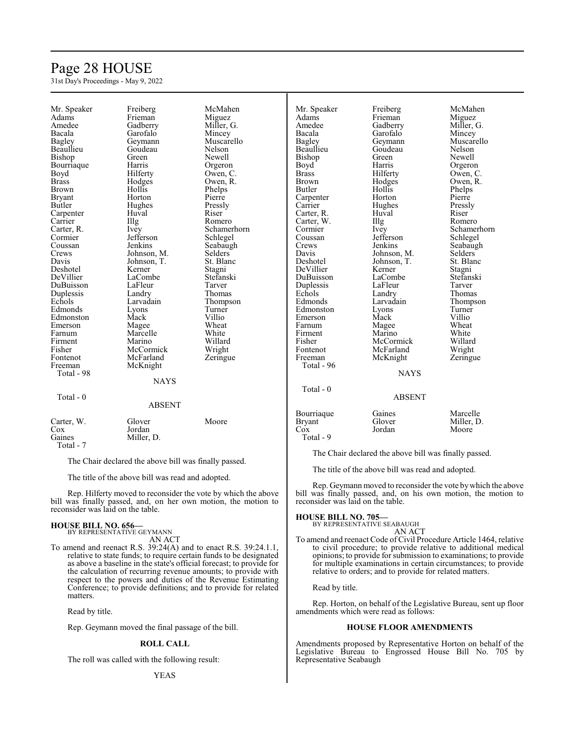| | | |
|---|---|---|
| Mr. Speaker | Freiberg | McMahen |
| Adams | Frieman | Miguez |
| Amedee | Gadberry | Miller, G. |
| Bacala | Garofalo | Mincey |
| Bagley | Geymann | Muscarello |
| Beaullieu | Goudeau | Nelson |
| Bishop | Green | Newell |
| Bourriaque | Harris | Orgeron |
| Boyd | Hilferty | Owen, C. |
| Brass | Hodges | Owen, R. |
| Brown | Hollis | Phelps |
| Bryant | Horton | Pierre |
| Butler | Hughes | Pressly |
| Carpenter | Huval | Riser |
| Carrier | Illg | Romero |
| Carter, R. | Ivey | Schamerhorn |
| Cormier | Jefferson | Schlegel |
| Coussan | Jenkins | Seabaugh |
| Crews | Johnson, M. | Selders |
| Davis | Johnson, T. | St. Blanc |
| Deshotel | Kerner | Stagni |
| DeVillier | LaCombe | Stefanski |
| DuBuisson | LaFleur | Tarver |
| Duplessis | Landry | Thomas |
| Echols | Larvadain | Thompson |
| Edmonds | Lyons | Turner |
| Edmonston | Mack | Villio |
| Emerson | Magee | Wheat |
| Farnum | Marcelle | White |
| Firment | Marino | Willard |
| Fisher | McCormick | Wright |
| Fontenot | McFarland | Zeringue |
| Freeman | McKnight | |

Total - 98

NAYS

Total - 0

ABSENT

| | | |
|---|---|---|
| Carter, W. | Glover | Moore |
| Cox | Jordan | |
| Gaines | Miller, D. | |

Total - 7

The Chair declared the above bill was finally passed.

The title of the above bill was read and adopted.

Rep. Hilferty moved to reconsider the vote by which the above bill was finally passed, and, on her own motion, the motion to reconsider was laid on the table.

**HOUSE BILL NO. 656—**
BY REPRESENTATIVE GEYMANN
AN ACT

To amend and reenact R.S. 39:24(A) and to enact R.S. 39:24.1.1, relative to state funds; to require certain funds to be designated as above a baseline in the state's official forecast; to provide for the calculation of recurring revenue amounts; to provide with respect to the powers and duties of the Revenue Estimating Conference; to provide definitions; and to provide for related matters.

Read by title.

Rep. Geymann moved the final passage of the bill.

**ROLL CALL**

The roll was called with the following result:

YEAS

| | | |
|---|---|---|
| Mr. Speaker | Freiberg | McMahen |
| Adams | Frieman | Miguez |
| Amedee | Gadberry | Miller, G. |
| Bacala | Garofalo | Mincey |
| Bagley | Geymann | Muscarello |
| Beaullieu | Goudeau | Nelson |
| Bishop | Green | Newell |
| Boyd | Harris | Orgeron |
| Brass | Hilferty | Owen, C. |
| Brown | Hodges | Owen, R. |
| Butler | Hollis | Phelps |
| Carpenter | Horton | Pierre |
| Carrier | Hughes | Pressly |
| Carter, R. | Huval | Riser |
| Carter, W. | Illg | Romero |
| Cormier | Ivey | Schamerhorn |
| Coussan | Jefferson | Schlegel |
| Crews | Jenkins | Seabaugh |
| Davis | Johnson, M. | Selders |
| Deshotel | Johnson, T. | St. Blanc |
| DeVillier | Kerner | Stagni |
| DuBuisson | LaCombe | Stefanski |
| Duplessis | LaFleur | Tarver |
| Echols | Landry | Thomas |
| Edmonds | Larvadain | Thompson |
| Edmonston | Lyons | Turner |
| Emerson | Mack | Villio |
| Farnum | Magee | Wheat |
| Firment | Marino | White |
| Fisher | McCormick | Willard |
| Fontenot | McFarland | Wright |
| Freeman | McKnight | Zeringue |

Total - 96

NAYS

Total - 0

ABSENT

| | | |
|---|---|---|
| Bourriaque | Gaines | Marcelle |
| Bryant | Glover | Miller, D. |
| Cox | Jordan | Moore |

Total - 9

The Chair declared the above bill was finally passed.

The title of the above bill was read and adopted.

Rep. Geymann moved to reconsider the vote by which the above bill was finally passed, and, on his own motion, the motion to reconsider was laid on the table.

**HOUSE BILL NO. 705—**
BY REPRESENTATIVE SEABAUGH
AN ACT

To amend and reenact Code of Civil Procedure Article 1464, relative to civil procedure; to provide relative to additional medical opinions; to provide for submission to examinations; to provide for multiple examinations in certain circumstances; to provide relative to orders; and to provide for related matters.

Read by title.

Rep. Horton, on behalf of the Legislative Bureau, sent up floor amendments which were read as follows:

**HOUSE FLOOR AMENDMENTS**

Amendments proposed by Representative Horton on behalf of the Legislative Bureau to Engrossed House Bill No. 705 by Representative Seabaugh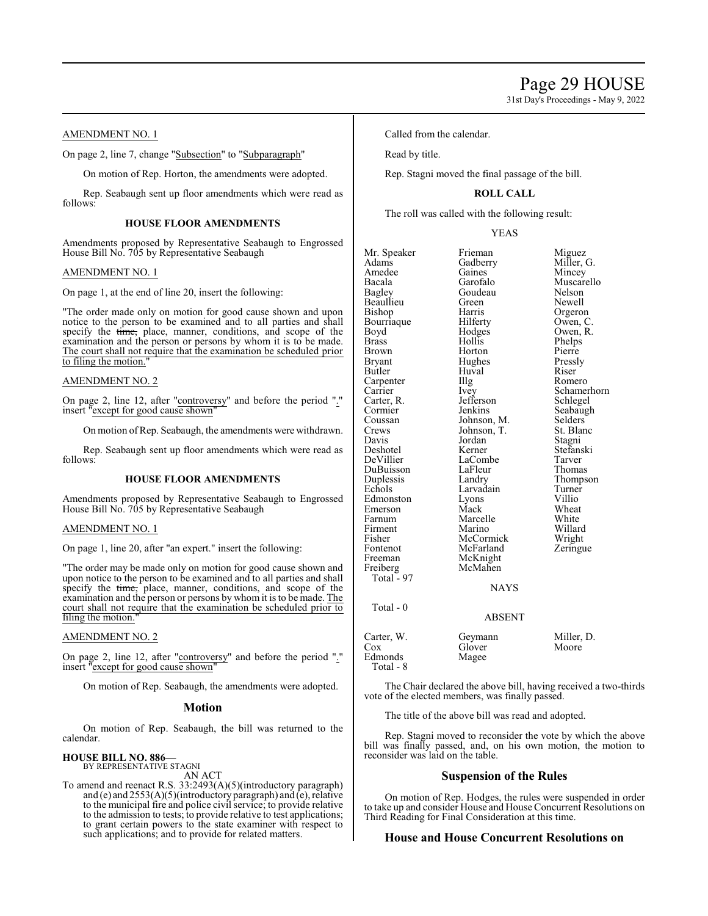AMENDMENT NO. 1

On page 2, line 7, change "Subsection" to "Subparagraph"

On motion of Rep. Horton, the amendments were adopted.

Rep. Seabaugh sent up floor amendments which were read as follows:

**HOUSE FLOOR AMENDMENTS**

Amendments proposed by Representative Seabaugh to Engrossed House Bill No. 705 by Representative Seabaugh

AMENDMENT NO. 1

On page 1, at the end of line 20, insert the following:

"The order made only on motion for good cause shown and upon notice to the person to be examined and to all parties and shall specify the ~~time,~~ place, manner, conditions, and scope of the examination and the person or persons by whom it is to be made. The court shall not require that the examination be scheduled prior to filing the motion."

AMENDMENT NO. 2

On page 2, line 12, after "controversy" and before the period "." insert "except for good cause shown"

On motion of Rep. Seabaugh, the amendments were withdrawn.

Rep. Seabaugh sent up floor amendments which were read as follows:

**HOUSE FLOOR AMENDMENTS**

Amendments proposed by Representative Seabaugh to Engrossed House Bill No. 705 by Representative Seabaugh

AMENDMENT NO. 1

On page 1, line 20, after "an expert." insert the following:

"The order may be made only on motion for good cause shown and upon notice to the person to be examined and to all parties and shall specify the ~~time,~~ place, manner, conditions, and scope of the examination and the person or persons by whom it is to be made. The court shall not require that the examination be scheduled prior to filing the motion."

AMENDMENT NO. 2

On page 2, line 12, after "controversy" and before the period "." insert "except for good cause shown"

On motion of Rep. Seabaugh, the amendments were adopted.

## Motion

On motion of Rep. Seabaugh, the bill was returned to the calendar.

**HOUSE BILL NO. 886—**
BY REPRESENTATIVE STAGNI
AN ACT

To amend and reenact R.S. 33:2493(A)(5)(introductory paragraph) and (e) and 2553(A)(5)(introductory paragraph) and (e), relative to the municipal fire and police civil service; to provide relative to the admission to tests; to provide relative to test applications; to grant certain powers to the state examiner with respect to such applications; and to provide for related matters.

Called from the calendar.

Read by title.

Rep. Stagni moved the final passage of the bill.

**ROLL CALL**

The roll was called with the following result:

YEAS

| | | |
|---|---|---|
| Mr. Speaker | Frieman | Miguez |
| Adams | Gadberry | Miller, G. |
| Amedee | Gaines | Mincey |
| Bacala | Garofalo | Muscarello |
| Bagley | Goudeau | Nelson |
| Beaullieu | Green | Newell |
| Bishop | Harris | Orgeron |
| Bourriaque | Hilferty | Owen, C. |
| Boyd | Hodges | Owen, R. |
| Brass | Hollis | Phelps |
| Brown | Horton | Pierre |
| Bryant | Hughes | Pressly |
| Butler | Huval | Riser |
| Carpenter | Illg | Romero |
| Carrier | Ivey | Schamerhorn |
| Carter, R. | Jefferson | Schlegel |
| Cormier | Jenkins | Seabaugh |
| Coussan | Johnson, M. | Selders |
| Crews | Johnson, T. | St. Blanc |
| Davis | Jordan | Stagni |
| Deshotel | Kerner | Stefanski |
| DeVillier | LaCombe | Tarver |
| DuBuisson | LaFleur | Thomas |
| Duplessis | Landry | Thompson |
| Echols | Larvadain | Turner |
| Edmonston | Lyons | Villio |
| Emerson | Mack | Wheat |
| Farnum | Marcelle | White |
| Firment | Marino | Willard |
| Fisher | McCormick | Wright |
| Fontenot | McFarland | Zeringue |
| Freeman | McKnight | |
| Freiberg | McMahen | |
| Total - 97 | | |

NAYS

Total - 0

ABSENT

| | | |
|---|---|---|
| Carter, W. | Geymann | Miller, D. |
| Cox | Glover | Moore |
| Edmonds | Magee | |
| Total - 8 | | |

The Chair declared the above bill, having received a two-thirds vote of the elected members, was finally passed.

The title of the above bill was read and adopted.

Rep. Stagni moved to reconsider the vote by which the above bill was finally passed, and, on his own motion, the motion to reconsider was laid on the table.

## Suspension of the Rules

On motion of Rep. Hodges, the rules were suspended in order to take up and consider House and House Concurrent Resolutions on Third Reading for Final Consideration at this time.

## House and House Concurrent Resolutions on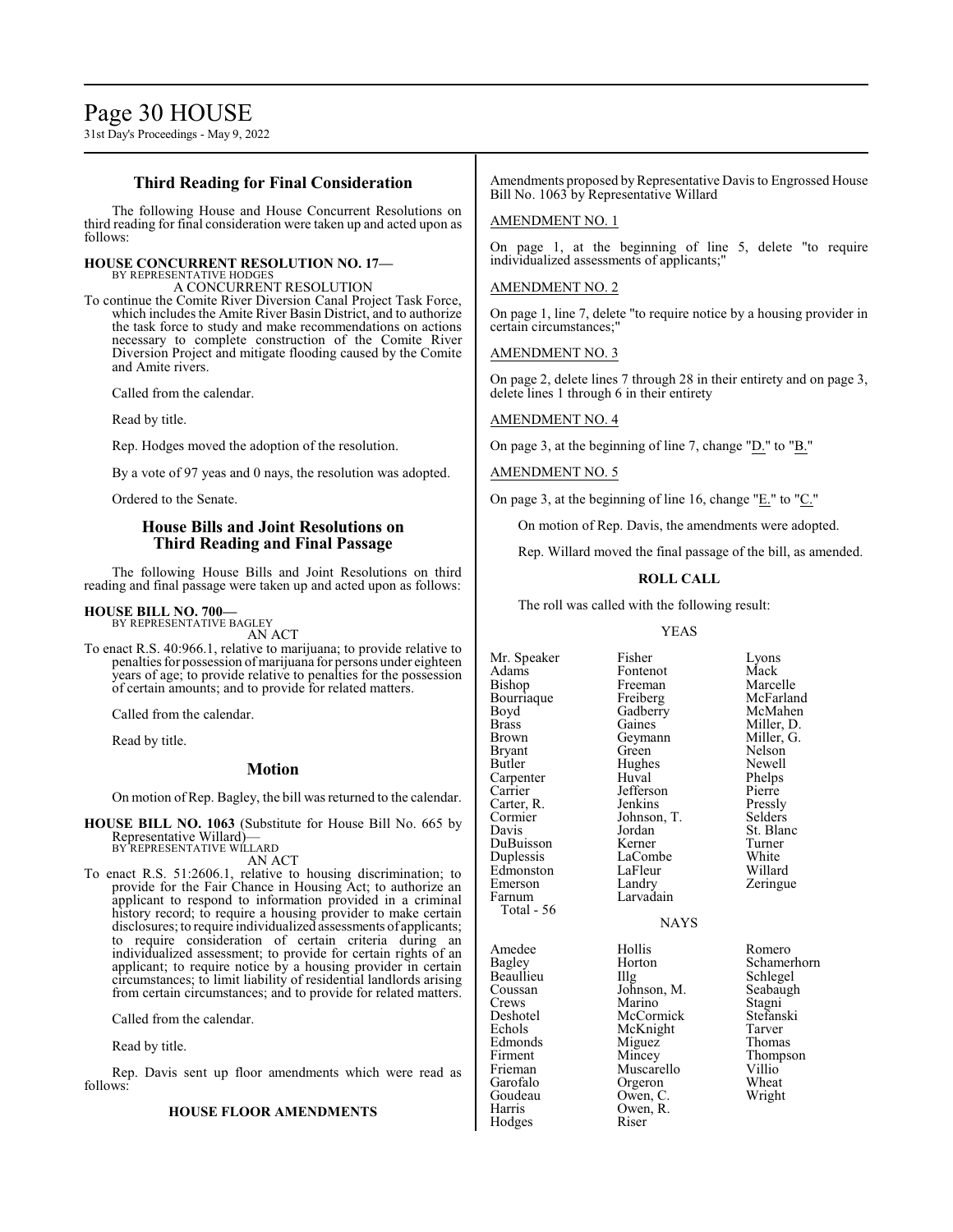## Third Reading for Final Consideration

The following House and House Concurrent Resolutions on third reading for final consideration were taken up and acted upon as follows:

**HOUSE CONCURRENT RESOLUTION NO. 17—**
BY REPRESENTATIVE HODGES
A CONCURRENT RESOLUTION

To continue the Comite River Diversion Canal Project Task Force, which includes the Amite River Basin District, and to authorize the task force to study and make recommendations on actions necessary to complete construction of the Comite River Diversion Project and mitigate flooding caused by the Comite and Amite rivers.

Called from the calendar.

Read by title.

Rep. Hodges moved the adoption of the resolution.

By a vote of 97 yeas and 0 nays, the resolution was adopted.

Ordered to the Senate.

## House Bills and Joint Resolutions on Third Reading and Final Passage

The following House Bills and Joint Resolutions on third reading and final passage were taken up and acted upon as follows:

**HOUSE BILL NO. 700—**
BY REPRESENTATIVE BAGLEY
AN ACT

To enact R.S. 40:966.1, relative to marijuana; to provide relative to penalties for possession of marijuana for persons under eighteen years of age; to provide relative to penalties for the possession of certain amounts; and to provide for related matters.

Called from the calendar.

Read by title.

## Motion

On motion of Rep. Bagley, the bill was returned to the calendar.

**HOUSE BILL NO. 1063** (Substitute for House Bill No. 665 by Representative Willard)—
BY REPRESENTATIVE WILLARD
AN ACT

To enact R.S. 51:2606.1, relative to housing discrimination; to provide for the Fair Chance in Housing Act; to authorize an applicant to respond to information provided in a criminal history record; to require a housing provider to make certain disclosures; to require individualized assessments of applicants; to require consideration of certain criteria during an individualized assessment; to provide for certain rights of an applicant; to require notice by a housing provider in certain circumstances; to limit liability of residential landlords arising from certain circumstances; and to provide for related matters.

Called from the calendar.

Read by title.

Rep. Davis sent up floor amendments which were read as follows:

**HOUSE FLOOR AMENDMENTS**

Amendments proposed by Representative Davis to Engrossed House Bill No. 1063 by Representative Willard

AMENDMENT NO. 1

On page 1, at the beginning of line 5, delete "to require individualized assessments of applicants;"

AMENDMENT NO. 2

On page 1, line 7, delete "to require notice by a housing provider in certain circumstances;"

AMENDMENT NO. 3

On page 2, delete lines 7 through 28 in their entirety and on page 3, delete lines 1 through 6 in their entirety

AMENDMENT NO. 4

On page 3, at the beginning of line 7, change "D." to "B."

AMENDMENT NO. 5

On page 3, at the beginning of line 16, change "E." to "C."

On motion of Rep. Davis, the amendments were adopted.

Rep. Willard moved the final passage of the bill, as amended.

**ROLL CALL**

The roll was called with the following result:

YEAS

| | | |
|---|---|---|
| Mr. Speaker | Fisher | Lyons |
| Adams | Fontenot | Mack |
| Bishop | Freeman | Marcelle |
| Bourriaque | Freiberg | McFarland |
| Boyd | Gadberry | McMahen |
| Brass | Gaines | Miller, D. |
| Brown | Geymann | Miller, G. |
| Bryant | Green | Nelson |
| Butler | Hughes | Newell |
| Carpenter | Huval | Phelps |
| Carrier | Jefferson | Pierre |
| Carter, R. | Jenkins | Pressly |
| Cormier | Johnson, T. | Selders |
| Davis | Jordan | St. Blanc |
| DuBuisson | Kerner | Turner |
| Duplessis | LaCombe | White |
| Edmonston | LaFleur | Willard |
| Emerson | Landry | Zeringue |
| Farnum | Larvadain | |
| Total - 56 | | |

NAYS

| | | |
|---|---|---|
| Amedee | Hollis | Romero |
| Bagley | Horton | Schamerhorn |
| Beaullieu | Illg | Schlegel |
| Coussan | Johnson, M. | Seabaugh |
| Crews | Marino | Stagni |
| Deshotel | McCormick | Stefanski |
| Echols | McKnight | Tarver |
| Edmonds | Miguez | Thomas |
| Firment | Mincey | Thompson |
| Frieman | Muscarello | Villio |
| Garofalo | Orgeron | Wheat |
| Goudeau | Owen, C. | Wright |
| Harris | Owen, R. | |
| Hodges | Riser | |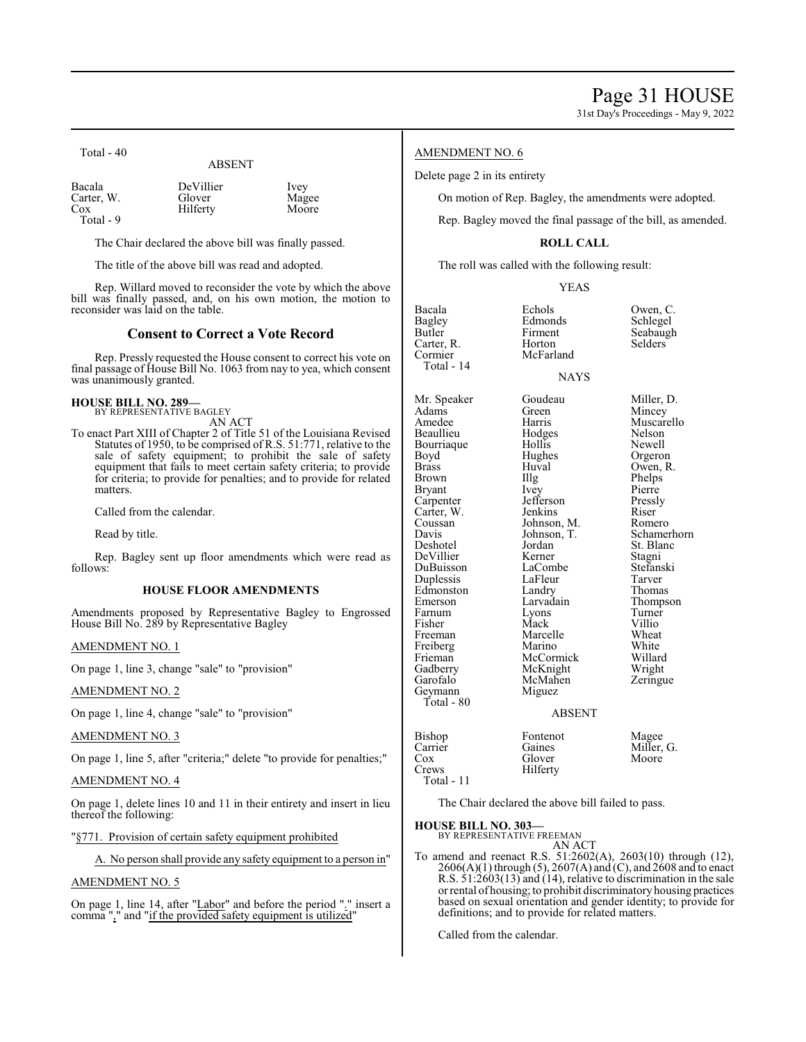Total - 40

ABSENT

| | | |
|---|---|---|
| Bacala | DeVillier | Ivey |
| Carter, W. | Glover | Magee |
| Cox | Hilferty | Moore |

Total - 9

The Chair declared the above bill was finally passed.

The title of the above bill was read and adopted.

Rep. Willard moved to reconsider the vote by which the above bill was finally passed, and, on his own motion, the motion to reconsider was laid on the table.

## Consent to Correct a Vote Record

Rep. Pressly requested the House consent to correct his vote on final passage of House Bill No. 1063 from nay to yea, which consent was unanimously granted.

**HOUSE BILL NO. 289—**
BY REPRESENTATIVE BAGLEY
AN ACT

To enact Part XIII of Chapter 2 of Title 51 of the Louisiana Revised Statutes of 1950, to be comprised of R.S. 51:771, relative to the sale of safety equipment; to prohibit the sale of safety equipment that fails to meet certain safety criteria; to provide for criteria; to provide for penalties; and to provide for related matters.

Called from the calendar.

Read by title.

Rep. Bagley sent up floor amendments which were read as follows:

### HOUSE FLOOR AMENDMENTS

Amendments proposed by Representative Bagley to Engrossed House Bill No. 289 by Representative Bagley

AMENDMENT NO. 1

On page 1, line 3, change "sale" to "provision"

AMENDMENT NO. 2

On page 1, line 4, change "sale" to "provision"

AMENDMENT NO. 3

On page 1, line 5, after "criteria;" delete "to provide for penalties;"

AMENDMENT NO. 4

On page 1, delete lines 10 and 11 in their entirety and insert in lieu thereof the following:

"§771. Provision of certain safety equipment prohibited

A. No person shall provide any safety equipment to a person in"

AMENDMENT NO. 5

On page 1, line 14, after "Labor" and before the period "." insert a comma "," and "if the provided safety equipment is utilized"

AMENDMENT NO. 6

Delete page 2 in its entirety

On motion of Rep. Bagley, the amendments were adopted.

Rep. Bagley moved the final passage of the bill, as amended.

### ROLL CALL

The roll was called with the following result:

YEAS

| | | |
|---|---|---|
| Bacala | Echols | Owen, C. |
| Bagley | Edmonds | Schlegel |
| Butler | Firment | Seabaugh |
| Carter, R. | Horton | Selders |
| Cormier | McFarland | |

Total - 14

NAYS

| | | |
|---|---|---|
| Mr. Speaker | Goudeau | Miller, D. |
| Adams | Green | Mincey |
| Amedee | Harris | Muscarello |
| Beaullieu | Hodges | Nelson |
| Bourriaque | Hollis | Newell |
| Boyd | Hughes | Orgeron |
| Brass | Huval | Owen, R. |
| Brown | Illg | Phelps |
| Bryant | Ivey | Pierre |
| Carpenter | Jefferson | Pressly |
| Carter, W. | Jenkins | Riser |
| Coussan | Johnson, M. | Romero |
| Davis | Johnson, T. | Schamerhorn |
| Deshotel | Jordan | St. Blanc |
| DeVillier | Kerner | Stagni |
| DuBuisson | LaCombe | Stefanski |
| Duplessis | LaFleur | Tarver |
| Edmonston | Landry | Thomas |
| Emerson | Larvadain | Thompson |
| Farnum | Lyons | Turner |
| Fisher | Mack | Villio |
| Freeman | Marcelle | Wheat |
| Freiberg | Marino | White |
| Frieman | McCormick | Willard |
| Gadberry | McKnight | Wright |
| Garofalo | McMahen | Zeringue |
| Geymann | Miguez | |

Total - 80

ABSENT

| | | |
|---|---|---|
| Bishop | Fontenot | Magee |
| Carrier | Gaines | Miller, G. |
| Cox | Glover | Moore |
| Crews | Hilferty | |

Total - 11

The Chair declared the above bill failed to pass.

**HOUSE BILL NO. 303—**
BY REPRESENTATIVE FREEMAN
AN ACT

To amend and reenact R.S. 51:2602(A), 2603(10) through (12), 2606(A)(1) through (5), 2607(A) and (C), and 2608 and to enact R.S. 51:2603(13) and (14), relative to discrimination in the sale or rental of housing; to prohibit discriminatory housing practices based on sexual orientation and gender identity; to provide for definitions; and to provide for related matters.

Called from the calendar.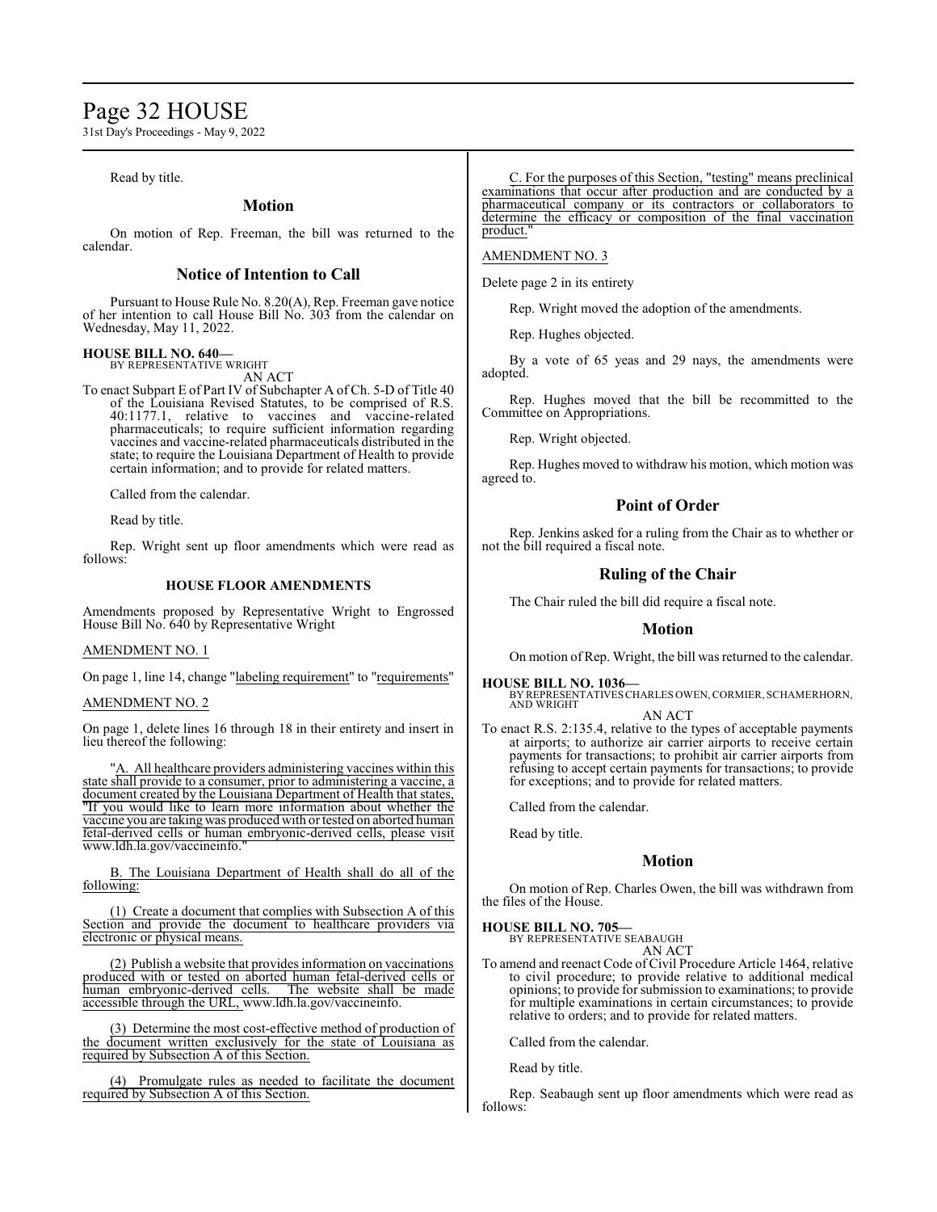Read by title.

## Motion

On motion of Rep. Freeman, the bill was returned to the calendar.

## Notice of Intention to Call

Pursuant to House Rule No. 8.20(A), Rep. Freeman gave notice of her intention to call House Bill No. 303 from the calendar on Wednesday, May 11, 2022.

**HOUSE BILL NO. 640—**
BY REPRESENTATIVE WRIGHT
AN ACT

To enact Subpart E of Part IV of Subchapter A of Ch. 5-D of Title 40 of the Louisiana Revised Statutes, to be comprised of R.S. 40:1177.1, relative to vaccines and vaccine-related pharmaceuticals; to require sufficient information regarding vaccines and vaccine-related pharmaceuticals distributed in the state; to require the Louisiana Department of Health to provide certain information; and to provide for related matters.

Called from the calendar.

Read by title.

Rep. Wright sent up floor amendments which were read as follows:

**HOUSE FLOOR AMENDMENTS**

Amendments proposed by Representative Wright to Engrossed House Bill No. 640 by Representative Wright

AMENDMENT NO. 1

On page 1, line 14, change "labeling requirement" to "requirements"

AMENDMENT NO. 2

On page 1, delete lines 16 through 18 in their entirety and insert in lieu thereof the following:

"A. All healthcare providers administering vaccines within this state shall provide to a consumer, prior to administering a vaccine, a document created by the Louisiana Department of Health that states, "If you would like to learn more information about whether the vaccine you are taking was produced with or tested on aborted human fetal-derived cells or human embryonic-derived cells, please visit www.ldh.la.gov/vaccineinfo."

B. The Louisiana Department of Health shall do all of the following:

(1) Create a document that complies with Subsection A of this Section and provide the document to healthcare providers via electronic or physical means.

(2) Publish a website that provides information on vaccinations produced with or tested on aborted human fetal-derived cells or human embryonic-derived cells. The website shall be made accessible through the URL, www.ldh.la.gov/vaccineinfo.

(3) Determine the most cost-effective method of production of the document written exclusively for the state of Louisiana as required by Subsection A of this Section.

(4) Promulgate rules as needed to facilitate the document required by Subsection A of this Section.

C. For the purposes of this Section, "testing" means preclinical examinations that occur after production and are conducted by a pharmaceutical company or its contractors or collaborators to determine the efficacy or composition of the final vaccination product."

AMENDMENT NO. 3

Delete page 2 in its entirety

Rep. Wright moved the adoption of the amendments.

Rep. Hughes objected.

By a vote of 65 yeas and 29 nays, the amendments were adopted.

Rep. Hughes moved that the bill be recommitted to the Committee on Appropriations.

Rep. Wright objected.

Rep. Hughes moved to withdraw his motion, which motion was agreed to.

## Point of Order

Rep. Jenkins asked for a ruling from the Chair as to whether or not the bill required a fiscal note.

## Ruling of the Chair

The Chair ruled the bill did require a fiscal note.

## Motion

On motion of Rep. Wright, the bill was returned to the calendar.

**HOUSE BILL NO. 1036—**
BY REPRESENTATIVES CHARLES OWEN, CORMIER, SCHAMERHORN, AND WRIGHT
AN ACT

To enact R.S. 2:135.4, relative to the types of acceptable payments at airports; to authorize air carrier airports to receive certain payments for transactions; to prohibit air carrier airports from refusing to accept certain payments for transactions; to provide for exceptions; and to provide for related matters.

Called from the calendar.

Read by title.

## Motion

On motion of Rep. Charles Owen, the bill was withdrawn from the files of the House.

**HOUSE BILL NO. 705—**
BY REPRESENTATIVE SEABAUGH
AN ACT

To amend and reenact Code of Civil Procedure Article 1464, relative to civil procedure; to provide relative to additional medical opinions; to provide for submission to examinations; to provide for multiple examinations in certain circumstances; to provide relative to orders; and to provide for related matters.

Called from the calendar.

Read by title.

Rep. Seabaugh sent up floor amendments which were read as follows: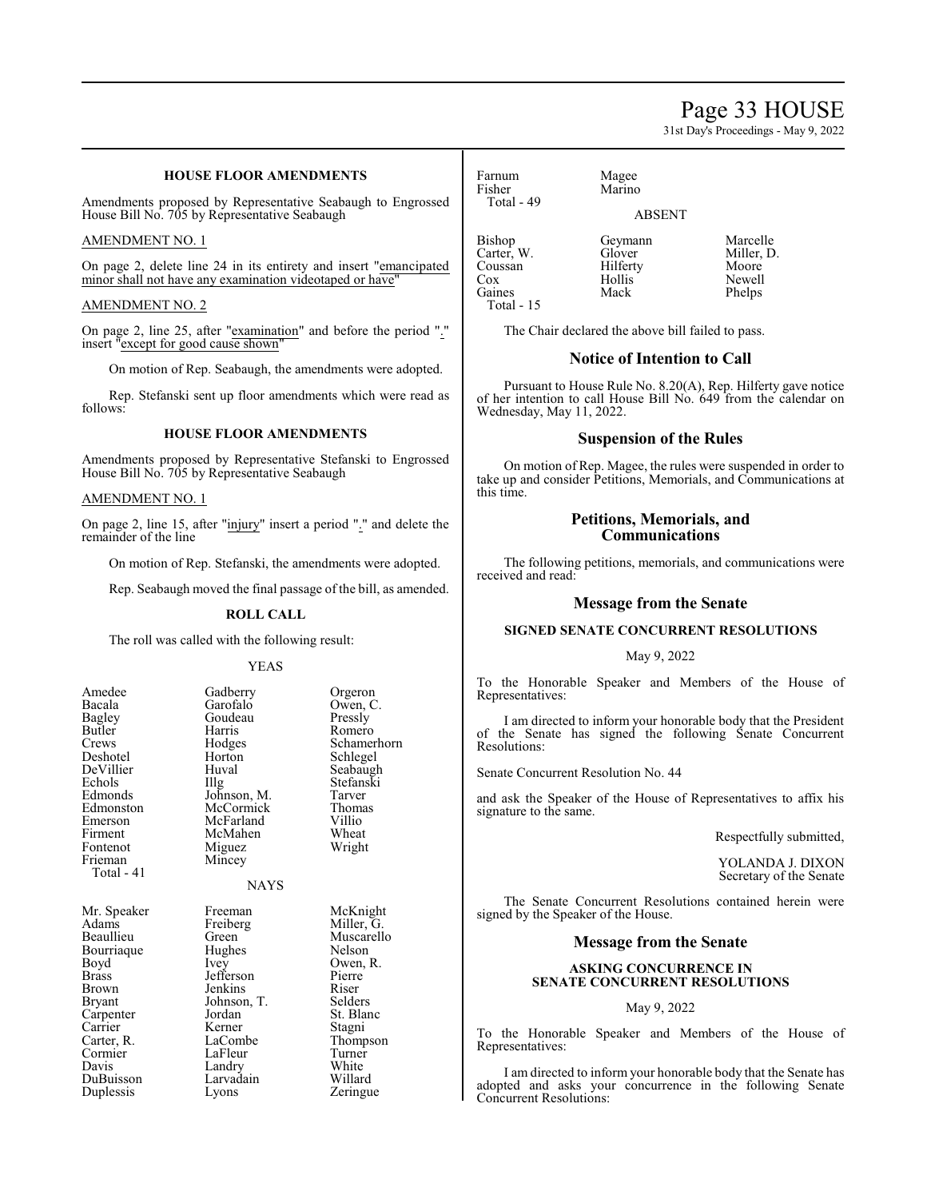## HOUSE FLOOR AMENDMENTS

Amendments proposed by Representative Seabaugh to Engrossed House Bill No. 705 by Representative Seabaugh

AMENDMENT NO. 1

On page 2, delete line 24 in its entirety and insert "emancipated minor shall not have any examination videotaped or have"

AMENDMENT NO. 2

On page 2, line 25, after "examination" and before the period "." insert "except for good cause shown"

On motion of Rep. Seabaugh, the amendments were adopted.

Rep. Stefanski sent up floor amendments which were read as follows:

## HOUSE FLOOR AMENDMENTS

Amendments proposed by Representative Stefanski to Engrossed House Bill No. 705 by Representative Seabaugh

AMENDMENT NO. 1

On page 2, line 15, after "injury" insert a period "." and delete the remainder of the line

On motion of Rep. Stefanski, the amendments were adopted.

Rep. Seabaugh moved the final passage of the bill, as amended.

### ROLL CALL

The roll was called with the following result:

YEAS

| | | |
|---|---|---|
| Amedee | Gadberry | Orgeron |
| Bacala | Garofalo | Owen, C. |
| Bagley | Goudeau | Pressly |
| Butler | Harris | Romero |
| Crews | Hodges | Schamerhorn |
| Deshotel | Horton | Schlegel |
| DeVillier | Huval | Seabaugh |
| Echols | Illg | Stefanski |
| Edmonds | Johnson, M. | Tarver |
| Edmonston | McCormick | Thomas |
| Emerson | McFarland | Villio |
| Firment | McMahen | Wheat |
| Fontenot | Miguez | Wright |
| Frieman | Mincey | |
| Total - 41 | | |

NAYS

| | | |
|---|---|---|
| Mr. Speaker | Freeman | McKnight |
| Adams | Freiberg | Miller, G. |
| Beaullieu | Green | Muscarello |
| Bourriaque | Hughes | Nelson |
| Boyd | Ivey | Owen, R. |
| Brass | Jefferson | Pierre |
| Brown | Jenkins | Riser |
| Bryant | Johnson, T. | Selders |
| Carpenter | Jordan | St. Blanc |
| Carrier | Kerner | Stagni |
| Carter, R. | LaCombe | Thompson |
| Cormier | LaFleur | Turner |
| Davis | Landry | White |
| DuBuisson | Larvadain | Willard |
| Duplessis | Lyons | Zeringue |
| Farnum | Magee | |
| Fisher | Marino | |
| Total - 49 | | |

ABSENT

| | | |
|---|---|---|
| Bishop | Geymann | Marcelle |
| Carter, W. | Glover | Miller, D. |
| Coussan | Hilferty | Moore |
| Cox | Hollis | Newell |
| Gaines | Mack | Phelps |
| Total - 15 | | |

The Chair declared the above bill failed to pass.

## Notice of Intention to Call

Pursuant to House Rule No. 8.20(A), Rep. Hilferty gave notice of her intention to call House Bill No. 649 from the calendar on Wednesday, May 11, 2022.

## Suspension of the Rules

On motion of Rep. Magee, the rules were suspended in order to take up and consider Petitions, Memorials, and Communications at this time.

## Petitions, Memorials, and Communications

The following petitions, memorials, and communications were received and read:

## Message from the Senate

### SIGNED SENATE CONCURRENT RESOLUTIONS

May 9, 2022

To the Honorable Speaker and Members of the House of Representatives:

I am directed to inform your honorable body that the President of the Senate has signed the following Senate Concurrent Resolutions:

Senate Concurrent Resolution No. 44

and ask the Speaker of the House of Representatives to affix his signature to the same.

Respectfully submitted,

YOLANDA J. DIXON
Secretary of the Senate

The Senate Concurrent Resolutions contained herein were signed by the Speaker of the House.

## Message from the Senate

### ASKING CONCURRENCE IN SENATE CONCURRENT RESOLUTIONS

May 9, 2022

To the Honorable Speaker and Members of the House of Representatives:

I am directed to inform your honorable body that the Senate has adopted and asks your concurrence in the following Senate Concurrent Resolutions: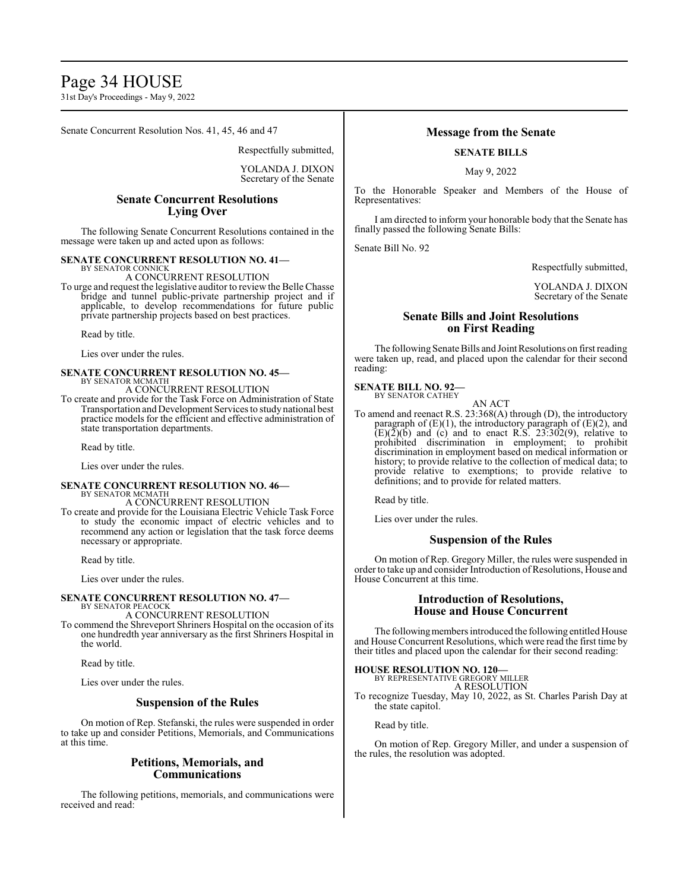Senate Concurrent Resolution Nos. 41, 45, 46 and 47

Respectfully submitted,

YOLANDA J. DIXON
Secretary of the Senate

## Senate Concurrent Resolutions Lying Over

The following Senate Concurrent Resolutions contained in the message were taken up and acted upon as follows:

**SENATE CONCURRENT RESOLUTION NO. 41—**
BY SENATOR CONNICK
A CONCURRENT RESOLUTION

To urge and request the legislative auditor to review the Belle Chasse bridge and tunnel public-private partnership project and if applicable, to develop recommendations for future public private partnership projects based on best practices.

Read by title.

Lies over under the rules.

**SENATE CONCURRENT RESOLUTION NO. 45—**
BY SENATOR MCMATH
A CONCURRENT RESOLUTION

To create and provide for the Task Force on Administration of State Transportation and Development Services to study national best practice models for the efficient and effective administration of state transportation departments.

Read by title.

Lies over under the rules.

**SENATE CONCURRENT RESOLUTION NO. 46—**
BY SENATOR MCMATH
A CONCURRENT RESOLUTION

To create and provide for the Louisiana Electric Vehicle Task Force to study the economic impact of electric vehicles and to recommend any action or legislation that the task force deems necessary or appropriate.

Read by title.

Lies over under the rules.

**SENATE CONCURRENT RESOLUTION NO. 47—**
BY SENATOR PEACOCK
A CONCURRENT RESOLUTION

To commend the Shreveport Shriners Hospital on the occasion of its one hundredth year anniversary as the first Shriners Hospital in the world.

Read by title.

Lies over under the rules.

## Suspension of the Rules

On motion of Rep. Stefanski, the rules were suspended in order to take up and consider Petitions, Memorials, and Communications at this time.

## Petitions, Memorials, and Communications

The following petitions, memorials, and communications were received and read:

## Message from the Senate

**SENATE BILLS**

May 9, 2022

To the Honorable Speaker and Members of the House of Representatives:

I am directed to inform your honorable body that the Senate has finally passed the following Senate Bills:

Senate Bill No. 92

Respectfully submitted,

YOLANDA J. DIXON
Secretary of the Senate

## Senate Bills and Joint Resolutions on First Reading

The following Senate Bills and Joint Resolutions on first reading were taken up, read, and placed upon the calendar for their second reading:

**SENATE BILL NO. 92—**
BY SENATOR CATHEY
AN ACT

To amend and reenact R.S. 23:368(A) through (D), the introductory paragraph of (E)(1), the introductory paragraph of (E)(2), and (E)(2)(b) and (c) and to enact R.S. 23:302(9), relative to prohibited discrimination in employment; to prohibit discrimination in employment based on medical information or history; to provide relative to the collection of medical data; to provide relative to exemptions; to provide relative to definitions; and to provide for related matters.

Read by title.

Lies over under the rules.

## Suspension of the Rules

On motion of Rep. Gregory Miller, the rules were suspended in order to take up and consider Introduction of Resolutions, House and House Concurrent at this time.

## Introduction of Resolutions, House and House Concurrent

The following members introduced the following entitled House and House Concurrent Resolutions, which were read the first time by their titles and placed upon the calendar for their second reading:

**HOUSE RESOLUTION NO. 120—**
BY REPRESENTATIVE GREGORY MILLER
A RESOLUTION

To recognize Tuesday, May 10, 2022, as St. Charles Parish Day at the state capitol.

Read by title.

On motion of Rep. Gregory Miller, and under a suspension of the rules, the resolution was adopted.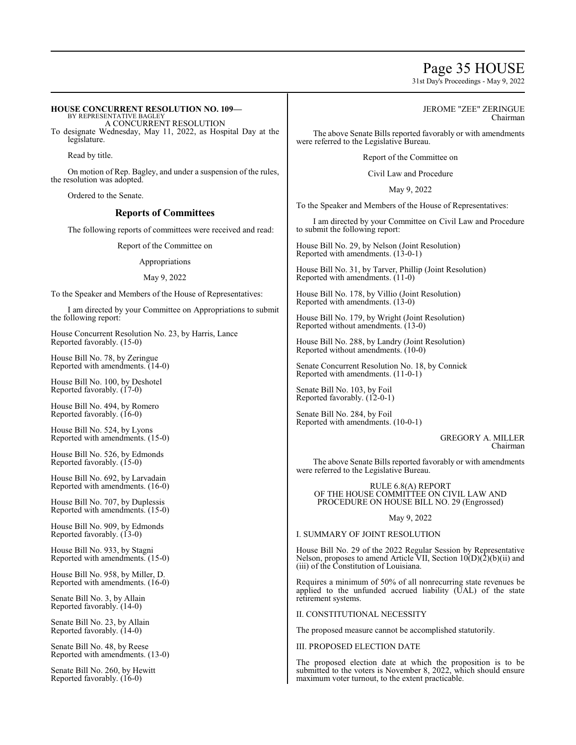**HOUSE CONCURRENT RESOLUTION NO. 109—**
BY REPRESENTATIVE BAGLEY
A CONCURRENT RESOLUTION
To designate Wednesday, May 11, 2022, as Hospital Day at the legislature.

Read by title.

On motion of Rep. Bagley, and under a suspension of the rules, the resolution was adopted.

Ordered to the Senate.

## Reports of Committees

The following reports of committees were received and read:

Report of the Committee on

Appropriations

May 9, 2022

To the Speaker and Members of the House of Representatives:

I am directed by your Committee on Appropriations to submit the following report:

House Concurrent Resolution No. 23, by Harris, Lance
Reported favorably. (15-0)

House Bill No. 78, by Zeringue
Reported with amendments. (14-0)

House Bill No. 100, by Deshotel
Reported favorably. (17-0)

House Bill No. 494, by Romero
Reported favorably. (16-0)

House Bill No. 524, by Lyons
Reported with amendments. (15-0)

House Bill No. 526, by Edmonds
Reported favorably. (15-0)

House Bill No. 692, by Larvadain
Reported with amendments. (16-0)

House Bill No. 707, by Duplessis
Reported with amendments. (15-0)

House Bill No. 909, by Edmonds
Reported favorably. (13-0)

House Bill No. 933, by Stagni
Reported with amendments. (15-0)

House Bill No. 958, by Miller, D.
Reported with amendments. (16-0)

Senate Bill No. 3, by Allain
Reported favorably. (14-0)

Senate Bill No. 23, by Allain
Reported favorably. (14-0)

Senate Bill No. 48, by Reese
Reported with amendments. (13-0)

Senate Bill No. 260, by Hewitt
Reported favorably. (16-0)

JEROME "ZEE" ZERINGUE
Chairman

The above Senate Bills reported favorably or with amendments were referred to the Legislative Bureau.

Report of the Committee on

Civil Law and Procedure

May 9, 2022

To the Speaker and Members of the House of Representatives:

I am directed by your Committee on Civil Law and Procedure to submit the following report:

House Bill No. 29, by Nelson (Joint Resolution)
Reported with amendments. (13-0-1)

House Bill No. 31, by Tarver, Phillip (Joint Resolution)
Reported with amendments. (11-0)

House Bill No. 178, by Villio (Joint Resolution)
Reported with amendments. (13-0)

House Bill No. 179, by Wright (Joint Resolution)
Reported without amendments. (13-0)

House Bill No. 288, by Landry (Joint Resolution)
Reported without amendments. (10-0)

Senate Concurrent Resolution No. 18, by Connick
Reported with amendments. (11-0-1)

Senate Bill No. 103, by Foil
Reported favorably. (12-0-1)

Senate Bill No. 284, by Foil
Reported with amendments. (10-0-1)

GREGORY A. MILLER
Chairman

The above Senate Bills reported favorably or with amendments were referred to the Legislative Bureau.

RULE 6.8(A) REPORT
OF THE HOUSE COMMITTEE ON CIVIL LAW AND PROCEDURE ON HOUSE BILL NO. 29 (Engrossed)

May 9, 2022

I. SUMMARY OF JOINT RESOLUTION

House Bill No. 29 of the 2022 Regular Session by Representative Nelson, proposes to amend Article VII, Section 10(D)(2)(b)(ii) and (iii) of the Constitution of Louisiana.

Requires a minimum of 50% of all nonrecurring state revenues be applied to the unfunded accrued liability (UAL) of the state retirement systems.

II. CONSTITUTIONAL NECESSITY

The proposed measure cannot be accomplished statutorily.

III. PROPOSED ELECTION DATE

The proposed election date at which the proposition is to be submitted to the voters is November 8, 2022, which should ensure maximum voter turnout, to the extent practicable.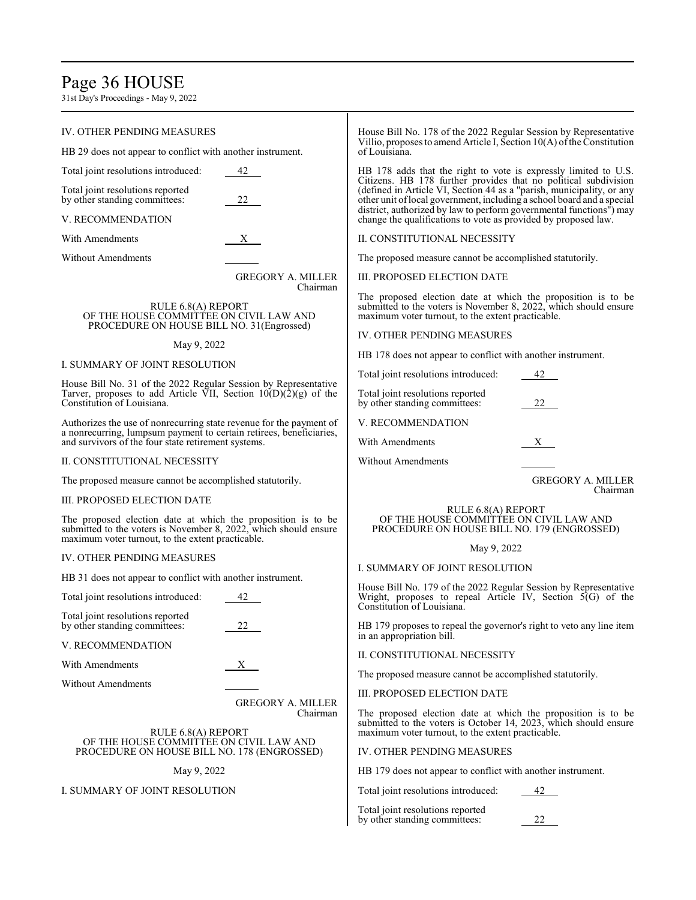IV. OTHER PENDING MEASURES

HB 29 does not appear to conflict with another instrument.

Total joint resolutions introduced: 42

Total joint resolutions reported by other standing committees: 22

V. RECOMMENDATION

With Amendments X

Without Amendments ______

GREGORY A. MILLER
Chairman

RULE 6.8(A) REPORT
OF THE HOUSE COMMITTEE ON CIVIL LAW AND PROCEDURE ON HOUSE BILL NO. 31(Engrossed)

May 9, 2022

I. SUMMARY OF JOINT RESOLUTION

House Bill No. 31 of the 2022 Regular Session by Representative Tarver, proposes to add Article VII, Section 10(D)(2)(g) of the Constitution of Louisiana.

Authorizes the use of nonrecurring state revenue for the payment of a nonrecurring, lumpsum payment to certain retirees, beneficiaries, and survivors of the four state retirement systems.

II. CONSTITUTIONAL NECESSITY

The proposed measure cannot be accomplished statutorily.

III. PROPOSED ELECTION DATE

The proposed election date at which the proposition is to be submitted to the voters is November 8, 2022, which should ensure maximum voter turnout, to the extent practicable.

IV. OTHER PENDING MEASURES

HB 31 does not appear to conflict with another instrument.

Total joint resolutions introduced: 42

Total joint resolutions reported by other standing committees: 22

V. RECOMMENDATION

With Amendments X

Without Amendments ______

GREGORY A. MILLER
Chairman

RULE 6.8(A) REPORT
OF THE HOUSE COMMITTEE ON CIVIL LAW AND PROCEDURE ON HOUSE BILL NO. 178 (ENGROSSED)

May 9, 2022

I. SUMMARY OF JOINT RESOLUTION

House Bill No. 178 of the 2022 Regular Session by Representative Villio, proposes to amend Article I, Section 10(A) of the Constitution of Louisiana.

HB 178 adds that the right to vote is expressly limited to U.S. Citizens. HB 178 further provides that no political subdivision (defined in Article VI, Section 44 as a "parish, municipality, or any other unit of local government, including a school board and a special district, authorized by law to perform governmental functions") may change the qualifications to vote as provided by proposed law.

II. CONSTITUTIONAL NECESSITY

The proposed measure cannot be accomplished statutorily.

III. PROPOSED ELECTION DATE

The proposed election date at which the proposition is to be submitted to the voters is November 8, 2022, which should ensure maximum voter turnout, to the extent practicable.

IV. OTHER PENDING MEASURES

HB 178 does not appear to conflict with another instrument.

Total joint resolutions introduced: 42

Total joint resolutions reported by other standing committees: 22

V. RECOMMENDATION

With Amendments X

Without Amendments ______

GREGORY A. MILLER
Chairman

RULE 6.8(A) REPORT
OF THE HOUSE COMMITTEE ON CIVIL LAW AND PROCEDURE ON HOUSE BILL NO. 179 (ENGROSSED)

May 9, 2022

I. SUMMARY OF JOINT RESOLUTION

House Bill No. 179 of the 2022 Regular Session by Representative Wright, proposes to repeal Article IV, Section 5(G) of the Constitution of Louisiana.

HB 179 proposes to repeal the governor's right to veto any line item in an appropriation bill.

II. CONSTITUTIONAL NECESSITY

The proposed measure cannot be accomplished statutorily.

III. PROPOSED ELECTION DATE

The proposed election date at which the proposition is to be submitted to the voters is October 14, 2023, which should ensure maximum voter turnout, to the extent practicable.

IV. OTHER PENDING MEASURES

HB 179 does not appear to conflict with another instrument.

Total joint resolutions introduced: 42

Total joint resolutions reported by other standing committees: 22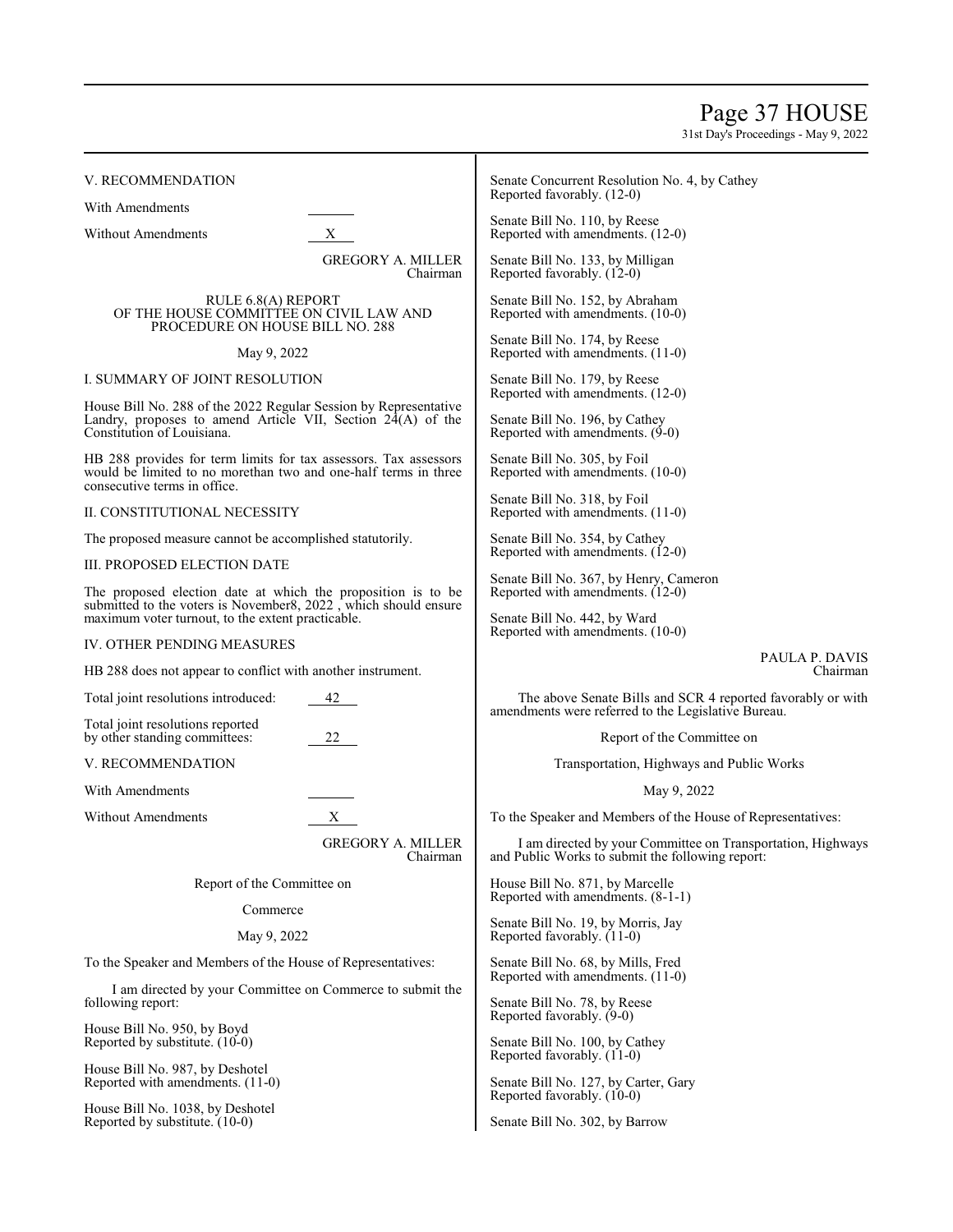V. RECOMMENDATION

With Amendments ______

Without Amendments X

GREGORY A. MILLER
Chairman

RULE 6.8(A) REPORT
OF THE HOUSE COMMITTEE ON CIVIL LAW AND PROCEDURE ON HOUSE BILL NO. 288

May 9, 2022

I. SUMMARY OF JOINT RESOLUTION

House Bill No. 288 of the 2022 Regular Session by Representative Landry, proposes to amend Article VII, Section 24(A) of the Constitution of Louisiana.

HB 288 provides for term limits for tax assessors. Tax assessors would be limited to no morethan two and one-half terms in three consecutive terms in office.

II. CONSTITUTIONAL NECESSITY

The proposed measure cannot be accomplished statutorily.

III. PROPOSED ELECTION DATE

The proposed election date at which the proposition is to be submitted to the voters is November8, 2022 , which should ensure maximum voter turnout, to the extent practicable.

IV. OTHER PENDING MEASURES

HB 288 does not appear to conflict with another instrument.

Total joint resolutions introduced: 42

Total joint resolutions reported by other standing committees: 22

V. RECOMMENDATION

With Amendments ______

Without Amendments X

GREGORY A. MILLER
Chairman

Report of the Committee on

Commerce

May 9, 2022

To the Speaker and Members of the House of Representatives:

I am directed by your Committee on Commerce to submit the following report:

House Bill No. 950, by Boyd
Reported by substitute. (10-0)

House Bill No. 987, by Deshotel
Reported with amendments. (11-0)

House Bill No. 1038, by Deshotel
Reported by substitute. (10-0)

Senate Concurrent Resolution No. 4, by Cathey
Reported favorably. (12-0)

Senate Bill No. 110, by Reese
Reported with amendments. (12-0)

Senate Bill No. 133, by Milligan
Reported favorably. (12-0)

Senate Bill No. 152, by Abraham
Reported with amendments. (10-0)

Senate Bill No. 174, by Reese
Reported with amendments. (11-0)

Senate Bill No. 179, by Reese
Reported with amendments. (12-0)

Senate Bill No. 196, by Cathey
Reported with amendments. (9-0)

Senate Bill No. 305, by Foil
Reported with amendments. (10-0)

Senate Bill No. 318, by Foil
Reported with amendments. (11-0)

Senate Bill No. 354, by Cathey
Reported with amendments. (12-0)

Senate Bill No. 367, by Henry, Cameron
Reported with amendments. (12-0)

Senate Bill No. 442, by Ward
Reported with amendments. (10-0)

PAULA P. DAVIS
Chairman

The above Senate Bills and SCR 4 reported favorably or with amendments were referred to the Legislative Bureau.

Report of the Committee on

Transportation, Highways and Public Works

May 9, 2022

To the Speaker and Members of the House of Representatives:

I am directed by your Committee on Transportation, Highways and Public Works to submit the following report:

House Bill No. 871, by Marcelle
Reported with amendments. (8-1-1)

Senate Bill No. 19, by Morris, Jay
Reported favorably. (11-0)

Senate Bill No. 68, by Mills, Fred
Reported with amendments. (11-0)

Senate Bill No. 78, by Reese
Reported favorably. (9-0)

Senate Bill No. 100, by Cathey
Reported favorably. (11-0)

Senate Bill No. 127, by Carter, Gary
Reported favorably. (10-0)

Senate Bill No. 302, by Barrow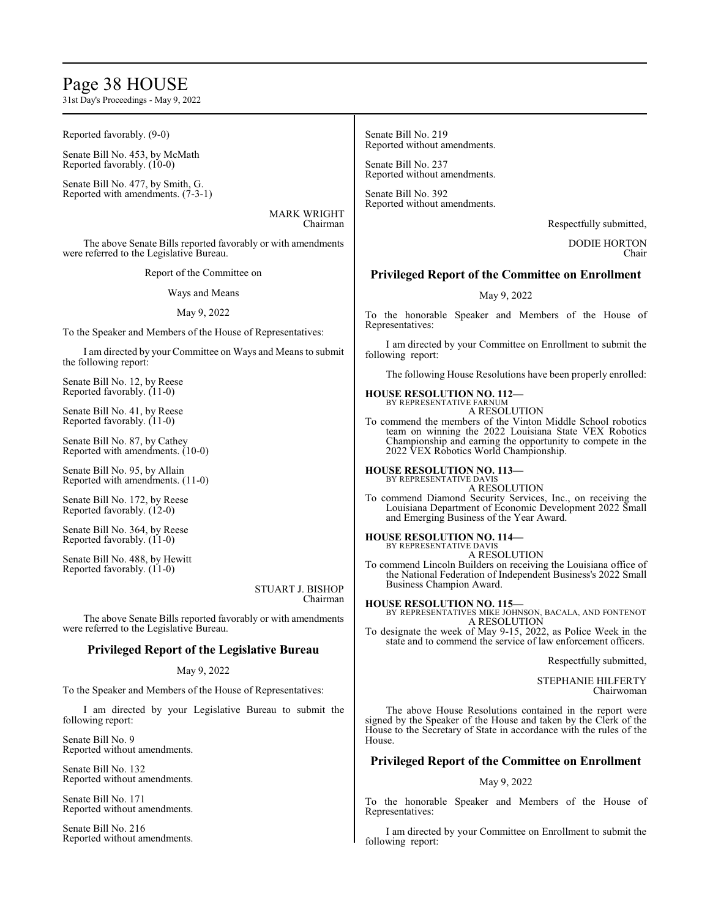Reported favorably. (9-0)

Senate Bill No. 453, by McMath
Reported favorably. (10-0)

Senate Bill No. 477, by Smith, G.
Reported with amendments. (7-3-1)

MARK WRIGHT
Chairman

The above Senate Bills reported favorably or with amendments were referred to the Legislative Bureau.

Report of the Committee on

Ways and Means

May 9, 2022

To the Speaker and Members of the House of Representatives:

I am directed by your Committee on Ways and Means to submit the following report:

Senate Bill No. 12, by Reese
Reported favorably. (11-0)

Senate Bill No. 41, by Reese
Reported favorably. (11-0)

Senate Bill No. 87, by Cathey
Reported with amendments. (10-0)

Senate Bill No. 95, by Allain
Reported with amendments. (11-0)

Senate Bill No. 172, by Reese
Reported favorably. (12-0)

Senate Bill No. 364, by Reese
Reported favorably. (11-0)

Senate Bill No. 488, by Hewitt
Reported favorably. (11-0)

STUART J. BISHOP
Chairman

The above Senate Bills reported favorably or with amendments were referred to the Legislative Bureau.

## Privileged Report of the Legislative Bureau

May 9, 2022

To the Speaker and Members of the House of Representatives:

I am directed by your Legislative Bureau to submit the following report:

Senate Bill No. 9
Reported without amendments.

Senate Bill No. 132
Reported without amendments.

Senate Bill No. 171
Reported without amendments.

Senate Bill No. 216
Reported without amendments.

Senate Bill No. 219
Reported without amendments.

Senate Bill No. 237
Reported without amendments.

Senate Bill No. 392
Reported without amendments.

Respectfully submitted,

DODIE HORTON
Chair

## Privileged Report of the Committee on Enrollment

May 9, 2022

To the honorable Speaker and Members of the House of Representatives:

I am directed by your Committee on Enrollment to submit the following report:

The following House Resolutions have been properly enrolled:

**HOUSE RESOLUTION NO. 112—**
BY REPRESENTATIVE FARNUM
A RESOLUTION
To commend the members of the Vinton Middle School robotics team on winning the 2022 Louisiana State VEX Robotics Championship and earning the opportunity to compete in the 2022 VEX Robotics World Championship.

**HOUSE RESOLUTION NO. 113—**
BY REPRESENTATIVE DAVIS
A RESOLUTION
To commend Diamond Security Services, Inc., on receiving the Louisiana Department of Economic Development 2022 Small and Emerging Business of the Year Award.

**HOUSE RESOLUTION NO. 114—**
BY REPRESENTATIVE DAVIS
A RESOLUTION
To commend Lincoln Builders on receiving the Louisiana office of the National Federation of Independent Business's 2022 Small Business Champion Award.

**HOUSE RESOLUTION NO. 115—**
BY REPRESENTATIVES MIKE JOHNSON, BACALA, AND FONTENOT
A RESOLUTION
To designate the week of May 9-15, 2022, as Police Week in the state and to commend the service of law enforcement officers.

Respectfully submitted,

STEPHANIE HILFERTY
Chairwoman

The above House Resolutions contained in the report were signed by the Speaker of the House and taken by the Clerk of the House to the Secretary of State in accordance with the rules of the House.

## Privileged Report of the Committee on Enrollment

May 9, 2022

To the honorable Speaker and Members of the House of Representatives:

I am directed by your Committee on Enrollment to submit the following report: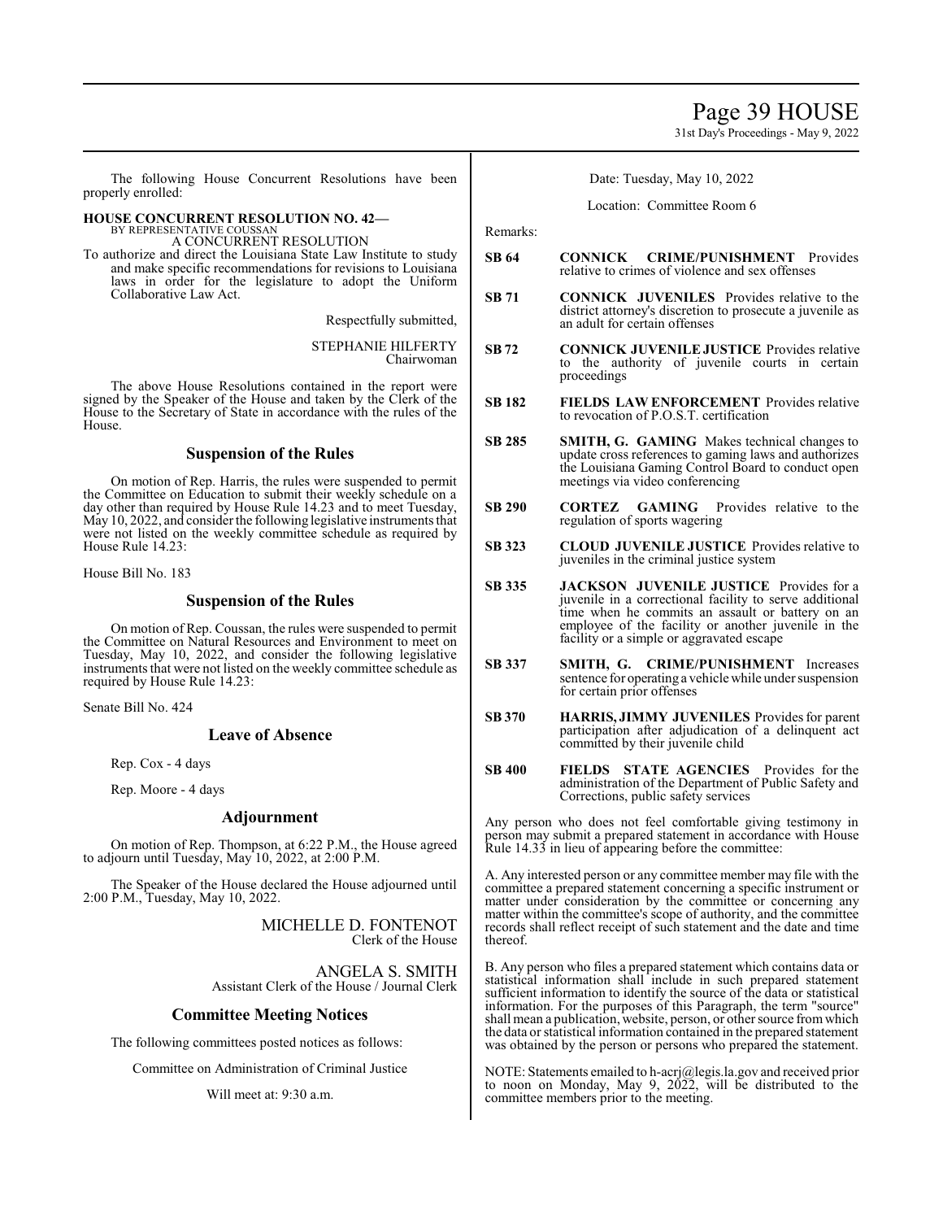The following House Concurrent Resolutions have been properly enrolled:

**HOUSE CONCURRENT RESOLUTION NO. 42—**
BY REPRESENTATIVE COUSSAN
A CONCURRENT RESOLUTION
To authorize and direct the Louisiana State Law Institute to study and make specific recommendations for revisions to Louisiana laws in order for the legislature to adopt the Uniform Collaborative Law Act.

Respectfully submitted,

STEPHANIE HILFERTY
Chairwoman

The above House Resolutions contained in the report were signed by the Speaker of the House and taken by the Clerk of the House to the Secretary of State in accordance with the rules of the House.

## Suspension of the Rules

On motion of Rep. Harris, the rules were suspended to permit the Committee on Education to submit their weekly schedule on a day other than required by House Rule 14.23 and to meet Tuesday, May 10, 2022, and consider the following legislative instruments that were not listed on the weekly committee schedule as required by House Rule 14.23:

House Bill No. 183

## Suspension of the Rules

On motion of Rep. Coussan, the rules were suspended to permit the Committee on Natural Resources and Environment to meet on Tuesday, May 10, 2022, and consider the following legislative instruments that were not listed on the weekly committee schedule as required by House Rule 14.23:

Senate Bill No. 424

## Leave of Absence

Rep. Cox - 4 days

Rep. Moore - 4 days

## Adjournment

On motion of Rep. Thompson, at 6:22 P.M., the House agreed to adjourn until Tuesday, May 10, 2022, at 2:00 P.M.

The Speaker of the House declared the House adjourned until 2:00 P.M., Tuesday, May 10, 2022.

MICHELLE D. FONTENOT
Clerk of the House

ANGELA S. SMITH
Assistant Clerk of the House / Journal Clerk

## Committee Meeting Notices

The following committees posted notices as follows:

Committee on Administration of Criminal Justice

Will meet at: 9:30 a.m.

Date: Tuesday, May 10, 2022

Location: Committee Room 6

Remarks:

**SB 64** **CONNICK CRIME/PUNISHMENT** Provides relative to crimes of violence and sex offenses

**SB 71** **CONNICK JUVENILES** Provides relative to the district attorney's discretion to prosecute a juvenile as an adult for certain offenses

**SB 72** **CONNICK JUVENILE JUSTICE** Provides relative to the authority of juvenile courts in certain proceedings

**SB 182** **FIELDS LAW ENFORCEMENT** Provides relative to revocation of P.O.S.T. certification

**SB 285** **SMITH, G. GAMING** Makes technical changes to update cross references to gaming laws and authorizes the Louisiana Gaming Control Board to conduct open meetings via video conferencing

**SB 290** **CORTEZ GAMING** Provides relative to the regulation of sports wagering

**SB 323** **CLOUD JUVENILE JUSTICE** Provides relative to juveniles in the criminal justice system

**SB 335** **JACKSON JUVENILE JUSTICE** Provides for a juvenile in a correctional facility to serve additional time when he commits an assault or battery on an employee of the facility or another juvenile in the facility or a simple or aggravated escape

**SB 337** **SMITH, G. CRIME/PUNISHMENT** Increases sentence for operating a vehicle while under suspension for certain prior offenses

**SB 370** **HARRIS, JIMMY JUVENILES** Provides for parent participation after adjudication of a delinquent act committed by their juvenile child

**SB 400** **FIELDS STATE AGENCIES** Provides for the administration of the Department of Public Safety and Corrections, public safety services

Any person who does not feel comfortable giving testimony in person may submit a prepared statement in accordance with House Rule 14.33 in lieu of appearing before the committee:

A. Any interested person or any committee member may file with the committee a prepared statement concerning a specific instrument or matter under consideration by the committee or concerning any matter within the committee's scope of authority, and the committee records shall reflect receipt of such statement and the date and time thereof.

B. Any person who files a prepared statement which contains data or statistical information shall include in such prepared statement sufficient information to identify the source of the data or statistical information. For the purposes of this Paragraph, the term "source" shall mean a publication, website, person, or other source from which the data or statistical information contained in the prepared statement was obtained by the person or persons who prepared the statement.

NOTE: Statements emailed to h-acrj@legis.la.gov and received prior to noon on Monday, May 9, 2022, will be distributed to the committee members prior to the meeting.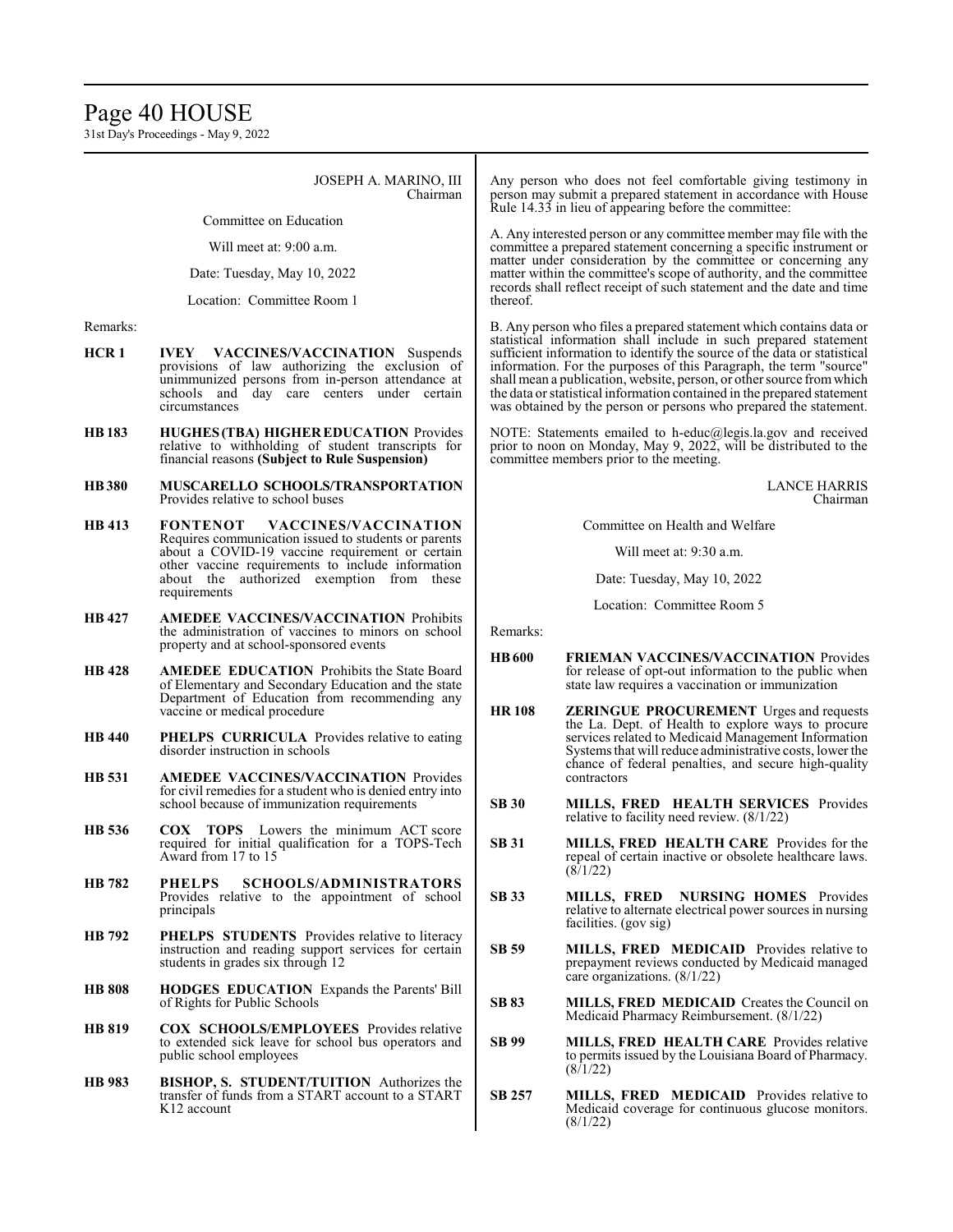JOSEPH A. MARINO, III
Chairman

Committee on Education

Will meet at: 9:00 a.m.

Date: Tuesday, May 10, 2022

Location: Committee Room 1

Remarks:

**HCR 1** **IVEY VACCINES/VACCINATION** Suspends provisions of law authorizing the exclusion of unimmunized persons from in-person attendance at schools and day care centers under certain circumstances

**HB 183** **HUGHES (TBA) HIGHER EDUCATION** Provides relative to withholding of student transcripts for financial reasons **(Subject to Rule Suspension)**

**HB 380** **MUSCARELLO SCHOOLS/TRANSPORTATION** Provides relative to school buses

**HB 413** **FONTENOT VACCINES/VACCINATION** Requires communication issued to students or parents about a COVID-19 vaccine requirement or certain other vaccine requirements to include information about the authorized exemption from these requirements

**HB 427** **AMEDEE VACCINES/VACCINATION** Prohibits the administration of vaccines to minors on school property and at school-sponsored events

**HB 428** **AMEDEE EDUCATION** Prohibits the State Board of Elementary and Secondary Education and the state Department of Education from recommending any vaccine or medical procedure

**HB 440** **PHELPS CURRICULA** Provides relative to eating disorder instruction in schools

**HB 531** **AMEDEE VACCINES/VACCINATION** Provides for civil remedies for a student who is denied entry into school because of immunization requirements

**HB 536** **COX TOPS** Lowers the minimum ACT score required for initial qualification for a TOPS-Tech Award from 17 to 15

**HB 782** **PHELPS SCHOOLS/ADMINISTRATORS** Provides relative to the appointment of school principals

**HB 792** **PHELPS STUDENTS** Provides relative to literacy instruction and reading support services for certain students in grades six through 12

**HB 808** **HODGES EDUCATION** Expands the Parents' Bill of Rights for Public Schools

**HB 819** **COX SCHOOLS/EMPLOYEES** Provides relative to extended sick leave for school bus operators and public school employees

**HB 983** **BISHOP, S. STUDENT/TUITION** Authorizes the transfer of funds from a START account to a START K12 account

Any person who does not feel comfortable giving testimony in person may submit a prepared statement in accordance with House Rule 14.33 in lieu of appearing before the committee:

A. Any interested person or any committee member may file with the committee a prepared statement concerning a specific instrument or matter under consideration by the committee or concerning any matter within the committee's scope of authority, and the committee records shall reflect receipt of such statement and the date and time thereof.

B. Any person who files a prepared statement which contains data or statistical information shall include in such prepared statement sufficient information to identify the source of the data or statistical information. For the purposes of this Paragraph, the term "source" shall mean a publication, website, person, or other source from which the data or statistical information contained in the prepared statement was obtained by the person or persons who prepared the statement.

NOTE: Statements emailed to h-educ@legis.la.gov and received prior to noon on Monday, May 9, 2022, will be distributed to the committee members prior to the meeting.

LANCE HARRIS
Chairman

Committee on Health and Welfare

Will meet at: 9:30 a.m.

Date: Tuesday, May 10, 2022

Location: Committee Room 5

Remarks:

**HB 600** **FRIEMAN VACCINES/VACCINATION** Provides for release of opt-out information to the public when state law requires a vaccination or immunization

**HR 108** **ZERINGUE PROCUREMENT** Urges and requests the La. Dept. of Health to explore ways to procure services related to Medicaid Management Information Systems that will reduce administrative costs, lower the chance of federal penalties, and secure high-quality contractors

**SB 30** **MILLS, FRED HEALTH SERVICES** Provides relative to facility need review. (8/1/22)

**SB 31** **MILLS, FRED HEALTH CARE** Provides for the repeal of certain inactive or obsolete healthcare laws. (8/1/22)

**SB 33** **MILLS, FRED NURSING HOMES** Provides relative to alternate electrical power sources in nursing facilities. (gov sig)

**SB 59** **MILLS, FRED MEDICAID** Provides relative to prepayment reviews conducted by Medicaid managed care organizations. (8/1/22)

**SB 83** **MILLS, FRED MEDICAID** Creates the Council on Medicaid Pharmacy Reimbursement. (8/1/22)

**SB 99** **MILLS, FRED HEALTH CARE** Provides relative to permits issued by the Louisiana Board of Pharmacy. (8/1/22)

**SB 257** **MILLS, FRED MEDICAID** Provides relative to Medicaid coverage for continuous glucose monitors. (8/1/22)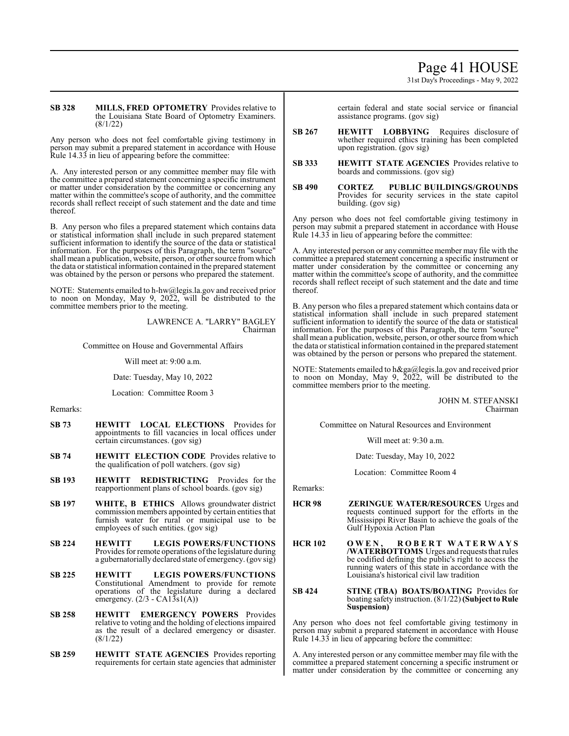**SB 328** **MILLS, FRED OPTOMETRY** Provides relative to the Louisiana State Board of Optometry Examiners. (8/1/22)

Any person who does not feel comfortable giving testimony in person may submit a prepared statement in accordance with House Rule 14.33 in lieu of appearing before the committee:

A. Any interested person or any committee member may file with the committee a prepared statement concerning a specific instrument or matter under consideration by the committee or concerning any matter within the committee's scope of authority, and the committee records shall reflect receipt of such statement and the date and time thereof.

B. Any person who files a prepared statement which contains data or statistical information shall include in such prepared statement sufficient information to identify the source of the data or statistical information. For the purposes of this Paragraph, the term "source" shall mean a publication, website, person, or other source from which the data or statistical information contained in the prepared statement was obtained by the person or persons who prepared the statement.

NOTE: Statements emailed to h-hw@legis.la.gov and received prior to noon on Monday, May 9, 2022, will be distributed to the committee members prior to the meeting.

LAWRENCE A. "LARRY" BAGLEY
Chairman

Committee on House and Governmental Affairs

Will meet at: 9:00 a.m.

Date: Tuesday, May 10, 2022

Location: Committee Room 3

Remarks:

**SB 73** **HEWITT LOCAL ELECTIONS** Provides for appointments to fill vacancies in local offices under certain circumstances. (gov sig)

**SB 74** **HEWITT ELECTION CODE** Provides relative to the qualification of poll watchers. (gov sig)

**SB 193** **HEWITT REDISTRICTING** Provides for the reapportionment plans of school boards. (gov sig)

**SB 197** **WHITE, B ETHICS** Allows groundwater district commission members appointed by certain entities that furnish water for rural or municipal use to be employees of such entities. (gov sig)

**SB 224** **HEWITT LEGIS POWERS/FUNCTIONS** Provides for remote operations of the legislature during a gubernatorially declared state of emergency. (gov sig)

**SB 225** **HEWITT LEGIS POWERS/FUNCTIONS** Constitutional Amendment to provide for remote operations of the legislature during a declared emergency. (2/3 - CA13s1(A))

**SB 258** **HEWITT EMERGENCY POWERS** Provides relative to voting and the holding of elections impaired as the result of a declared emergency or disaster. (8/1/22)

**SB 259** **HEWITT STATE AGENCIES** Provides reporting requirements for certain state agencies that administer certain federal and state social service or financial assistance programs. (gov sig)

**SB 267** **HEWITT LOBBYING** Requires disclosure of whether required ethics training has been completed upon registration. (gov sig)

**SB 333** **HEWITT STATE AGENCIES** Provides relative to boards and commissions. (gov sig)

**SB 490** **CORTEZ PUBLIC BUILDINGS/GROUNDS** Provides for security services in the state capitol building. (gov sig)

Any person who does not feel comfortable giving testimony in person may submit a prepared statement in accordance with House Rule 14.33 in lieu of appearing before the committee:

A. Any interested person or any committee member may file with the committee a prepared statement concerning a specific instrument or matter under consideration by the committee or concerning any matter within the committee's scope of authority, and the committee records shall reflect receipt of such statement and the date and time thereof.

B. Any person who files a prepared statement which contains data or statistical information shall include in such prepared statement sufficient information to identify the source of the data or statistical information. For the purposes of this Paragraph, the term "source" shall mean a publication, website, person, or other source from which the data or statistical information contained in the prepared statement was obtained by the person or persons who prepared the statement.

NOTE: Statements emailed to h&ga@legis.la.gov and received prior to noon on Monday, May 9, 2022, will be distributed to the committee members prior to the meeting.

JOHN M. STEFANSKI
Chairman

Committee on Natural Resources and Environment

Will meet at: 9:30 a.m.

Date: Tuesday, May 10, 2022

Location: Committee Room 4

Remarks:

**HCR 98** **ZERINGUE WATER/RESOURCES** Urges and requests continued support for the efforts in the Mississippi River Basin to achieve the goals of the Gulf Hypoxia Action Plan

**HCR 102** **OWEN, ROBERT WATERWAYS /WATERBOTTOMS** Urges and requests that rules be codified defining the public's right to access the running waters of this state in accordance with the Louisiana's historical civil law tradition

**SB 424** **STINE (TBA) BOATS/BOATING** Provides for boating safety instruction. (8/1/22) **(Subject to Rule Suspension)**

Any person who does not feel comfortable giving testimony in person may submit a prepared statement in accordance with House Rule 14.33 in lieu of appearing before the committee:

A. Any interested person or any committee member may file with the committee a prepared statement concerning a specific instrument or matter under consideration by the committee or concerning any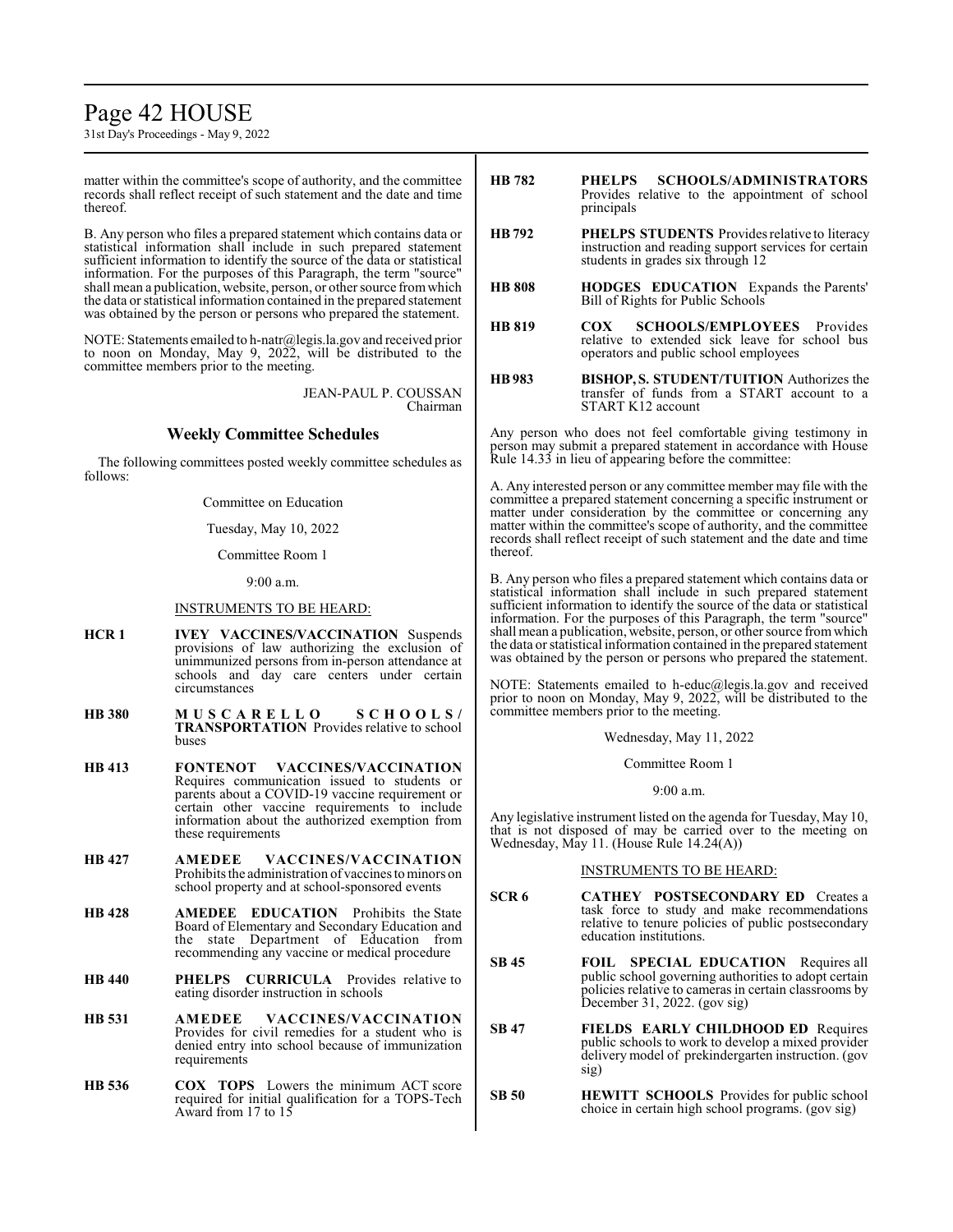matter within the committee's scope of authority, and the committee records shall reflect receipt of such statement and the date and time thereof.

B. Any person who files a prepared statement which contains data or statistical information shall include in such prepared statement sufficient information to identify the source of the data or statistical information. For the purposes of this Paragraph, the term "source" shall mean a publication, website, person, or other source from which the data or statistical information contained in the prepared statement was obtained by the person or persons who prepared the statement.

NOTE: Statements emailed to h-natr@legis.la.gov and received prior to noon on Monday, May 9, 2022, will be distributed to the committee members prior to the meeting.

JEAN-PAUL P. COUSSAN
Chairman

## Weekly Committee Schedules

The following committees posted weekly committee schedules as follows:

Committee on Education

Tuesday, May 10, 2022

Committee Room 1

9:00 a.m.

INSTRUMENTS TO BE HEARD:

**HCR 1** **IVEY VACCINES/VACCINATION** Suspends provisions of law authorizing the exclusion of unimmunized persons from in-person attendance at schools and day care centers under certain circumstances

**HB 380** **MUSCARELLO SCHOOLS/TRANSPORTATION** Provides relative to school buses

**HB 413** **FONTENOT VACCINES/VACCINATION** Requires communication issued to students or parents about a COVID-19 vaccine requirement or certain other vaccine requirements to include information about the authorized exemption from these requirements

**HB 427** **AMEDEE VACCINES/VACCINATION** Prohibits the administration of vaccines to minors on school property and at school-sponsored events

**HB 428** **AMEDEE EDUCATION** Prohibits the State Board of Elementary and Secondary Education and the state Department of Education from recommending any vaccine or medical procedure

**HB 440** **PHELPS CURRICULA** Provides relative to eating disorder instruction in schools

**HB 531** **AMEDEE VACCINES/VACCINATION** Provides for civil remedies for a student who is denied entry into school because of immunization requirements

**HB 536** **COX TOPS** Lowers the minimum ACT score required for initial qualification for a TOPS-Tech Award from 17 to 15

**HB 782** **PHELPS SCHOOLS/ADMINISTRATORS** Provides relative to the appointment of school principals

**HB 792** **PHELPS STUDENTS** Provides relative to literacy instruction and reading support services for certain students in grades six through 12

**HB 808** **HODGES EDUCATION** Expands the Parents' Bill of Rights for Public Schools

**HB 819** **COX SCHOOLS/EMPLOYEES** Provides relative to extended sick leave for school bus operators and public school employees

**HB 983** **BISHOP, S. STUDENT/TUITION** Authorizes the transfer of funds from a START account to a START K12 account

Any person who does not feel comfortable giving testimony in person may submit a prepared statement in accordance with House Rule 14.33 in lieu of appearing before the committee:

A. Any interested person or any committee member may file with the committee a prepared statement concerning a specific instrument or matter under consideration by the committee or concerning any matter within the committee's scope of authority, and the committee records shall reflect receipt of such statement and the date and time thereof.

B. Any person who files a prepared statement which contains data or statistical information shall include in such prepared statement sufficient information to identify the source of the data or statistical information. For the purposes of this Paragraph, the term "source" shall mean a publication, website, person, or other source from which the data or statistical information contained in the prepared statement was obtained by the person or persons who prepared the statement.

NOTE: Statements emailed to h-educ@legis.la.gov and received prior to noon on Monday, May 9, 2022, will be distributed to the committee members prior to the meeting.

Wednesday, May 11, 2022

Committee Room 1

9:00 a.m.

Any legislative instrument listed on the agenda for Tuesday, May 10, that is not disposed of may be carried over to the meeting on Wednesday, May 11. (House Rule 14.24(A))

INSTRUMENTS TO BE HEARD:

**SCR 6** **CATHEY POSTSECONDARY ED** Creates a task force to study and make recommendations relative to tenure policies of public postsecondary education institutions.

**SB 45** **FOIL SPECIAL EDUCATION** Requires all public school governing authorities to adopt certain policies relative to cameras in certain classrooms by December 31, 2022. (gov sig)

**SB 47** **FIELDS EARLY CHILDHOOD ED** Requires public schools to work to develop a mixed provider delivery model of prekindergarten instruction. (gov sig)

**SB 50** **HEWITT SCHOOLS** Provides for public school choice in certain high school programs. (gov sig)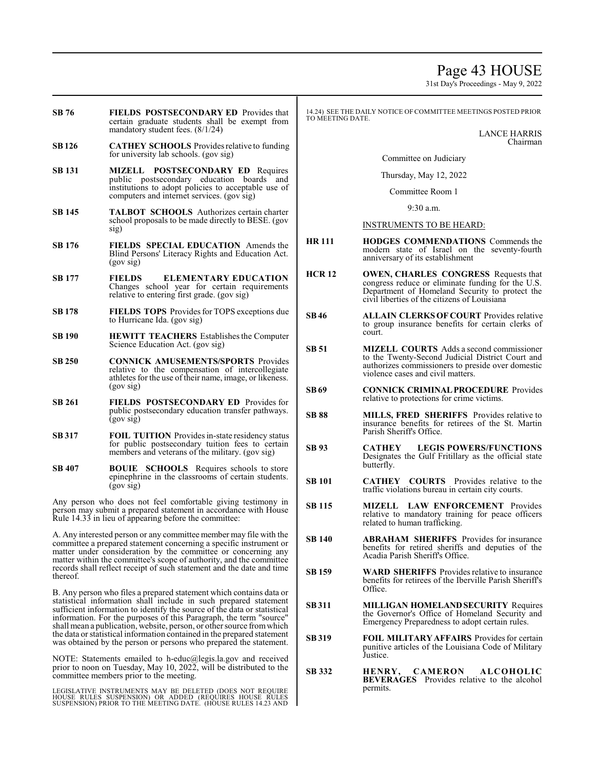**SB 76** **FIELDS POSTSECONDARY ED** Provides that certain graduate students shall be exempt from mandatory student fees. (8/1/24)

**SB 126** **CATHEY SCHOOLS** Provides relative to funding for university lab schools. (gov sig)

**SB 131** **MIZELL POSTSECONDARY ED** Requires public postsecondary education boards and institutions to adopt policies to acceptable use of computers and internet services. (gov sig)

**SB 145** **TALBOT SCHOOLS** Authorizes certain charter school proposals to be made directly to BESE. (gov sig)

**SB 176** **FIELDS SPECIAL EDUCATION** Amends the Blind Persons' Literacy Rights and Education Act. (gov sig)

**SB 177** **FIELDS ELEMENTARY EDUCATION** Changes school year for certain requirements relative to entering first grade. (gov sig)

**SB 178** **FIELDS TOPS** Provides for TOPS exceptions due to Hurricane Ida. (gov sig)

**SB 190** **HEWITT TEACHERS** Establishes the Computer Science Education Act. (gov sig)

**SB 250** **CONNICK AMUSEMENTS/SPORTS** Provides relative to the compensation of intercollegiate athletes for the use of their name, image, or likeness. (gov sig)

**SB 261** **FIELDS POSTSECONDARY ED** Provides for public postsecondary education transfer pathways. (gov sig)

**SB 317** **FOIL TUITION** Provides in-state residency status for public postsecondary tuition fees to certain members and veterans of the military. (gov sig)

**SB 407** **BOUIE SCHOOLS** Requires schools to store epinephrine in the classrooms of certain students. (gov sig)

Any person who does not feel comfortable giving testimony in person may submit a prepared statement in accordance with House Rule 14.33 in lieu of appearing before the committee:

A. Any interested person or any committee member may file with the committee a prepared statement concerning a specific instrument or matter under consideration by the committee or concerning any matter within the committee's scope of authority, and the committee records shall reflect receipt of such statement and the date and time thereof.

B. Any person who files a prepared statement which contains data or statistical information shall include in such prepared statement sufficient information to identify the source of the data or statistical information. For the purposes of this Paragraph, the term "source" shall mean a publication, website, person, or other source from which the data or statistical information contained in the prepared statement was obtained by the person or persons who prepared the statement.

NOTE: Statements emailed to h-educ@legis.la.gov and received prior to noon on Tuesday, May 10, 2022, will be distributed to the committee members prior to the meeting.

LEGISLATIVE INSTRUMENTS MAY BE DELETED (DOES NOT REQUIRE HOUSE RULES SUSPENSION) OR ADDED (REQUIRES HOUSE RULES SUSPENSION) PRIOR TO THE MEETING DATE. (HOUSE RULES 14.23 AND 14.24) SEE THE DAILY NOTICE OF COMMITTEE MEETINGS POSTED PRIOR TO MEETING DATE.

LANCE HARRIS
Chairman

Committee on Judiciary

Thursday, May 12, 2022

Committee Room 1

9:30 a.m.

INSTRUMENTS TO BE HEARD:

**HR 111** **HODGES COMMENDATIONS** Commends the modern state of Israel on the seventy-fourth anniversary of its establishment

**HCR 12** **OWEN, CHARLES CONGRESS** Requests that congress reduce or eliminate funding for the U.S. Department of Homeland Security to protect the civil liberties of the citizens of Louisiana

**SB 46** **ALLAIN CLERKS OF COURT** Provides relative to group insurance benefits for certain clerks of court.

**SB 51** **MIZELL COURTS** Adds a second commissioner to the Twenty-Second Judicial District Court and authorizes commissioners to preside over domestic violence cases and civil matters.

**SB 69** **CONNICK CRIMINAL PROCEDURE** Provides relative to protections for crime victims.

**SB 88** **MILLS, FRED SHERIFFS** Provides relative to insurance benefits for retirees of the St. Martin Parish Sheriff's Office.

**SB 93** **CATHEY LEGIS POWERS/FUNCTIONS** Designates the Gulf Fritillary as the official state butterfly.

**SB 101** **CATHEY COURTS** Provides relative to the traffic violations bureau in certain city courts.

**SB 115** **MIZELL LAW ENFORCEMENT** Provides relative to mandatory training for peace officers related to human trafficking.

**SB 140** **ABRAHAM SHERIFFS** Provides for insurance benefits for retired sheriffs and deputies of the Acadia Parish Sheriff's Office.

**SB 159** **WARD SHERIFFS** Provides relative to insurance benefits for retirees of the Iberville Parish Sheriff's Office.

**SB 311** **MILLIGAN HOMELAND SECURITY** Requires the Governor's Office of Homeland Security and Emergency Preparedness to adopt certain rules.

**SB 319** **FOIL MILITARY AFFAIRS** Provides for certain punitive articles of the Louisiana Code of Military Justice.

**SB 332** **HENRY, CAMERON ALCOHOLIC BEVERAGES** Provides relative to the alcohol permits.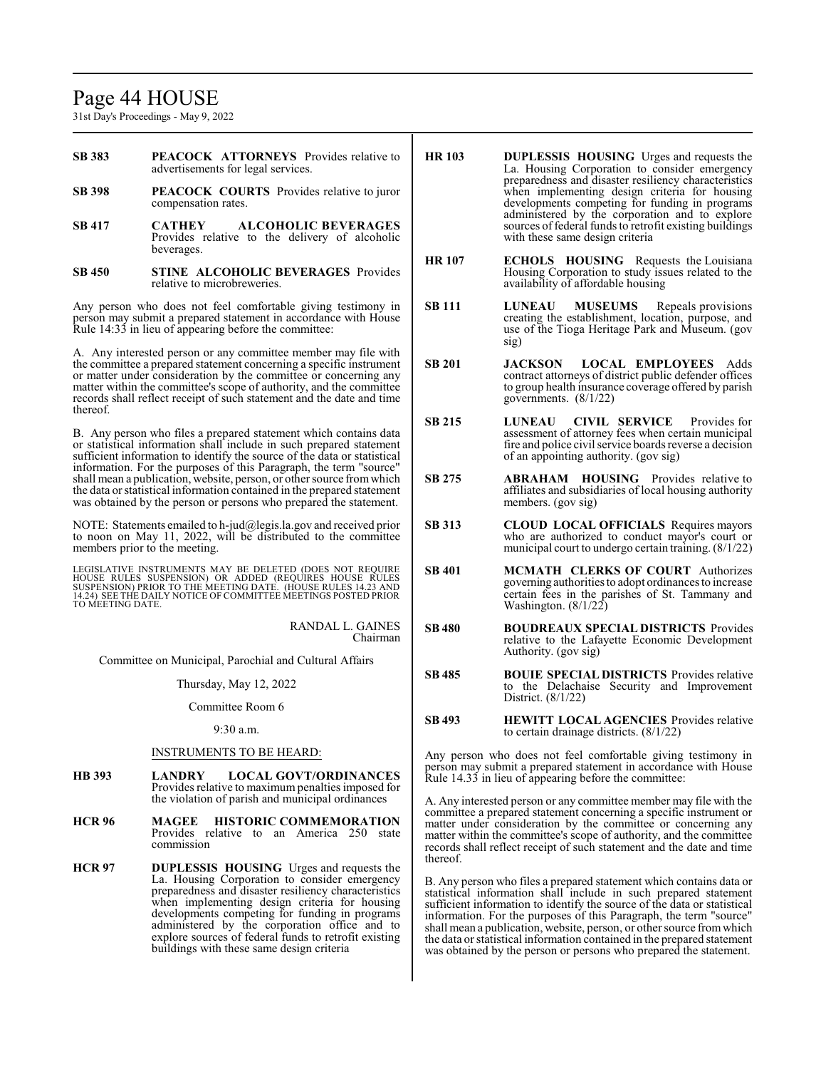**SB 383** **PEACOCK ATTORNEYS** Provides relative to advertisements for legal services.

**SB 398** **PEACOCK COURTS** Provides relative to juror compensation rates.

**SB 417** **CATHEY ALCOHOLIC BEVERAGES** Provides relative to the delivery of alcoholic beverages.

**SB 450** **STINE ALCOHOLIC BEVERAGES** Provides relative to microbreweries.

Any person who does not feel comfortable giving testimony in person may submit a prepared statement in accordance with House Rule 14:33 in lieu of appearing before the committee:

A. Any interested person or any committee member may file with the committee a prepared statement concerning a specific instrument or matter under consideration by the committee or concerning any matter within the committee's scope of authority, and the committee records shall reflect receipt of such statement and the date and time thereof.

B. Any person who files a prepared statement which contains data or statistical information shall include in such prepared statement sufficient information to identify the source of the data or statistical information. For the purposes of this Paragraph, the term "source" shall mean a publication, website, person, or other source from which the data or statistical information contained in the prepared statement was obtained by the person or persons who prepared the statement.

NOTE: Statements emailed to h-jud@legis.la.gov and received prior to noon on May 11, 2022, will be distributed to the committee members prior to the meeting.

LEGISLATIVE INSTRUMENTS MAY BE DELETED (DOES NOT REQUIRE HOUSE RULES SUSPENSION) OR ADDED (REQUIRES HOUSE RULES SUSPENSION) PRIOR TO THE MEETING DATE. (HOUSE RULES 14.23 AND 14.24) SEE THE DAILY NOTICE OF COMMITTEE MEETINGS POSTED PRIOR TO MEETING DATE.

RANDAL L. GAINES
Chairman

Committee on Municipal, Parochial and Cultural Affairs

Thursday, May 12, 2022

Committee Room 6

9:30 a.m.

INSTRUMENTS TO BE HEARD:

**HB 393** **LANDRY LOCAL GOVT/ORDINANCES** Provides relative to maximum penalties imposed for the violation of parish and municipal ordinances

**HCR 96** **MAGEE HISTORIC COMMEMORATION** Provides relative to an America 250 state commission

**HCR 97** **DUPLESSIS HOUSING** Urges and requests the La. Housing Corporation to consider emergency preparedness and disaster resiliency characteristics when implementing design criteria for housing developments competing for funding in programs administered by the corporation office and to explore sources of federal funds to retrofit existing buildings with these same design criteria

**HR 103** **DUPLESSIS HOUSING** Urges and requests the La. Housing Corporation to consider emergency preparedness and disaster resiliency characteristics when implementing design criteria for housing developments competing for funding in programs administered by the corporation and to explore sources of federal funds to retrofit existing buildings with these same design criteria

**HR 107** **ECHOLS HOUSING** Requests the Louisiana Housing Corporation to study issues related to the availability of affordable housing

**SB 111** **LUNEAU MUSEUMS** Repeals provisions creating the establishment, location, purpose, and use of the Tioga Heritage Park and Museum. (gov sig)

**SB 201** **JACKSON LOCAL EMPLOYEES** Adds contract attorneys of district public defender offices to group health insurance coverage offered by parish governments. (8/1/22)

**SB 215** **LUNEAU CIVIL SERVICE** Provides for assessment of attorney fees when certain municipal fire and police civil service boards reverse a decision of an appointing authority. (gov sig)

**SB 275** **ABRAHAM HOUSING** Provides relative to affiliates and subsidiaries of local housing authority members. (gov sig)

**SB 313** **CLOUD LOCAL OFFICIALS** Requires mayors who are authorized to conduct mayor's court or municipal court to undergo certain training. (8/1/22)

**SB 401** **MCMATH CLERKS OF COURT** Authorizes governing authorities to adopt ordinances to increase certain fees in the parishes of St. Tammany and Washington. (8/1/22)

**SB 480** **BOUDREAUX SPECIAL DISTRICTS** Provides relative to the Lafayette Economic Development Authority. (gov sig)

**SB 485** **BOUIE SPECIAL DISTRICTS** Provides relative to the Delachaise Security and Improvement District. (8/1/22)

**SB 493** **HEWITT LOCAL AGENCIES** Provides relative to certain drainage districts. (8/1/22)

Any person who does not feel comfortable giving testimony in person may submit a prepared statement in accordance with House Rule 14.33 in lieu of appearing before the committee:

A. Any interested person or any committee member may file with the committee a prepared statement concerning a specific instrument or matter under consideration by the committee or concerning any matter within the committee's scope of authority, and the committee records shall reflect receipt of such statement and the date and time thereof.

B. Any person who files a prepared statement which contains data or statistical information shall include in such prepared statement sufficient information to identify the source of the data or statistical information. For the purposes of this Paragraph, the term "source" shall mean a publication, website, person, or other source from which the data or statistical information contained in the prepared statement was obtained by the person or persons who prepared the statement.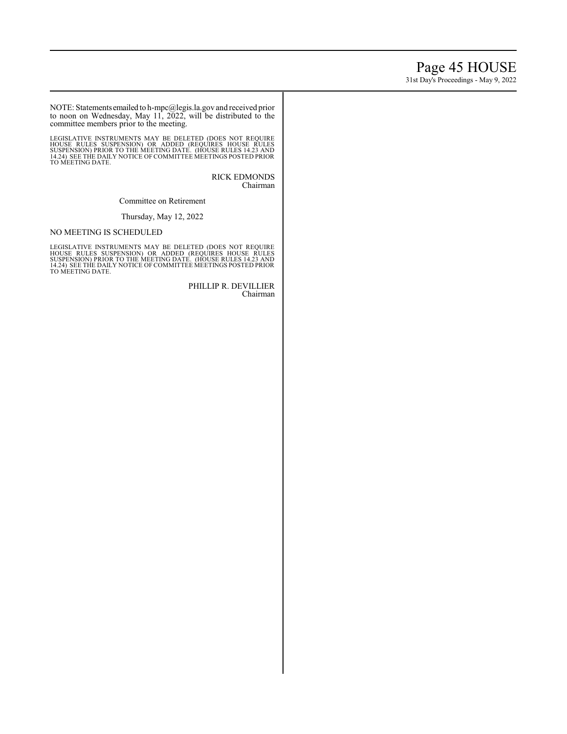NOTE: Statements emailed to h-mpc@legis.la.gov and received prior to noon on Wednesday, May 11, 2022, will be distributed to the committee members prior to the meeting.

LEGISLATIVE INSTRUMENTS MAY BE DELETED (DOES NOT REQUIRE HOUSE RULES SUSPENSION) OR ADDED (REQUIRES HOUSE RULES SUSPENSION) PRIOR TO THE MEETING DATE. (HOUSE RULES 14.23 AND 14.24) SEE THE DAILY NOTICE OF COMMITTEE MEETINGS POSTED PRIOR TO MEETING DATE.

RICK EDMONDS
Chairman

Committee on Retirement

Thursday, May 12, 2022

NO MEETING IS SCHEDULED

LEGISLATIVE INSTRUMENTS MAY BE DELETED (DOES NOT REQUIRE HOUSE RULES SUSPENSION) OR ADDED (REQUIRES HOUSE RULES SUSPENSION) PRIOR TO THE MEETING DATE. (HOUSE RULES 14.23 AND 14.24) SEE THE DAILY NOTICE OF COMMITTEE MEETINGS POSTED PRIOR TO MEETING DATE.

PHILLIP R. DEVILLIER
Chairman